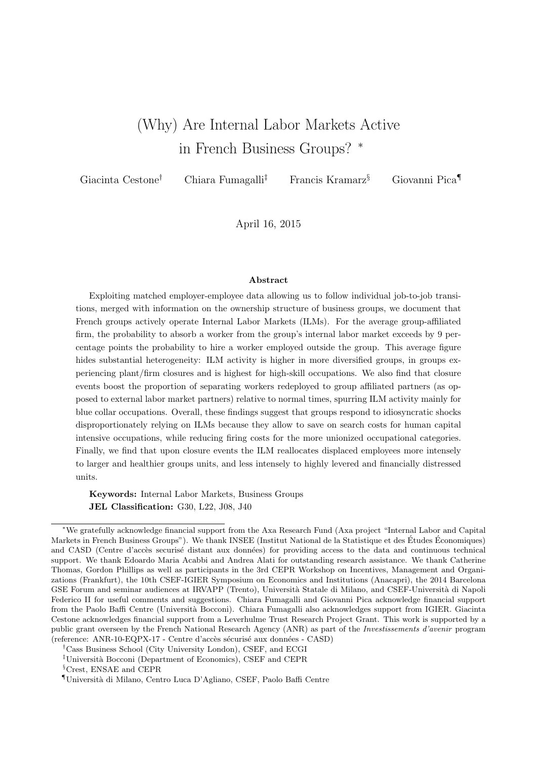# (Why) Are Internal Labor Markets Active in French Business Groups? [*]

Giacinta Cestone[†] Chiara Fumagalli[‡] Francis Kramarz[§] Giovanni Pica[¶]

April 16, 2015

### Abstract

Exploiting matched employer-employee data allowing us to follow individual job-to-job transitions, merged with information on the ownership structure of business groups, we document that French groups actively operate Internal Labor Markets (ILMs). For the average group-affiliated firm, the probability to absorb a worker from the group's internal labor market exceeds by 9 percentage points the probability to hire a worker employed outside the group. This average figure hides substantial heterogeneity: ILM activity is higher in more diversified groups, in groups experiencing plant/firm closures and is highest for high-skill occupations. We also find that closure events boost the proportion of separating workers redeployed to group affiliated partners (as opposed to external labor market partners) relative to normal times, spurring ILM activity mainly for blue collar occupations. Overall, these findings suggest that groups respond to idiosyncratic shocks disproportionately relying on ILMs because they allow to save on search costs for human capital intensive occupations, while reducing firing costs for the more unionized occupational categories. Finally, we find that upon closure events the ILM reallocates displaced employees more intensely to larger and healthier groups units, and less intensely to highly levered and financially distressed units.

**Keywords:** Internal Labor Markets, Business Groups
**JEL Classification:** G30, L22, J08, J40

---

[*] We gratefully acknowledge financial support from the Axa Research Fund (Axa project "Internal Labor and Capital Markets in French Business Groups"). We thank INSEE (Institut National de la Statistique et des Études Économiques) and CASD (Centre d'accès securisé distant aux données) for providing access to the data and continuous technical support. We thank Edoardo Maria Acabbi and Andrea Alati for outstanding research assistance. We thank Catherine Thomas, Gordon Phillips as well as participants in the 3rd CEPR Workshop on Incentives, Management and Organizations (Frankfurt), the 10th CSEF-IGIER Symposium on Economics and Institutions (Anacapri), the 2014 Barcelona GSE Forum and seminar audiences at IRVAPP (Trento), Università Statale di Milano, and CSEF-Università di Napoli Federico II for useful comments and suggestions. Chiara Fumagalli and Giovanni Pica acknowledge financial support from the Paolo Baffi Centre (Università Bocconi). Chiara Fumagalli also acknowledges support from IGIER. Giacinta Cestone acknowledges financial support from a Leverhulme Trust Research Project Grant. This work is supported by a public grant overseen by the French National Research Agency (ANR) as part of the *Investissements d'avenir* program (reference: ANR-10-EQPX-17 - Centre d'accès sécurisé aux données - CASD)

[†] Cass Business School (City University London), CSEF, and ECGI

[‡] Università Bocconi (Department of Economics), CSEF and CEPR

[§] Crest, ENSAE and CEPR

[¶] Università di Milano, Centro Luca D'Agliano, CSEF, Paolo Baffi Centre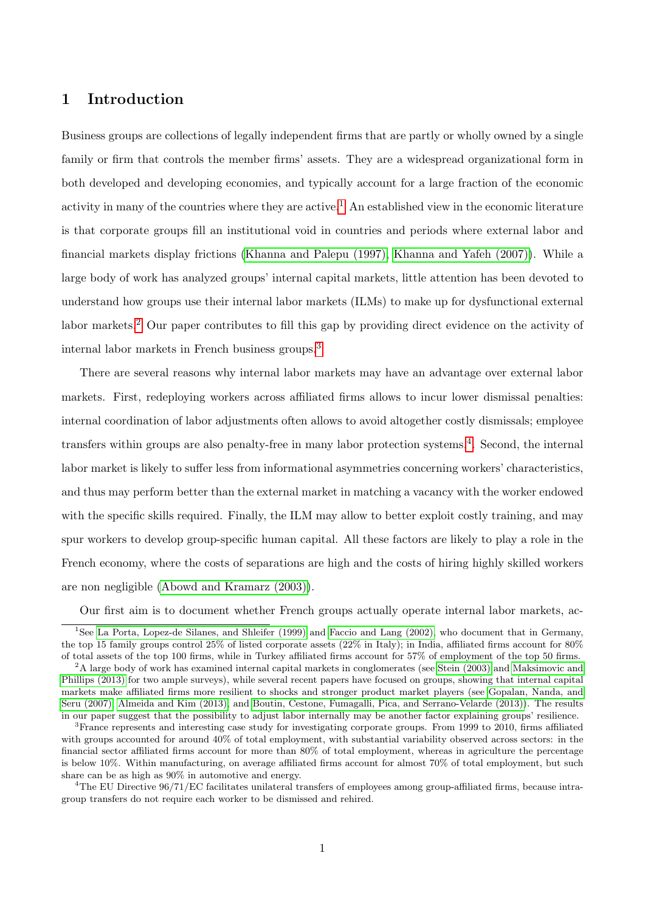# 1 Introduction

Business groups are collections of legally independent firms that are partly or wholly owned by a single family or firm that controls the member firms' assets. They are a widespread organizational form in both developed and developing economies, and typically account for a large fraction of the economic activity in many of the countries where they are active.[1] An established view in the economic literature is that corporate groups fill an institutional void in countries and periods where external labor and financial markets display frictions (Khanna and Palepu (1997), Khanna and Yafeh (2007)). While a large body of work has analyzed groups' internal capital markets, little attention has been devoted to understand how groups use their internal labor markets (ILMs) to make up for dysfunctional external labor markets.[2] Our paper contributes to fill this gap by providing direct evidence on the activity of internal labor markets in French business groups.[3]

There are several reasons why internal labor markets may have an advantage over external labor markets. First, redeploying workers across affiliated firms allows to incur lower dismissal penalties: internal coordination of labor adjustments often allows to avoid altogether costly dismissals; employee transfers within groups are also penalty-free in many labor protection systems.[4]. Second, the internal labor market is likely to suffer less from informational asymmetries concerning workers' characteristics, and thus may perform better than the external market in matching a vacancy with the worker endowed with the specific skills required. Finally, the ILM may allow to better exploit costly training, and may spur workers to develop group-specific human capital. All these factors are likely to play a role in the French economy, where the costs of separations are high and the costs of hiring highly skilled workers are non negligible (Abowd and Kramarz (2003)).

Our first aim is to document whether French groups actually operate internal labor markets, ac-

[1]See La Porta, Lopez-de Silanes, and Shleifer (1999) and Faccio and Lang (2002), who document that in Germany, the top 15 family groups control 25% of listed corporate assets (22% in Italy); in India, affiliated firms account for 80% of total assets of the top 100 firms, while in Turkey affiliated firms account for 57% of employment of the top 50 firms.

[2]A large body of work has examined internal capital markets in conglomerates (see Stein (2003) and Maksimovic and Phillips (2013) for two ample surveys), while several recent papers have focused on groups, showing that internal capital markets make affiliated firms more resilient to shocks and stronger product market players (see Gopalan, Nanda, and Seru (2007), Almeida and Kim (2013), and Boutin, Cestone, Fumagalli, Pica, and Serrano-Velarde (2013)). The results in our paper suggest that the possibility to adjust labor internally may be another factor explaining groups' resilience.

[3]France represents and interesting case study for investigating corporate groups. From 1999 to 2010, firms affiliated with groups accounted for around 40% of total employment, with substantial variability observed across sectors: in the financial sector affiliated firms account for more than 80% of total employment, whereas in agriculture the percentage is below 10%. Within manufacturing, on average affiliated firms account for almost 70% of total employment, but such share can be as high as 90% in automotive and energy.

[4]The EU Directive 96/71/EC facilitates unilateral transfers of employees among group-affiliated firms, because intra-group transfers do not require each worker to be dismissed and rehired.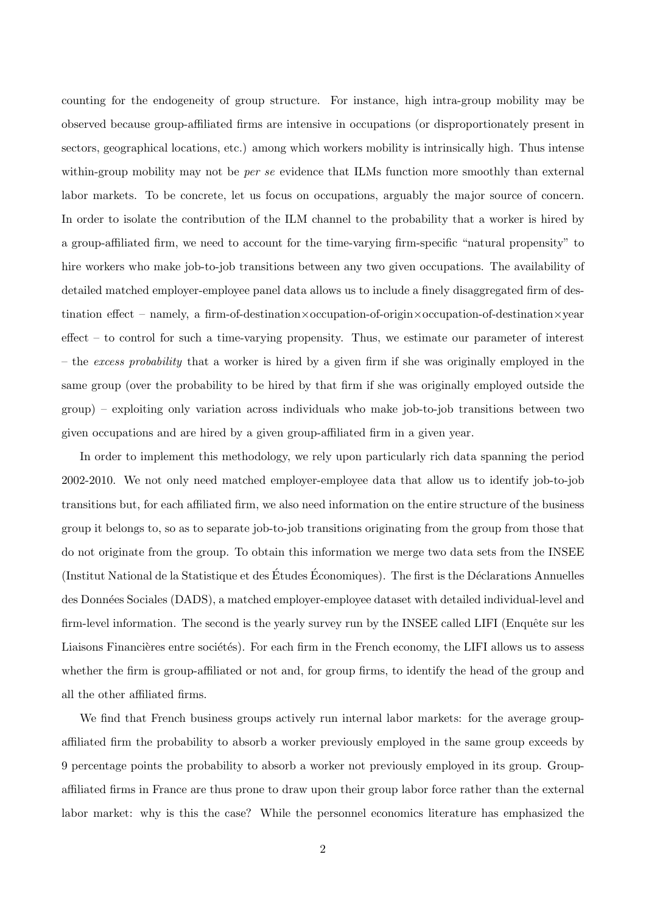counting for the endogeneity of group structure. For instance, high intra-group mobility may be observed because group-affiliated firms are intensive in occupations (or disproportionately present in sectors, geographical locations, etc.) among which workers mobility is intrinsically high. Thus intense within-group mobility may not be *per se* evidence that ILMs function more smoothly than external labor markets. To be concrete, let us focus on occupations, arguably the major source of concern. In order to isolate the contribution of the ILM channel to the probability that a worker is hired by a group-affiliated firm, we need to account for the time-varying firm-specific "natural propensity" to hire workers who make job-to-job transitions between any two given occupations. The availability of detailed matched employer-employee panel data allows us to include a finely disaggregated firm of destination effect – namely, a firm-of-destination×occupation-of-origin×occupation-of-destination×year effect – to control for such a time-varying propensity. Thus, we estimate our parameter of interest – the *excess probability* that a worker is hired by a given firm if she was originally employed in the same group (over the probability to be hired by that firm if she was originally employed outside the group) – exploiting only variation across individuals who make job-to-job transitions between two given occupations and are hired by a given group-affiliated firm in a given year.

In order to implement this methodology, we rely upon particularly rich data spanning the period 2002-2010. We not only need matched employer-employee data that allow us to identify job-to-job transitions but, for each affiliated firm, we also need information on the entire structure of the business group it belongs to, so as to separate job-to-job transitions originating from the group from those that do not originate from the group. To obtain this information we merge two data sets from the INSEE (Institut National de la Statistique et des Études Économiques). The first is the Déclarations Annuelles des Données Sociales (DADS), a matched employer-employee dataset with detailed individual-level and firm-level information. The second is the yearly survey run by the INSEE called LIFI (Enquête sur les Liaisons Financières entre sociétés). For each firm in the French economy, the LIFI allows us to assess whether the firm is group-affiliated or not and, for group firms, to identify the head of the group and all the other affiliated firms.

We find that French business groups actively run internal labor markets: for the average group-affiliated firm the probability to absorb a worker previously employed in the same group exceeds by 9 percentage points the probability to absorb a worker not previously employed in its group. Group-affiliated firms in France are thus prone to draw upon their group labor force rather than the external labor market: why is this the case? While the personnel economics literature has emphasized the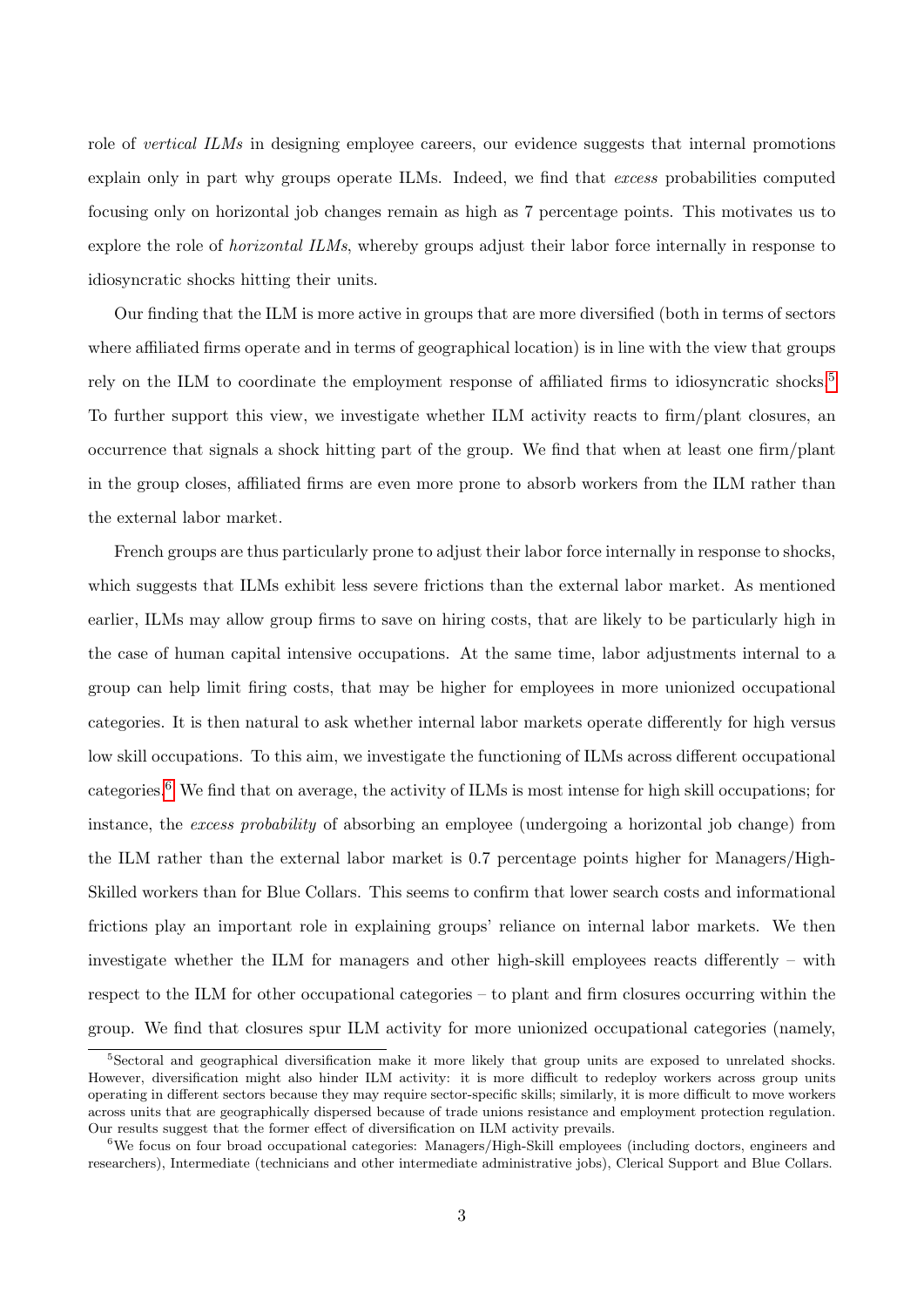role of *vertical ILMs* in designing employee careers, our evidence suggests that internal promotions explain only in part why groups operate ILMs. Indeed, we find that *excess* probabilities computed focusing only on horizontal job changes remain as high as 7 percentage points. This motivates us to explore the role of *horizontal ILMs*, whereby groups adjust their labor force internally in response to idiosyncratic shocks hitting their units.

Our finding that the ILM is more active in groups that are more diversified (both in terms of sectors where affiliated firms operate and in terms of geographical location) is in line with the view that groups rely on the ILM to coordinate the employment response of affiliated firms to idiosyncratic shocks.[5] To further support this view, we investigate whether ILM activity reacts to firm/plant closures, an occurrence that signals a shock hitting part of the group. We find that when at least one firm/plant in the group closes, affiliated firms are even more prone to absorb workers from the ILM rather than the external labor market.

French groups are thus particularly prone to adjust their labor force internally in response to shocks, which suggests that ILMs exhibit less severe frictions than the external labor market. As mentioned earlier, ILMs may allow group firms to save on hiring costs, that are likely to be particularly high in the case of human capital intensive occupations. At the same time, labor adjustments internal to a group can help limit firing costs, that may be higher for employees in more unionized occupational categories. It is then natural to ask whether internal labor markets operate differently for high versus low skill occupations. To this aim, we investigate the functioning of ILMs across different occupational categories.[6] We find that on average, the activity of ILMs is most intense for high skill occupations; for instance, the *excess probability* of absorbing an employee (undergoing a horizontal job change) from the ILM rather than the external labor market is 0.7 percentage points higher for Managers/High-Skilled workers than for Blue Collars. This seems to confirm that lower search costs and informational frictions play an important role in explaining groups' reliance on internal labor markets. We then investigate whether the ILM for managers and other high-skill employees reacts differently – with respect to the ILM for other occupational categories – to plant and firm closures occurring within the group. We find that closures spur ILM activity for more unionized occupational categories (namely,

[5] Sectoral and geographical diversification make it more likely that group units are exposed to unrelated shocks. However, diversification might also hinder ILM activity: it is more difficult to redeploy workers across group units operating in different sectors because they may require sector-specific skills; similarly, it is more difficult to move workers across units that are geographically dispersed because of trade unions resistance and employment protection regulation. Our results suggest that the former effect of diversification on ILM activity prevails.

[6] We focus on four broad occupational categories: Managers/High-Skill employees (including doctors, engineers and researchers), Intermediate (technicians and other intermediate administrative jobs), Clerical Support and Blue Collars.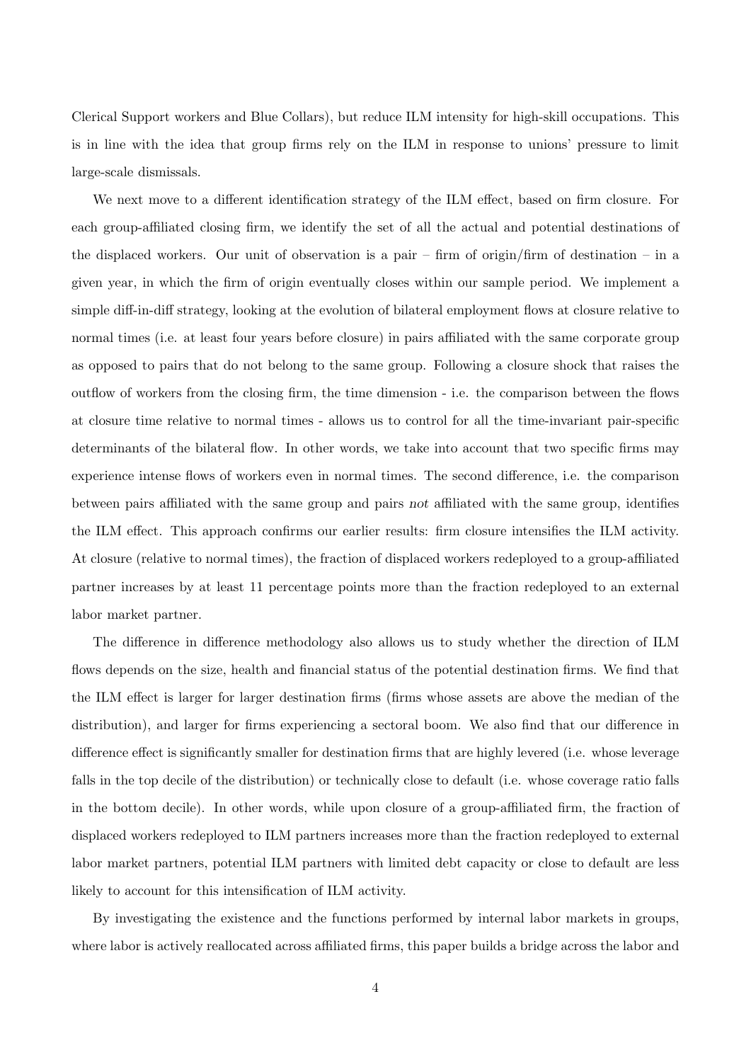Clerical Support workers and Blue Collars), but reduce ILM intensity for high-skill occupations. This is in line with the idea that group firms rely on the ILM in response to unions' pressure to limit large-scale dismissals.

We next move to a different identification strategy of the ILM effect, based on firm closure. For each group-affiliated closing firm, we identify the set of all the actual and potential destinations of the displaced workers. Our unit of observation is a pair – firm of origin/firm of destination – in a given year, in which the firm of origin eventually closes within our sample period. We implement a simple diff-in-diff strategy, looking at the evolution of bilateral employment flows at closure relative to normal times (i.e. at least four years before closure) in pairs affiliated with the same corporate group as opposed to pairs that do not belong to the same group. Following a closure shock that raises the outflow of workers from the closing firm, the time dimension - i.e. the comparison between the flows at closure time relative to normal times - allows us to control for all the time-invariant pair-specific determinants of the bilateral flow. In other words, we take into account that two specific firms may experience intense flows of workers even in normal times. The second difference, i.e. the comparison between pairs affiliated with the same group and pairs *not* affiliated with the same group, identifies the ILM effect. This approach confirms our earlier results: firm closure intensifies the ILM activity. At closure (relative to normal times), the fraction of displaced workers redeployed to a group-affiliated partner increases by at least 11 percentage points more than the fraction redeployed to an external labor market partner.

The difference in difference methodology also allows us to study whether the direction of ILM flows depends on the size, health and financial status of the potential destination firms. We find that the ILM effect is larger for larger destination firms (firms whose assets are above the median of the distribution), and larger for firms experiencing a sectoral boom. We also find that our difference in difference effect is significantly smaller for destination firms that are highly levered (i.e. whose leverage falls in the top decile of the distribution) or technically close to default (i.e. whose coverage ratio falls in the bottom decile). In other words, while upon closure of a group-affiliated firm, the fraction of displaced workers redeployed to ILM partners increases more than the fraction redeployed to external labor market partners, potential ILM partners with limited debt capacity or close to default are less likely to account for this intensification of ILM activity.

By investigating the existence and the functions performed by internal labor markets in groups, where labor is actively reallocated across affiliated firms, this paper builds a bridge across the labor and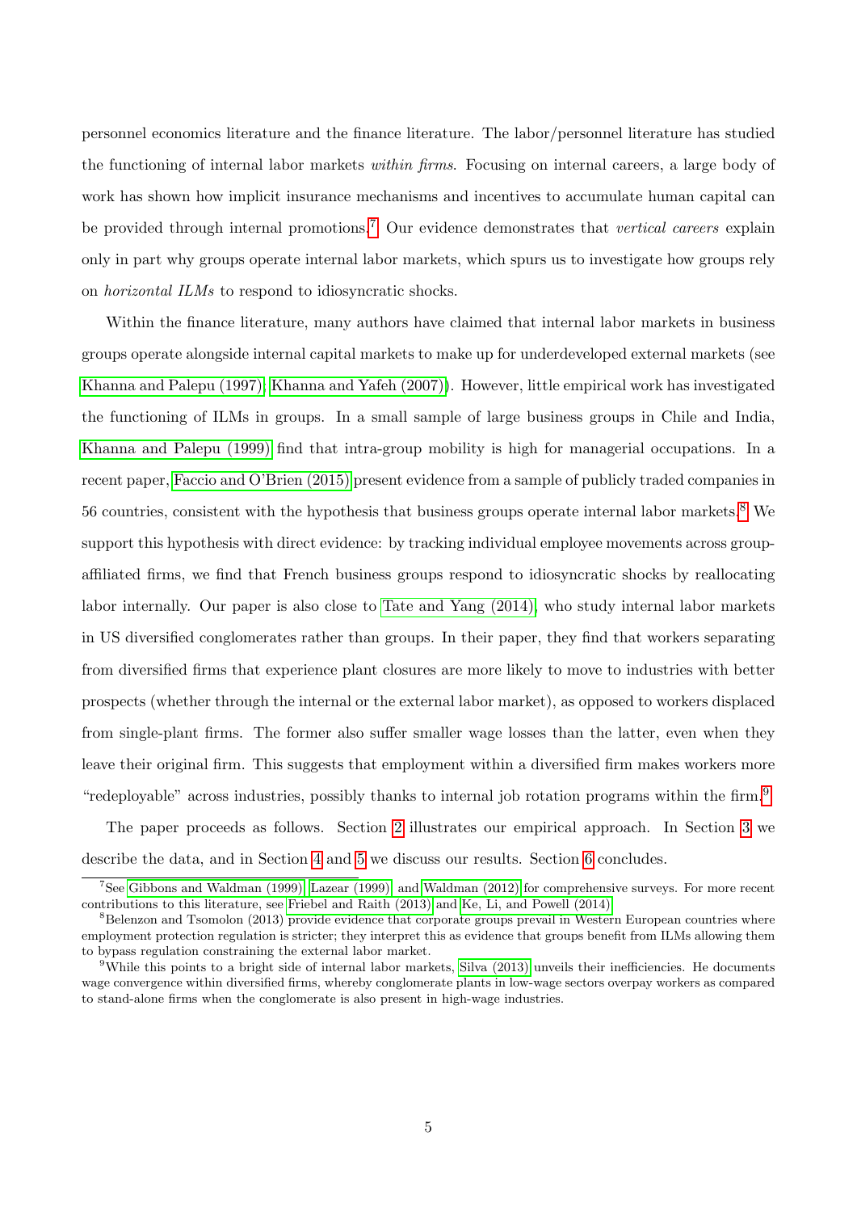personnel economics literature and the finance literature. The labor/personnel literature has studied the functioning of internal labor markets *within firms*. Focusing on internal careers, a large body of work has shown how implicit insurance mechanisms and incentives to accumulate human capital can be provided through internal promotions.[7] Our evidence demonstrates that *vertical careers* explain only in part why groups operate internal labor markets, which spurs us to investigate how groups rely on *horizontal ILMs* to respond to idiosyncratic shocks.

Within the finance literature, many authors have claimed that internal labor markets in business groups operate alongside internal capital markets to make up for underdeveloped external markets (see Khanna and Palepu (1997); Khanna and Yafeh (2007)). However, little empirical work has investigated the functioning of ILMs in groups. In a small sample of large business groups in Chile and India, Khanna and Palepu (1999) find that intra-group mobility is high for managerial occupations. In a recent paper, Faccio and O'Brien (2015) present evidence from a sample of publicly traded companies in 56 countries, consistent with the hypothesis that business groups operate internal labor markets.[8] We support this hypothesis with direct evidence: by tracking individual employee movements across group-affiliated firms, we find that French business groups respond to idiosyncratic shocks by reallocating labor internally. Our paper is also close to Tate and Yang (2014), who study internal labor markets in US diversified conglomerates rather than groups. In their paper, they find that workers separating from diversified firms that experience plant closures are more likely to move to industries with better prospects (whether through the internal or the external labor market), as opposed to workers displaced from single-plant firms. The former also suffer smaller wage losses than the latter, even when they leave their original firm. This suggests that employment within a diversified firm makes workers more "redeployable" across industries, possibly thanks to internal job rotation programs within the firm.[9]

The paper proceeds as follows. Section 2 illustrates our empirical approach. In Section 3 we describe the data, and in Section 4 and 5 we discuss our results. Section 6 concludes.

---

[7] See Gibbons and Waldman (1999), Lazear (1999), and Waldman (2012) for comprehensive surveys. For more recent contributions to this literature, see Friebel and Raith (2013) and Ke, Li, and Powell (2014).

[8] Belenzon and Tsomolon (2013) provide evidence that corporate groups prevail in Western European countries where employment protection regulation is stricter; they interpret this as evidence that groups benefit from ILMs allowing them to bypass regulation constraining the external labor market.

[9] While this points to a bright side of internal labor markets, Silva (2013) unveils their inefficiencies. He documents wage convergence within diversified firms, whereby conglomerate plants in low-wage sectors overpay workers as compared to stand-alone firms when the conglomerate is also present in high-wage industries.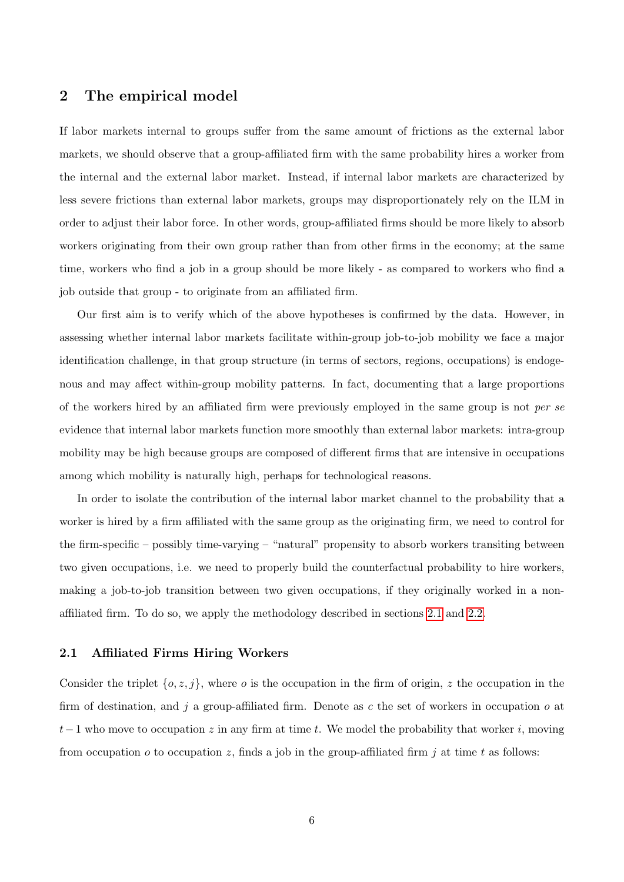## 2 The empirical model

If labor markets internal to groups suffer from the same amount of frictions as the external labor markets, we should observe that a group-affiliated firm with the same probability hires a worker from the internal and the external labor market. Instead, if internal labor markets are characterized by less severe frictions than external labor markets, groups may disproportionately rely on the ILM in order to adjust their labor force. In other words, group-affiliated firms should be more likely to absorb workers originating from their own group rather than from other firms in the economy; at the same time, workers who find a job in a group should be more likely - as compared to workers who find a job outside that group - to originate from an affiliated firm.

Our first aim is to verify which of the above hypotheses is confirmed by the data. However, in assessing whether internal labor markets facilitate within-group job-to-job mobility we face a major identification challenge, in that group structure (in terms of sectors, regions, occupations) is endogenous and may affect within-group mobility patterns. In fact, documenting that a large proportions of the workers hired by an affiliated firm were previously employed in the same group is not *per se* evidence that internal labor markets function more smoothly than external labor markets: intra-group mobility may be high because groups are composed of different firms that are intensive in occupations among which mobility is naturally high, perhaps for technological reasons.

In order to isolate the contribution of the internal labor market channel to the probability that a worker is hired by a firm affiliated with the same group as the originating firm, we need to control for the firm-specific – possibly time-varying – "natural" propensity to absorb workers transiting between two given occupations, i.e. we need to properly build the counterfactual probability to hire workers, making a job-to-job transition between two given occupations, if they originally worked in a non-affiliated firm. To do so, we apply the methodology described in sections 2.1 and 2.2.

### 2.1 Affiliated Firms Hiring Workers

Consider the triplet $\{o, z, j\}$, where $o$ is the occupation in the firm of origin, $z$ the occupation in the firm of destination, and $j$ a group-affiliated firm. Denote as $c$ the set of workers in occupation $o$ at $t-1$ who move to occupation $z$ in any firm at time $t$. We model the probability that worker $i$, moving from occupation $o$ to occupation $z$, finds a job in the group-affiliated firm $j$ at time $t$ as follows: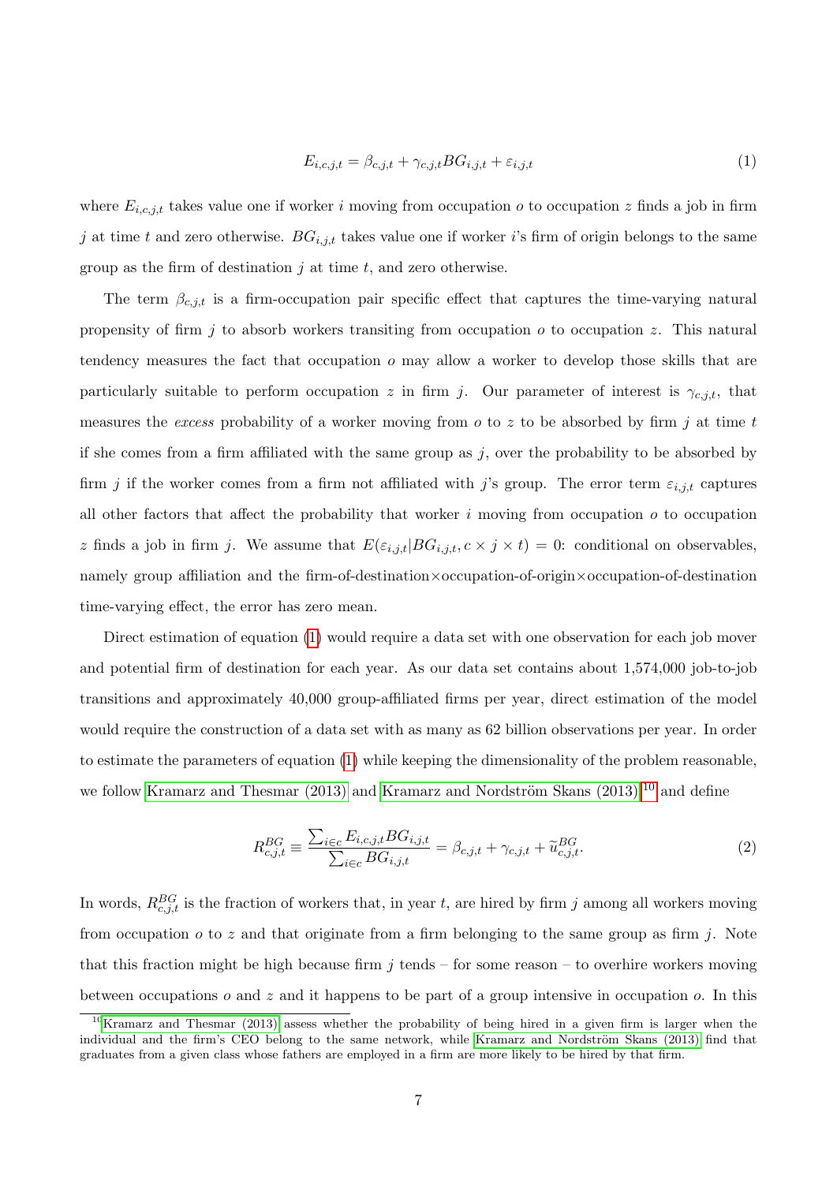$$E_{i,c,j,t} = \beta_{c,j,t} + \gamma_{c,j,t} BG_{i,j,t} + \varepsilon_{i,j,t} \tag{1}$$

where $E_{i,c,j,t}$ takes value one if worker $i$ moving from occupation $o$ to occupation $z$ finds a job in firm $j$ at time $t$ and zero otherwise. $BG_{i,j,t}$ takes value one if worker $i$'s firm of origin belongs to the same group as the firm of destination $j$ at time $t$, and zero otherwise.

The term $\beta_{c,j,t}$ is a firm-occupation pair specific effect that captures the time-varying natural propensity of firm $j$ to absorb workers transiting from occupation $o$ to occupation $z$. This natural tendency measures the fact that occupation $o$ may allow a worker to develop those skills that are particularly suitable to perform occupation $z$ in firm $j$. Our parameter of interest is $\gamma_{c,j,t}$, that measures the *excess* probability of a worker moving from $o$ to $z$ to be absorbed by firm $j$ at time $t$ if she comes from a firm affiliated with the same group as $j$, over the probability to be absorbed by firm $j$ if the worker comes from a firm not affiliated with $j$'s group. The error term $\varepsilon_{i,j,t}$ captures all other factors that affect the probability that worker $i$ moving from occupation $o$ to occupation $z$ finds a job in firm $j$. We assume that $E(\varepsilon_{i,j,t}|BG_{i,j,t}, c \times j \times t) = 0$: conditional on observables, namely group affiliation and the firm-of-destination×occupation-of-origin×occupation-of-destination time-varying effect, the error has zero mean.

Direct estimation of equation (1) would require a data set with one observation for each job mover and potential firm of destination for each year. As our data set contains about 1,574,000 job-to-job transitions and approximately 40,000 group-affiliated firms per year, direct estimation of the model would require the construction of a data set with as many as 62 billion observations per year. In order to estimate the parameters of equation (1) while keeping the dimensionality of the problem reasonable, we follow Kramarz and Thesmar (2013) and Kramarz and Nordström Skans (2013),[10] and define

$$R^{BG}_{c,j,t} \equiv \frac{\sum_{i \in c} E_{i,c,j,t} BG_{i,j,t}}{\sum_{i \in c} BG_{i,j,t}} = \beta_{c,j,t} + \gamma_{c,j,t} + \widetilde{u}^{BG}_{c,j,t}. \tag{2}$$

In words, $R^{BG}_{c,j,t}$ is the fraction of workers that, in year $t$, are hired by firm $j$ among all workers moving from occupation $o$ to $z$ and that originate from a firm belonging to the same group as firm $j$. Note that this fraction might be high because firm $j$ tends – for some reason – to overhire workers moving between occupations $o$ and $z$ and it happens to be part of a group intensive in occupation $o$. In this

[10] Kramarz and Thesmar (2013) assess whether the probability of being hired in a given firm is larger when the individual and the firm's CEO belong to the same network, while Kramarz and Nordström Skans (2013) find that graduates from a given class whose fathers are employed in a firm are more likely to be hired by that firm.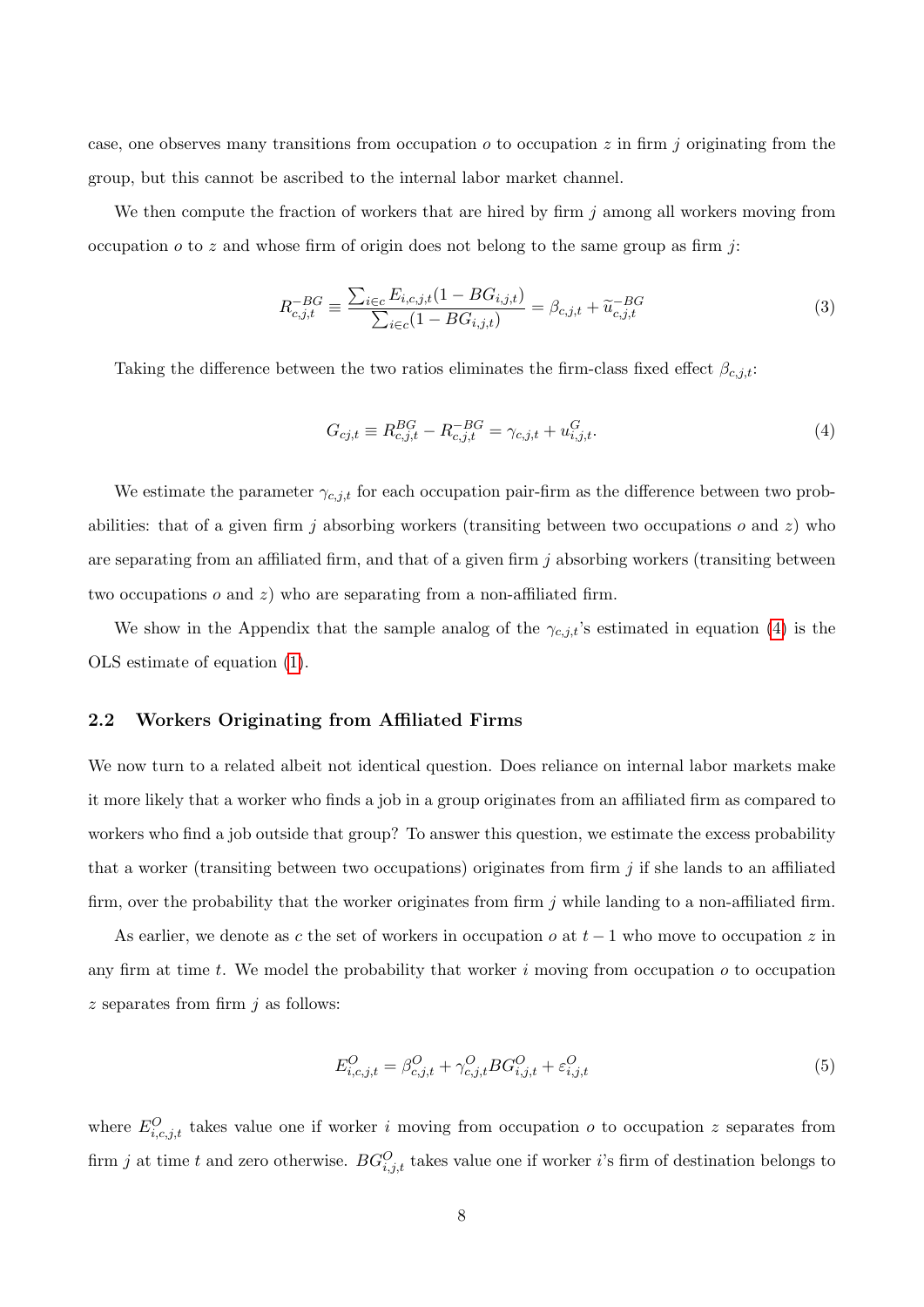case, one observes many transitions from occupation $o$ to occupation $z$ in firm $j$ originating from the group, but this cannot be ascribed to the internal labor market channel.

We then compute the fraction of workers that are hired by firm $j$ among all workers moving from occupation $o$ to $z$ and whose firm of origin does not belong to the same group as firm $j$:

$$R_{c,j,t}^{-BG} \equiv \frac{\sum_{i \in c} E_{i,c,j,t}(1 - BG_{i,j,t})}{\sum_{i \in c}(1 - BG_{i,j,t})} = \beta_{c,j,t} + \widetilde{u}_{c,j,t}^{-BG} \tag{3}$$

Taking the difference between the two ratios eliminates the firm-class fixed effect $\beta_{c,j,t}$:

$$G_{cj,t} \equiv R_{c,j,t}^{BG} - R_{c,j,t}^{-BG} = \gamma_{c,j,t} + u_{i,j,t}^{G}. \tag{4}$$

We estimate the parameter $\gamma_{c,j,t}$ for each occupation pair-firm as the difference between two probabilities: that of a given firm $j$ absorbing workers (transiting between two occupations $o$ and $z$) who are separating from an affiliated firm, and that of a given firm $j$ absorbing workers (transiting between two occupations $o$ and $z$) who are separating from a non-affiliated firm.

We show in the Appendix that the sample analog of the $\gamma_{c,j,t}$'s estimated in equation (4) is the OLS estimate of equation (1).

### 2.2 Workers Originating from Affiliated Firms

We now turn to a related albeit not identical question. Does reliance on internal labor markets make it more likely that a worker who finds a job in a group originates from an affiliated firm as compared to workers who find a job outside that group? To answer this question, we estimate the excess probability that a worker (transiting between two occupations) originates from firm $j$ if she lands to an affiliated firm, over the probability that the worker originates from firm $j$ while landing to a non-affiliated firm.

As earlier, we denote as $c$ the set of workers in occupation $o$ at $t-1$ who move to occupation $z$ in any firm at time $t$. We model the probability that worker $i$ moving from occupation $o$ to occupation $z$ separates from firm $j$ as follows:

$$E_{i,c,j,t}^{O} = \beta_{c,j,t}^{O} + \gamma_{c,j,t}^{O} BG_{i,j,t}^{O} + \varepsilon_{i,j,t}^{O} \tag{5}$$

where $E_{i,c,j,t}^{O}$ takes value one if worker $i$ moving from occupation $o$ to occupation $z$ separates from firm $j$ at time $t$ and zero otherwise. $BG_{i,j,t}^{O}$ takes value one if worker $i$'s firm of destination belongs to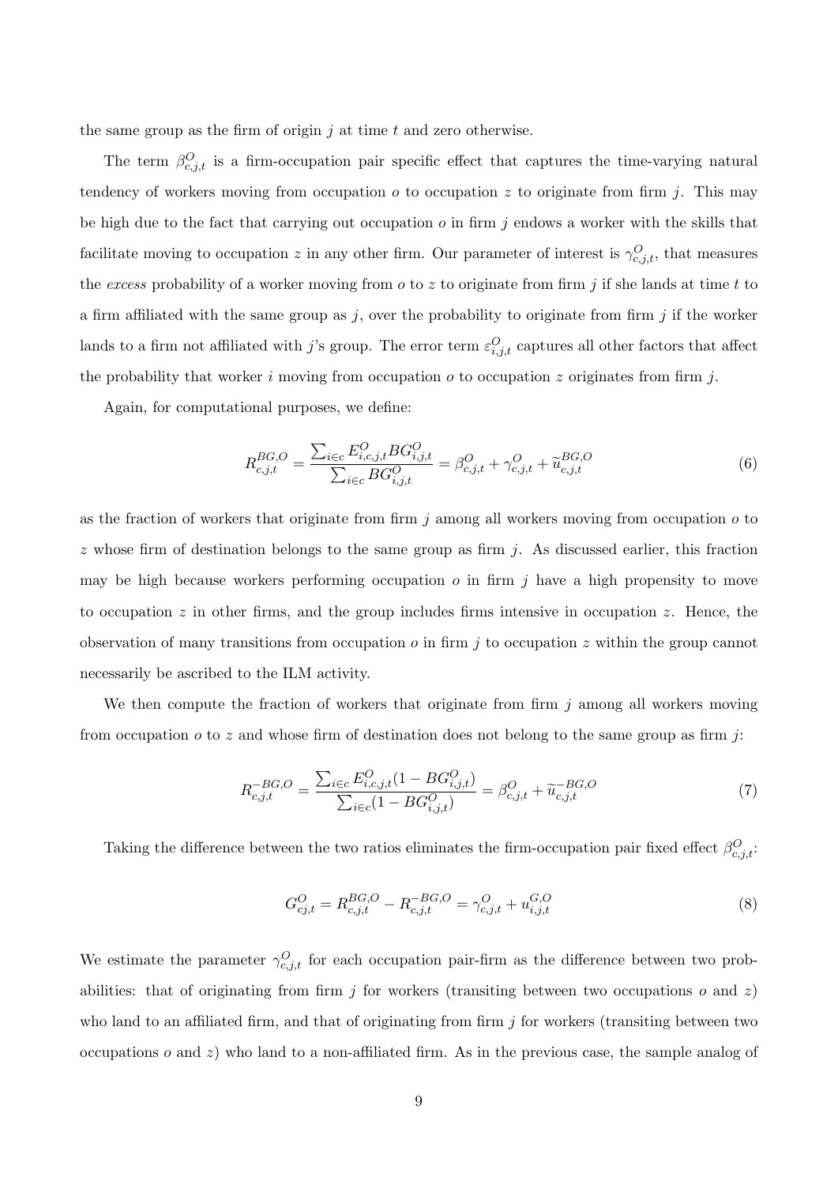the same group as the firm of origin $j$ at time $t$ and zero otherwise.

The term $\beta^O_{c,j,t}$ is a firm-occupation pair specific effect that captures the time-varying natural tendency of workers moving from occupation $o$ to occupation $z$ to originate from firm $j$. This may be high due to the fact that carrying out occupation $o$ in firm $j$ endows a worker with the skills that facilitate moving to occupation $z$ in any other firm. Our parameter of interest is $\gamma^O_{c,j,t}$, that measures the *excess* probability of a worker moving from $o$ to $z$ to originate from firm $j$ if she lands at time $t$ to a firm affiliated with the same group as $j$, over the probability to originate from firm $j$ if the worker lands to a firm not affiliated with $j$'s group. The error term $\varepsilon^O_{i,j,t}$ captures all other factors that affect the probability that worker $i$ moving from occupation $o$ to occupation $z$ originates from firm $j$.

Again, for computational purposes, we define:

$$R^{BG,O}_{c,j,t} = \frac{\sum_{i \in c} E^O_{i,c,j,t} BG^O_{i,j,t}}{\sum_{i \in c} BG^O_{i,j,t}} = \beta^O_{c,j,t} + \gamma^O_{c,j,t} + \widetilde{u}^{BG,O}_{c,j,t} \tag{6}$$

as the fraction of workers that originate from firm $j$ among all workers moving from occupation $o$ to $z$ whose firm of destination belongs to the same group as firm $j$. As discussed earlier, this fraction may be high because workers performing occupation $o$ in firm $j$ have a high propensity to move to occupation $z$ in other firms, and the group includes firms intensive in occupation $z$. Hence, the observation of many transitions from occupation $o$ in firm $j$ to occupation $z$ within the group cannot necessarily be ascribed to the ILM activity.

We then compute the fraction of workers that originate from firm $j$ among all workers moving from occupation $o$ to $z$ and whose firm of destination does not belong to the same group as firm $j$:

$$R^{-BG,O}_{c,j,t} = \frac{\sum_{i \in c} E^O_{i,c,j,t}(1 - BG^O_{i,j,t})}{\sum_{i \in c}(1 - BG^O_{i,j,t})} = \beta^O_{c,j,t} + \widetilde{u}^{-BG,O}_{c,j,t} \tag{7}$$

Taking the difference between the two ratios eliminates the firm-occupation pair fixed effect $\beta^O_{c,j,t}$:

$$G^O_{cj,t} = R^{BG,O}_{c,j,t} - R^{-BG,O}_{c,j,t} = \gamma^O_{c,j,t} + u^{G,O}_{i,j,t} \tag{8}$$

We estimate the parameter $\gamma^O_{c,j,t}$ for each occupation pair-firm as the difference between two probabilities: that of originating from firm $j$ for workers (transiting between two occupations $o$ and $z$) who land to an affiliated firm, and that of originating from firm $j$ for workers (transiting between two occupations $o$ and $z$) who land to a non-affiliated firm. As in the previous case, the sample analog of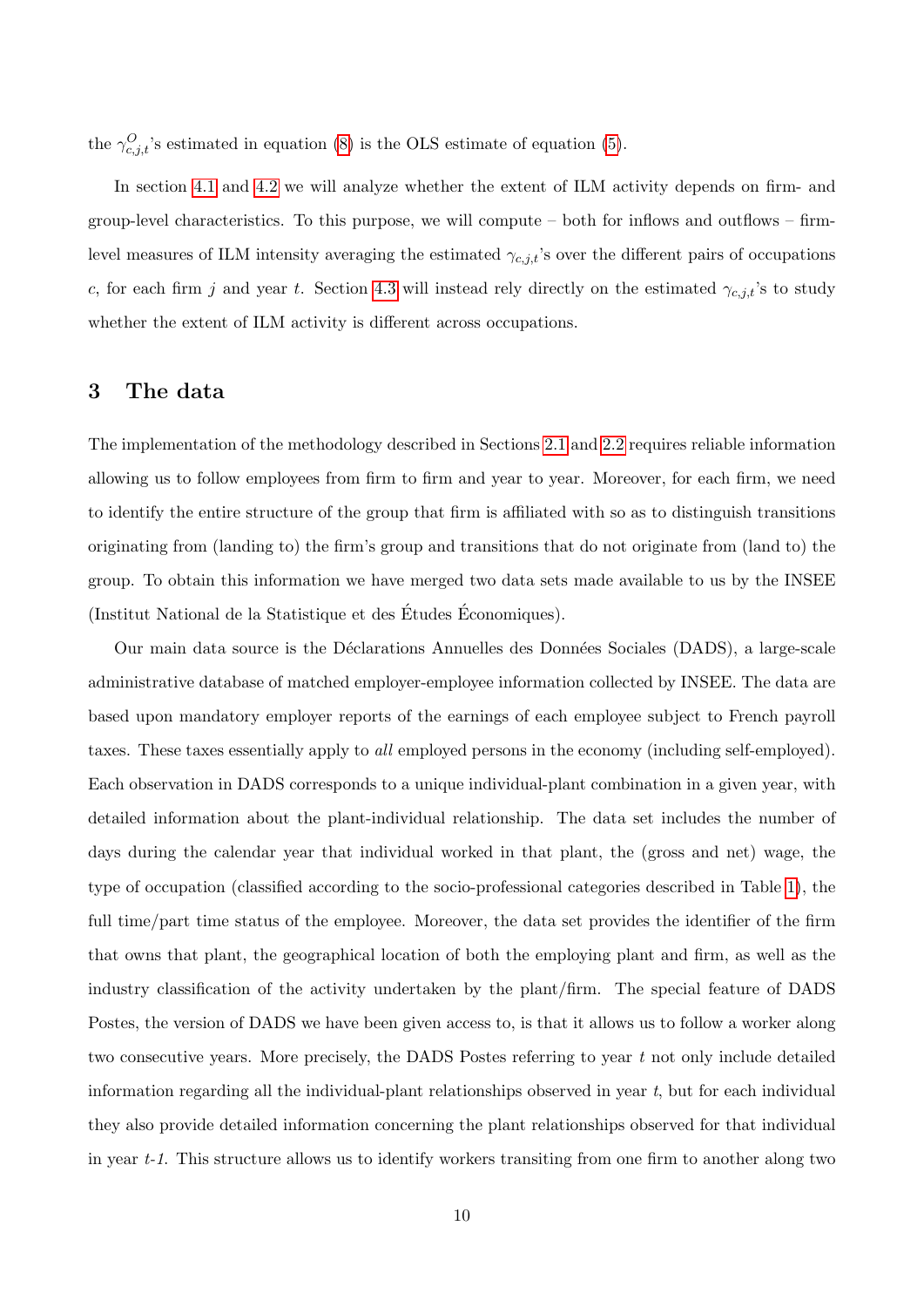the $\gamma^O_{c,j,t}$'s estimated in equation (8) is the OLS estimate of equation (5).

In section 4.1 and 4.2 we will analyze whether the extent of ILM activity depends on firm- and group-level characteristics. To this purpose, we will compute – both for inflows and outflows – firm-level measures of ILM intensity averaging the estimated $\gamma_{c,j,t}$'s over the different pairs of occupations $c$, for each firm $j$ and year $t$. Section 4.3 will instead rely directly on the estimated $\gamma_{c,j,t}$'s to study whether the extent of ILM activity is different across occupations.

# 3 The data

The implementation of the methodology described in Sections 2.1 and 2.2 requires reliable information allowing us to follow employees from firm to firm and year to year. Moreover, for each firm, we need to identify the entire structure of the group that firm is affiliated with so as to distinguish transitions originating from (landing to) the firm's group and transitions that do not originate from (land to) the group. To obtain this information we have merged two data sets made available to us by the INSEE (Institut National de la Statistique et des Études Économiques).

Our main data source is the Déclarations Annuelles des Données Sociales (DADS), a large-scale administrative database of matched employer-employee information collected by INSEE. The data are based upon mandatory employer reports of the earnings of each employee subject to French payroll taxes. These taxes essentially apply to *all* employed persons in the economy (including self-employed). Each observation in DADS corresponds to a unique individual-plant combination in a given year, with detailed information about the plant-individual relationship. The data set includes the number of days during the calendar year that individual worked in that plant, the (gross and net) wage, the type of occupation (classified according to the socio-professional categories described in Table 1), the full time/part time status of the employee. Moreover, the data set provides the identifier of the firm that owns that plant, the geographical location of both the employing plant and firm, as well as the industry classification of the activity undertaken by the plant/firm. The special feature of DADS Postes, the version of DADS we have been given access to, is that it allows us to follow a worker along two consecutive years. More precisely, the DADS Postes referring to year $t$ not only include detailed information regarding all the individual-plant relationships observed in year $t$, but for each individual they also provide detailed information concerning the plant relationships observed for that individual in year *t-1*. This structure allows us to identify workers transiting from one firm to another along two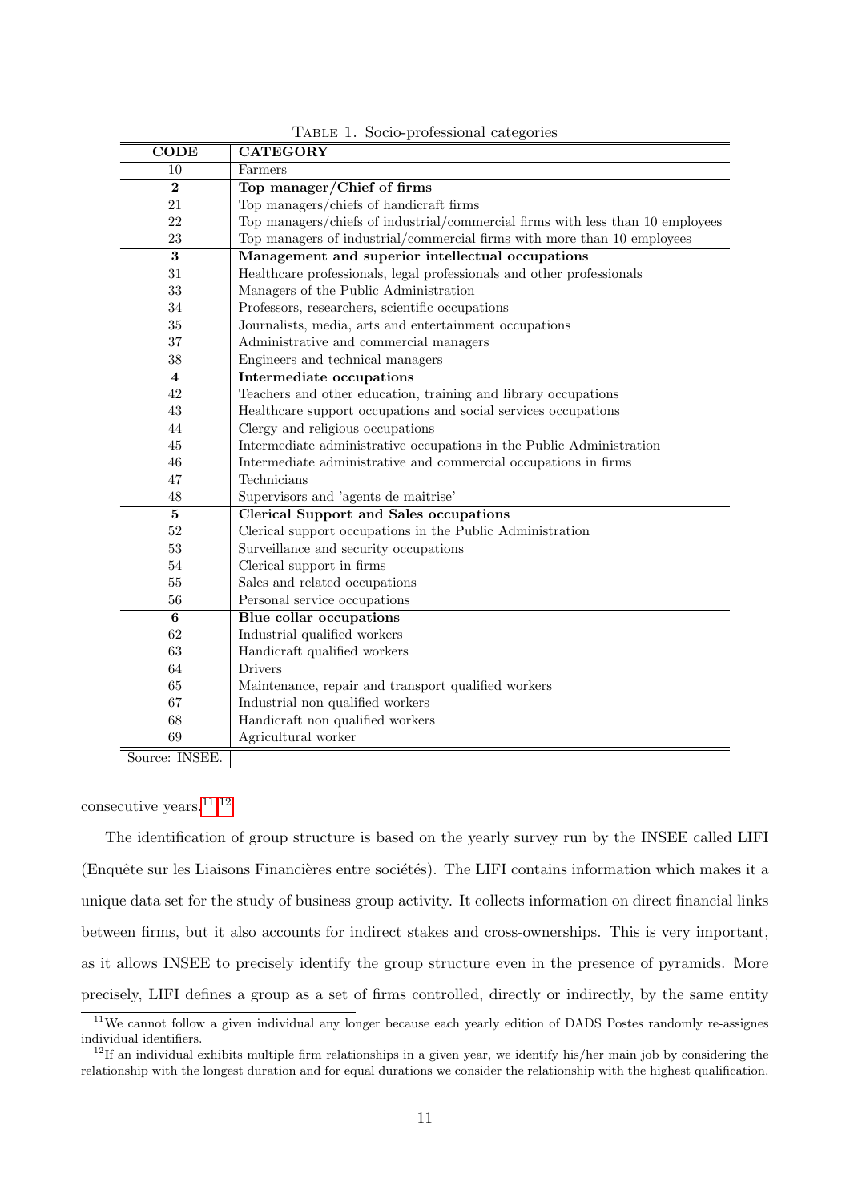Table 1. Socio-professional categories

| CODE | CATEGORY |
|---|---|
| 10 | Farmers |
| **2** | **Top manager/Chief of firms** |
| 21 | Top managers/chiefs of handicraft firms |
| 22 | Top managers/chiefs of industrial/commercial firms with less than 10 employees |
| 23 | Top managers of industrial/commercial firms with more than 10 employees |
| **3** | **Management and superior intellectual occupations** |
| 31 | Healthcare professionals, legal professionals and other professionals |
| 33 | Managers of the Public Administration |
| 34 | Professors, researchers, scientific occupations |
| 35 | Journalists, media, arts and entertainment occupations |
| 37 | Administrative and commercial managers |
| 38 | Engineers and technical managers |
| **4** | **Intermediate occupations** |
| 42 | Teachers and other education, training and library occupations |
| 43 | Healthcare support occupations and social services occupations |
| 44 | Clergy and religious occupations |
| 45 | Intermediate administrative occupations in the Public Administration |
| 46 | Intermediate administrative and commercial occupations in firms |
| 47 | Technicians |
| 48 | Supervisors and 'agents de maitrise' |
| **5** | **Clerical Support and Sales occupations** |
| 52 | Clerical support occupations in the Public Administration |
| 53 | Surveillance and security occupations |
| 54 | Clerical support in firms |
| 55 | Sales and related occupations |
| 56 | Personal service occupations |
| **6** | **Blue collar occupations** |
| 62 | Industrial qualified workers |
| 63 | Handicraft qualified workers |
| 64 | Drivers |
| 65 | Maintenance, repair and transport qualified workers |
| 67 | Industrial non qualified workers |
| 68 | Handicraft non qualified workers |
| 69 | Agricultural worker |

Source: INSEE.

consecutive years.[11][12]

The identification of group structure is based on the yearly survey run by the INSEE called LIFI (Enquête sur les Liaisons Financières entre sociétés). The LIFI contains information which makes it a unique data set for the study of business group activity. It collects information on direct financial links between firms, but it also accounts for indirect stakes and cross-ownerships. This is very important, as it allows INSEE to precisely identify the group structure even in the presence of pyramids. More precisely, LIFI defines a group as a set of firms controlled, directly or indirectly, by the same entity

[11] We cannot follow a given individual any longer because each yearly edition of DADS Postes randomly re-assignes individual identifiers.

[12] If an individual exhibits multiple firm relationships in a given year, we identify his/her main job by considering the relationship with the longest duration and for equal durations we consider the relationship with the highest qualification.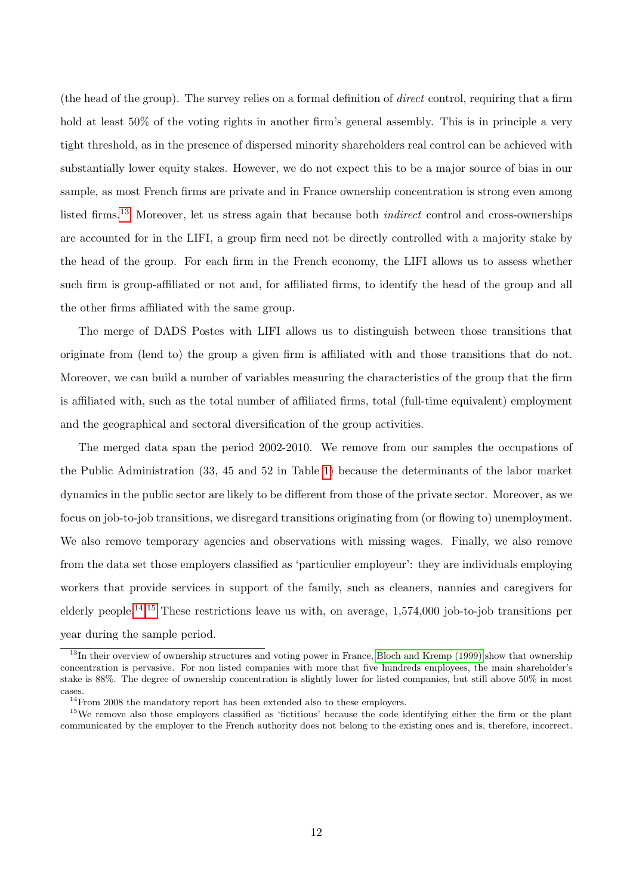(the head of the group). The survey relies on a formal definition of *direct* control, requiring that a firm hold at least 50% of the voting rights in another firm's general assembly. This is in principle a very tight threshold, as in the presence of dispersed minority shareholders real control can be achieved with substantially lower equity stakes. However, we do not expect this to be a major source of bias in our sample, as most French firms are private and in France ownership concentration is strong even among listed firms.[13] Moreover, let us stress again that because both *indirect* control and cross-ownerships are accounted for in the LIFI, a group firm need not be directly controlled with a majority stake by the head of the group. For each firm in the French economy, the LIFI allows us to assess whether such firm is group-affiliated or not and, for affiliated firms, to identify the head of the group and all the other firms affiliated with the same group.

The merge of DADS Postes with LIFI allows us to distinguish between those transitions that originate from (lend to) the group a given firm is affiliated with and those transitions that do not. Moreover, we can build a number of variables measuring the characteristics of the group that the firm is affiliated with, such as the total number of affiliated firms, total (full-time equivalent) employment and the geographical and sectoral diversification of the group activities.

The merged data span the period 2002-2010. We remove from our samples the occupations of the Public Administration (33, 45 and 52 in Table 1) because the determinants of the labor market dynamics in the public sector are likely to be different from those of the private sector. Moreover, as we focus on job-to-job transitions, we disregard transitions originating from (or flowing to) unemployment. We also remove temporary agencies and observations with missing wages. Finally, we also remove from the data set those employers classified as 'particulier employeur': they are individuals employing workers that provide services in support of the family, such as cleaners, nannies and caregivers for elderly people.[14,15] These restrictions leave us with, on average, 1,574,000 job-to-job transitions per year during the sample period.

[13] In their overview of ownership structures and voting power in France, Bloch and Kremp (1999) show that ownership concentration is pervasive. For non listed companies with more that five hundreds employees, the main shareholder's stake is 88%. The degree of ownership concentration is slightly lower for listed companies, but still above 50% in most cases.

[14] From 2008 the mandatory report has been extended also to these employers.

[15] We remove also those employers classified as 'fictitious' because the code identifying either the firm or the plant communicated by the employer to the French authority does not belong to the existing ones and is, therefore, incorrect.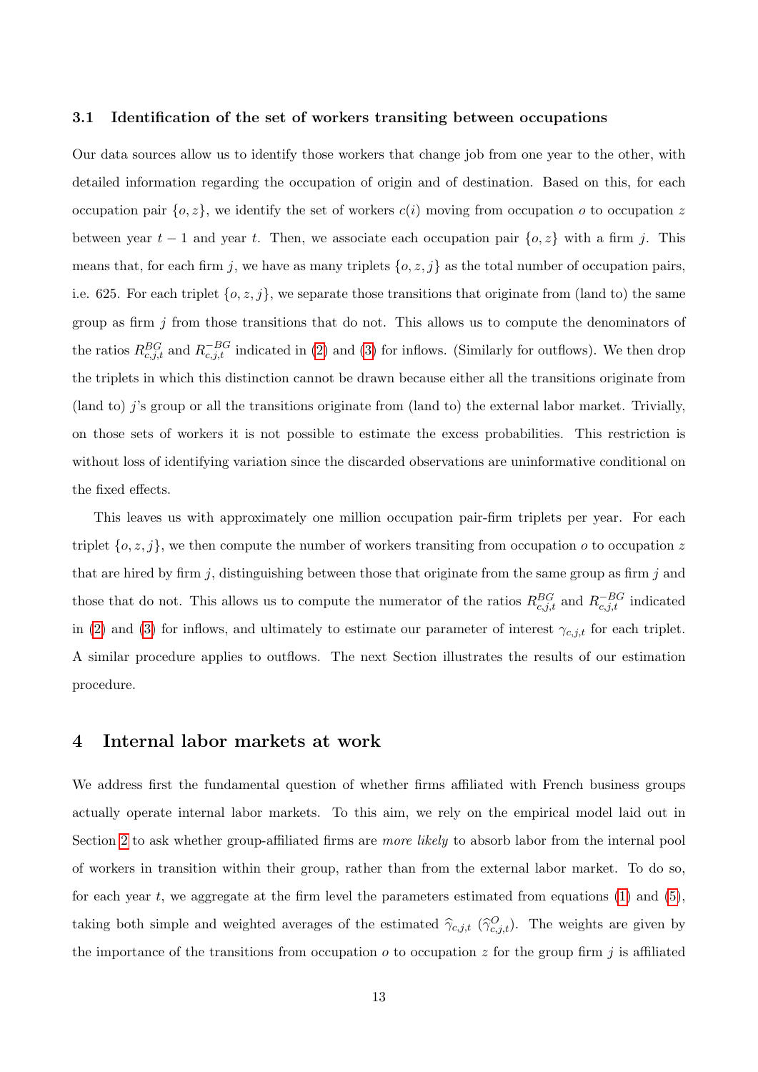### 3.1 Identification of the set of workers transiting between occupations

Our data sources allow us to identify those workers that change job from one year to the other, with detailed information regarding the occupation of origin and of destination. Based on this, for each occupation pair $\{o, z\}$, we identify the set of workers $c(i)$ moving from occupation $o$ to occupation $z$ between year $t-1$ and year $t$. Then, we associate each occupation pair $\{o, z\}$ with a firm $j$. This means that, for each firm $j$, we have as many triplets $\{o, z, j\}$ as the total number of occupation pairs, i.e. 625. For each triplet $\{o, z, j\}$, we separate those transitions that originate from (land to) the same group as firm $j$ from those transitions that do not. This allows us to compute the denominators of the ratios $R^{BG}_{c,j,t}$ and $R^{-BG}_{c,j,t}$ indicated in (2) and (3) for inflows. (Similarly for outflows). We then drop the triplets in which this distinction cannot be drawn because either all the transitions originate from (land to) $j$'s group or all the transitions originate from (land to) the external labor market. Trivially, on those sets of workers it is not possible to estimate the excess probabilities. This restriction is without loss of identifying variation since the discarded observations are uninformative conditional on the fixed effects.

This leaves us with approximately one million occupation pair-firm triplets per year. For each triplet $\{o, z, j\}$, we then compute the number of workers transiting from occupation $o$ to occupation $z$ that are hired by firm $j$, distinguishing between those that originate from the same group as firm $j$ and those that do not. This allows us to compute the numerator of the ratios $R^{BG}_{c,j,t}$ and $R^{-BG}_{c,j,t}$ indicated in (2) and (3) for inflows, and ultimately to estimate our parameter of interest $\gamma_{c,j,t}$ for each triplet. A similar procedure applies to outflows. The next Section illustrates the results of our estimation procedure.

## 4 Internal labor markets at work

We address first the fundamental question of whether firms affiliated with French business groups actually operate internal labor markets. To this aim, we rely on the empirical model laid out in Section 2 to ask whether group-affiliated firms are *more likely* to absorb labor from the internal pool of workers in transition within their group, rather than from the external labor market. To do so, for each year $t$, we aggregate at the firm level the parameters estimated from equations (1) and (5), taking both simple and weighted averages of the estimated $\widehat{\gamma}_{c,j,t}$ ($\widehat{\gamma}^{O}_{c,j,t}$). The weights are given by the importance of the transitions from occupation $o$ to occupation $z$ for the group firm $j$ is affiliated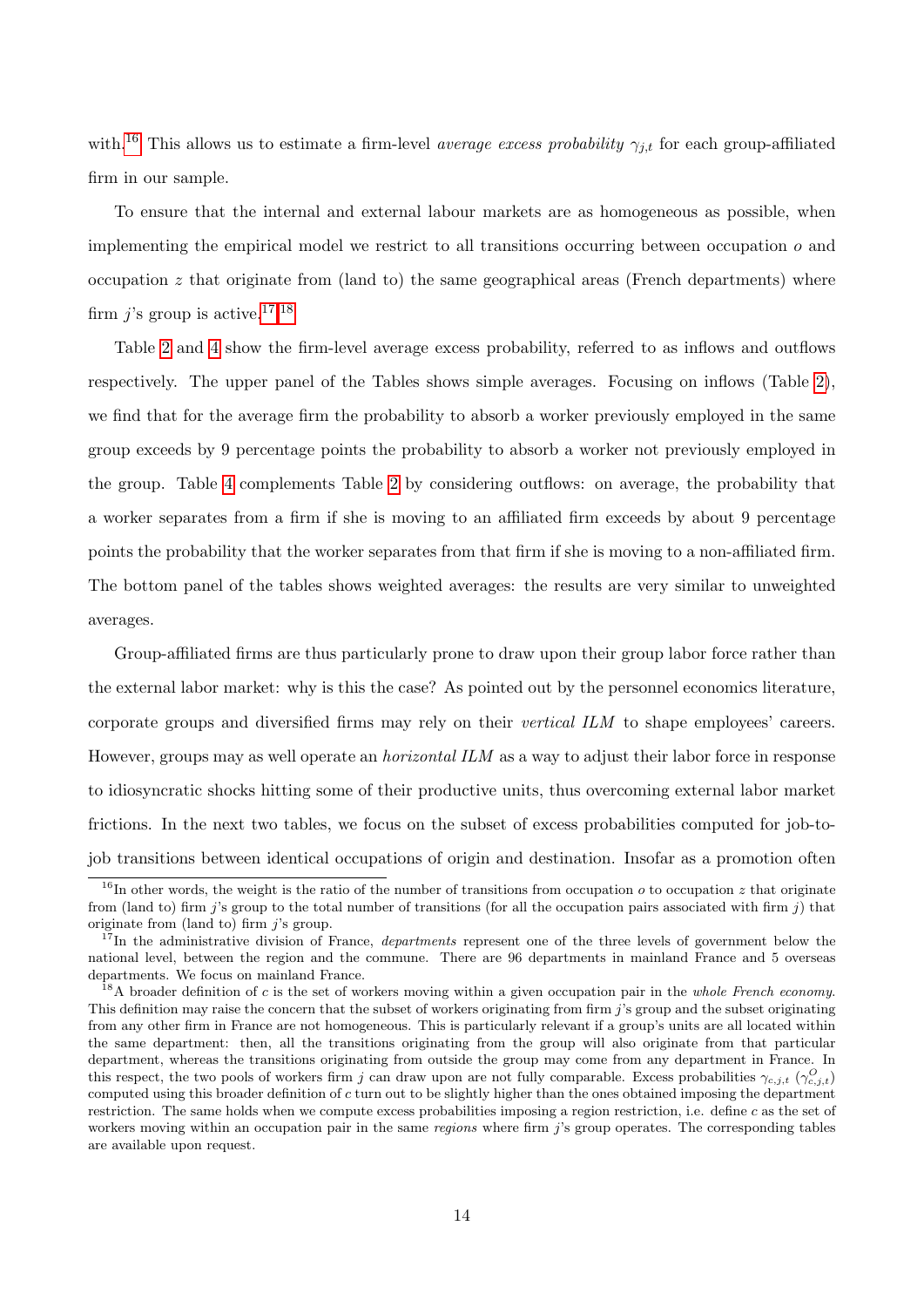with.[16] This allows us to estimate a firm-level *average excess probability* $\gamma_{j,t}$ for each group-affiliated firm in our sample.

To ensure that the internal and external labour markets are as homogeneous as possible, when implementing the empirical model we restrict to all transitions occurring between occupation $o$ and occupation $z$ that originate from (land to) the same geographical areas (French departments) where firm $j$'s group is active.[17,18]

Table 2 and 4 show the firm-level average excess probability, referred to as inflows and outflows respectively. The upper panel of the Tables shows simple averages. Focusing on inflows (Table 2), we find that for the average firm the probability to absorb a worker previously employed in the same group exceeds by 9 percentage points the probability to absorb a worker not previously employed in the group. Table 4 complements Table 2 by considering outflows: on average, the probability that a worker separates from a firm if she is moving to an affiliated firm exceeds by about 9 percentage points the probability that the worker separates from that firm if she is moving to a non-affiliated firm. The bottom panel of the tables shows weighted averages: the results are very similar to unweighted averages.

Group-affiliated firms are thus particularly prone to draw upon their group labor force rather than the external labor market: why is this the case? As pointed out by the personnel economics literature, corporate groups and diversified firms may rely on their *vertical ILM* to shape employees' careers. However, groups may as well operate an *horizontal ILM* as a way to adjust their labor force in response to idiosyncratic shocks hitting some of their productive units, thus overcoming external labor market frictions. In the next two tables, we focus on the subset of excess probabilities computed for job-to-job transitions between identical occupations of origin and destination. Insofar as a promotion often

[16] In other words, the weight is the ratio of the number of transitions from occupation $o$ to occupation $z$ that originate from (land to) firm $j$'s group to the total number of transitions (for all the occupation pairs associated with firm $j$) that originate from (land to) firm $j$'s group.

[17] In the administrative division of France, *departments* represent one of the three levels of government below the national level, between the region and the commune. There are 96 departments in mainland France and 5 overseas departments. We focus on mainland France.

[18] A broader definition of $c$ is the set of workers moving within a given occupation pair in the *whole French economy*. This definition may raise the concern that the subset of workers originating from firm $j$'s group and the subset originating from any other firm in France are not homogeneous. This is particularly relevant if a group's units are all located within the same department: then, all the transitions originating from the group will also originate from that particular department, whereas the transitions originating from outside the group may come from any department in France. In this respect, the two pools of workers firm $j$ can draw upon are not fully comparable. Excess probabilities $\gamma_{c,j,t}$ ($\gamma^{O}_{c,j,t}$) computed using this broader definition of $c$ turn out to be slightly higher than the ones obtained imposing the department restriction. The same holds when we compute excess probabilities imposing a region restriction, i.e. define $c$ as the set of workers moving within an occupation pair in the same *regions* where firm $j$'s group operates. The corresponding tables are available upon request.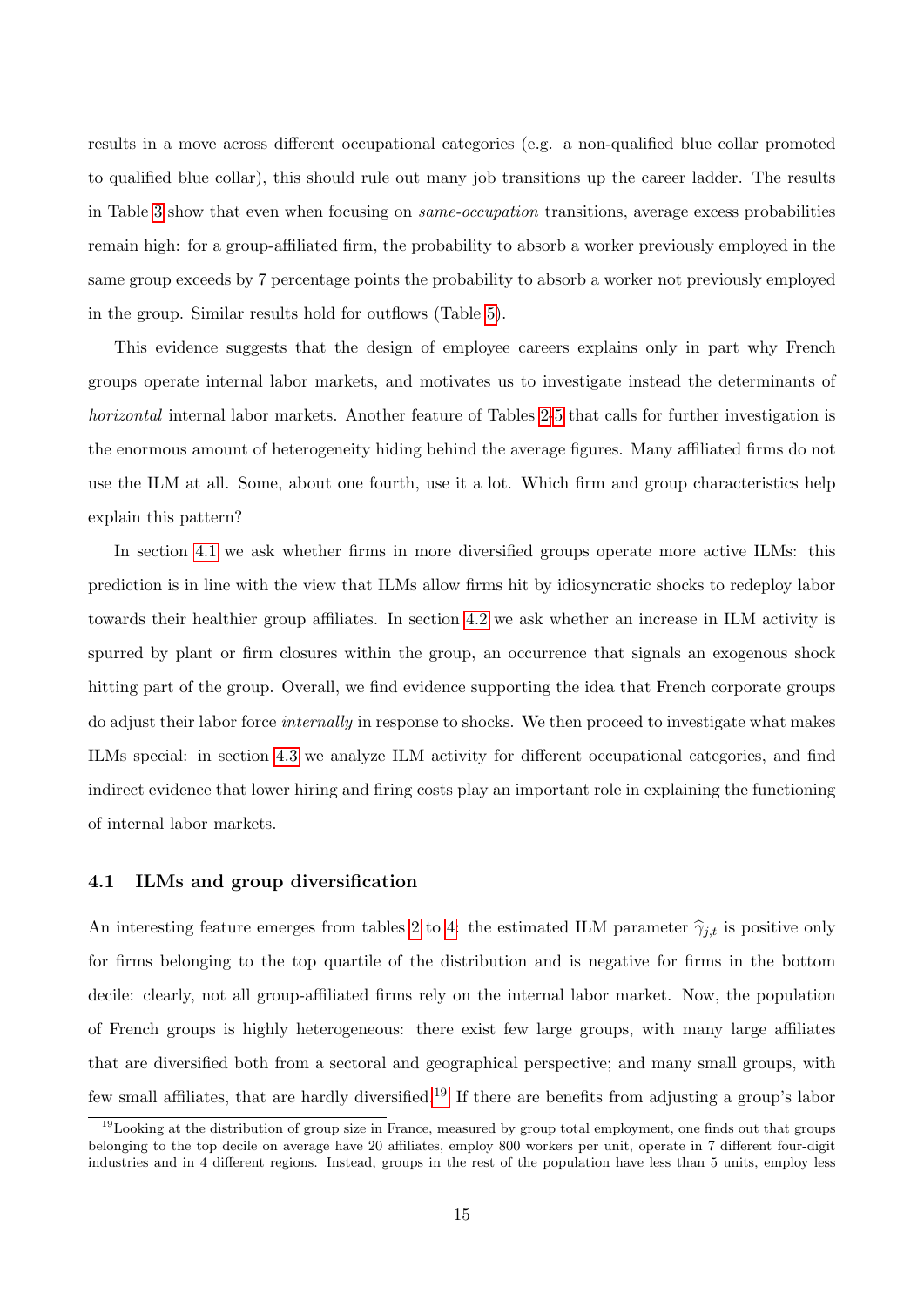results in a move across different occupational categories (e.g. a non-qualified blue collar promoted to qualified blue collar), this should rule out many job transitions up the career ladder. The results in Table 3 show that even when focusing on *same-occupation* transitions, average excess probabilities remain high: for a group-affiliated firm, the probability to absorb a worker previously employed in the same group exceeds by 7 percentage points the probability to absorb a worker not previously employed in the group. Similar results hold for outflows (Table 5).

This evidence suggests that the design of employee careers explains only in part why French groups operate internal labor markets, and motivates us to investigate instead the determinants of *horizontal* internal labor markets. Another feature of Tables 2-5 that calls for further investigation is the enormous amount of heterogeneity hiding behind the average figures. Many affiliated firms do not use the ILM at all. Some, about one fourth, use it a lot. Which firm and group characteristics help explain this pattern?

In section 4.1 we ask whether firms in more diversified groups operate more active ILMs: this prediction is in line with the view that ILMs allow firms hit by idiosyncratic shocks to redeploy labor towards their healthier group affiliates. In section 4.2 we ask whether an increase in ILM activity is spurred by plant or firm closures within the group, an occurrence that signals an exogenous shock hitting part of the group. Overall, we find evidence supporting the idea that French corporate groups do adjust their labor force *internally* in response to shocks. We then proceed to investigate what makes ILMs special: in section 4.3 we analyze ILM activity for different occupational categories, and find indirect evidence that lower hiring and firing costs play an important role in explaining the functioning of internal labor markets.

### 4.1 ILMs and group diversification

An interesting feature emerges from tables 2 to 4: the estimated ILM parameter $\widehat{\gamma}_{j,t}$ is positive only for firms belonging to the top quartile of the distribution and is negative for firms in the bottom decile: clearly, not all group-affiliated firms rely on the internal labor market. Now, the population of French groups is highly heterogeneous: there exist few large groups, with many large affiliates that are diversified both from a sectoral and geographical perspective; and many small groups, with few small affiliates, that are hardly diversified.[19] If there are benefits from adjusting a group's labor

[19] Looking at the distribution of group size in France, measured by group total employment, one finds out that groups belonging to the top decile on average have 20 affiliates, employ 800 workers per unit, operate in 7 different four-digit industries and in 4 different regions. Instead, groups in the rest of the population have less than 5 units, employ less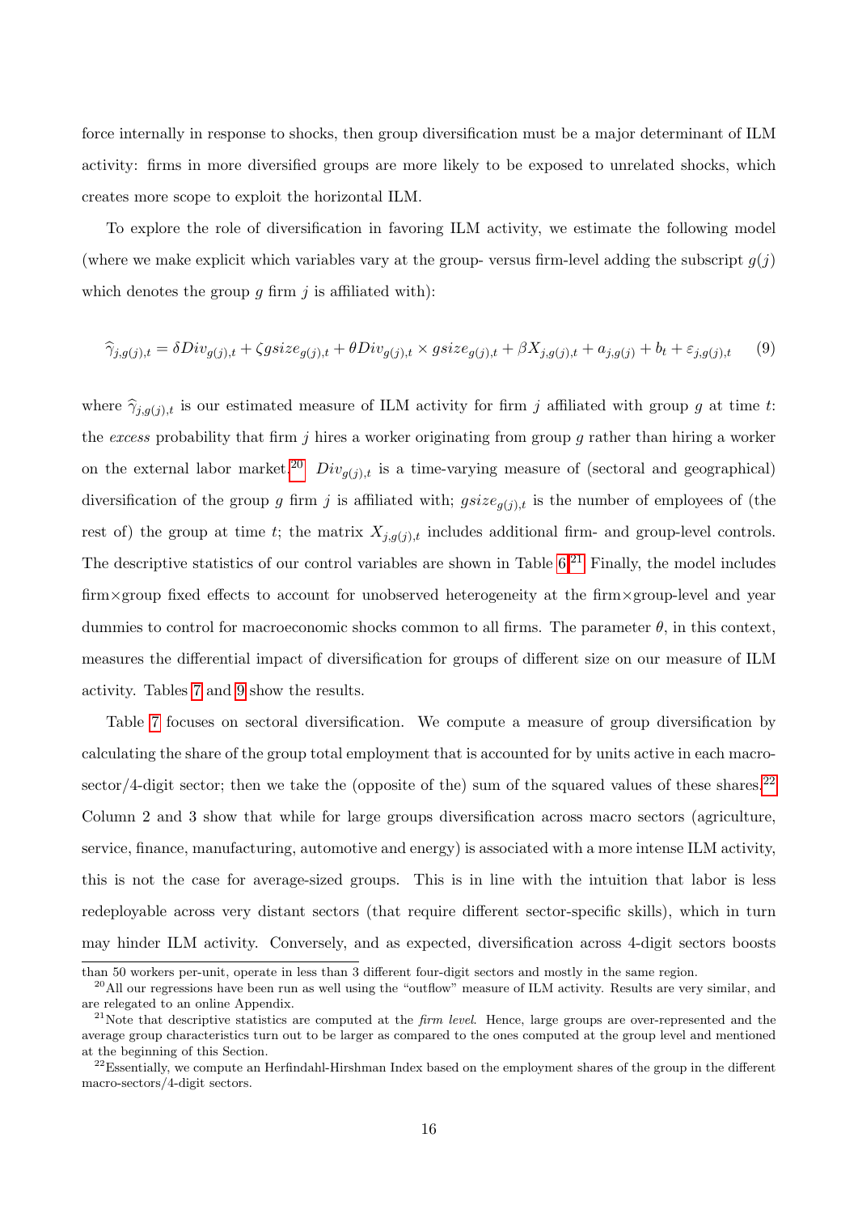force internally in response to shocks, then group diversification must be a major determinant of ILM activity: firms in more diversified groups are more likely to be exposed to unrelated shocks, which creates more scope to exploit the horizontal ILM.

To explore the role of diversification in favoring ILM activity, we estimate the following model (where we make explicit which variables vary at the group- versus firm-level adding the subscript $g(j)$ which denotes the group $g$ firm $j$ is affiliated with):

$$\widehat{\gamma}_{j,g(j),t} = \delta Div_{g(j),t} + \zeta gsize_{g(j),t} + \theta Div_{g(j),t} \times gsize_{g(j),t} + \beta X_{j,g(j),t} + a_{j,g(j)} + b_t + \varepsilon_{j,g(j),t} \tag{9}$$

where $\widehat{\gamma}_{j,g(j),t}$ is our estimated measure of ILM activity for firm $j$ affiliated with group $g$ at time $t$: the *excess* probability that firm $j$ hires a worker originating from group $g$ rather than hiring a worker on the external labor market.[20] $Div_{g(j),t}$ is a time-varying measure of (sectoral and geographical) diversification of the group $g$ firm $j$ is affiliated with; $gsize_{g(j),t}$ is the number of employees of (the rest of) the group at time $t$; the matrix $X_{j,g(j),t}$ includes additional firm- and group-level controls. The descriptive statistics of our control variables are shown in Table 6.[21] Finally, the model includes firm×group fixed effects to account for unobserved heterogeneity at the firm×group-level and year dummies to control for macroeconomic shocks common to all firms. The parameter $\theta$, in this context, measures the differential impact of diversification for groups of different size on our measure of ILM activity. Tables 7 and 9 show the results.

Table 7 focuses on sectoral diversification. We compute a measure of group diversification by calculating the share of the group total employment that is accounted for by units active in each macro-sector/4-digit sector; then we take the (opposite of the) sum of the squared values of these shares.[22] Column 2 and 3 show that while for large groups diversification across macro sectors (agriculture, service, finance, manufacturing, automotive and energy) is associated with a more intense ILM activity, this is not the case for average-sized groups. This is in line with the intuition that labor is less redeployable across very distant sectors (that require different sector-specific skills), which in turn may hinder ILM activity. Conversely, and as expected, diversification across 4-digit sectors boosts

than 50 workers per-unit, operate in less than 3 different four-digit sectors and mostly in the same region.

[20] All our regressions have been run as well using the "outflow" measure of ILM activity. Results are very similar, and are relegated to an online Appendix.

[21] Note that descriptive statistics are computed at the *firm level*. Hence, large groups are over-represented and the average group characteristics turn out to be larger as compared to the ones computed at the group level and mentioned at the beginning of this Section.

[22] Essentially, we compute an Herfindahl-Hirshman Index based on the employment shares of the group in the different macro-sectors/4-digit sectors.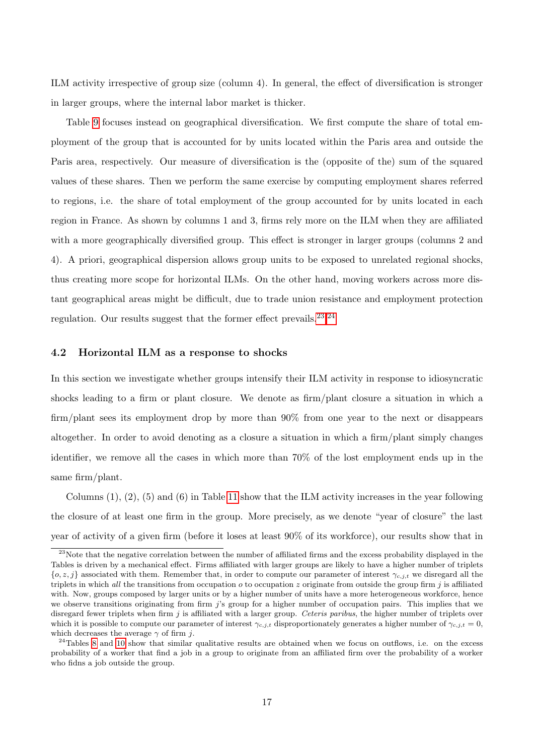ILM activity irrespective of group size (column 4). In general, the effect of diversification is stronger in larger groups, where the internal labor market is thicker.

Table 9 focuses instead on geographical diversification. We first compute the share of total employment of the group that is accounted for by units located within the Paris area and outside the Paris area, respectively. Our measure of diversification is the (opposite of the) sum of the squared values of these shares. Then we perform the same exercise by computing employment shares referred to regions, i.e. the share of total employment of the group accounted for by units located in each region in France. As shown by columns 1 and 3, firms rely more on the ILM when they are affiliated with a more geographically diversified group. This effect is stronger in larger groups (columns 2 and 4). A priori, geographical dispersion allows group units to be exposed to unrelated regional shocks, thus creating more scope for horizontal ILMs. On the other hand, moving workers across more distant geographical areas might be difficult, due to trade union resistance and employment protection regulation. Our results suggest that the former effect prevails.[23] [24]

## 4.2 Horizontal ILM as a response to shocks

In this section we investigate whether groups intensify their ILM activity in response to idiosyncratic shocks leading to a firm or plant closure. We denote as firm/plant closure a situation in which a firm/plant sees its employment drop by more than 90% from one year to the next or disappears altogether. In order to avoid denoting as a closure a situation in which a firm/plant simply changes identifier, we remove all the cases in which more than 70% of the lost employment ends up in the same firm/plant.

Columns (1), (2), (5) and (6) in Table 11 show that the ILM activity increases in the year following the closure of at least one firm in the group. More precisely, as we denote "year of closure" the last year of activity of a given firm (before it loses at least 90% of its workforce), our results show that in

[23] Note that the negative correlation between the number of affiliated firms and the excess probability displayed in the Tables is driven by a mechanical effect. Firms affiliated with larger groups are likely to have a higher number of triplets $\{o, z, j\}$ associated with them. Remember that, in order to compute our parameter of interest $\gamma_{c,j,t}$ we disregard all the triplets in which *all* the transitions from occupation $o$ to occupation $z$ originate from outside the group firm $j$ is affiliated with. Now, groups composed by larger units or by a higher number of units have a more heterogeneous workforce, hence we observe transitions originating from firm $j$'s group for a higher number of occupation pairs. This implies that we disregard fewer triplets when firm $j$ is affiliated with a larger group. *Ceteris paribus*, the higher number of triplets over which it is possible to compute our parameter of interest $\gamma_{c,j,t}$ disproportionately generates a higher number of $\gamma_{c,j,t} = 0$, which decreases the average $\gamma$ of firm $j$.

[24] Tables 8 and 10 show that similar qualitative results are obtained when we focus on outflows, i.e. on the excess probability of a worker that find a job in a group to originate from an affiliated firm over the probability of a worker who fidns a job outside the group.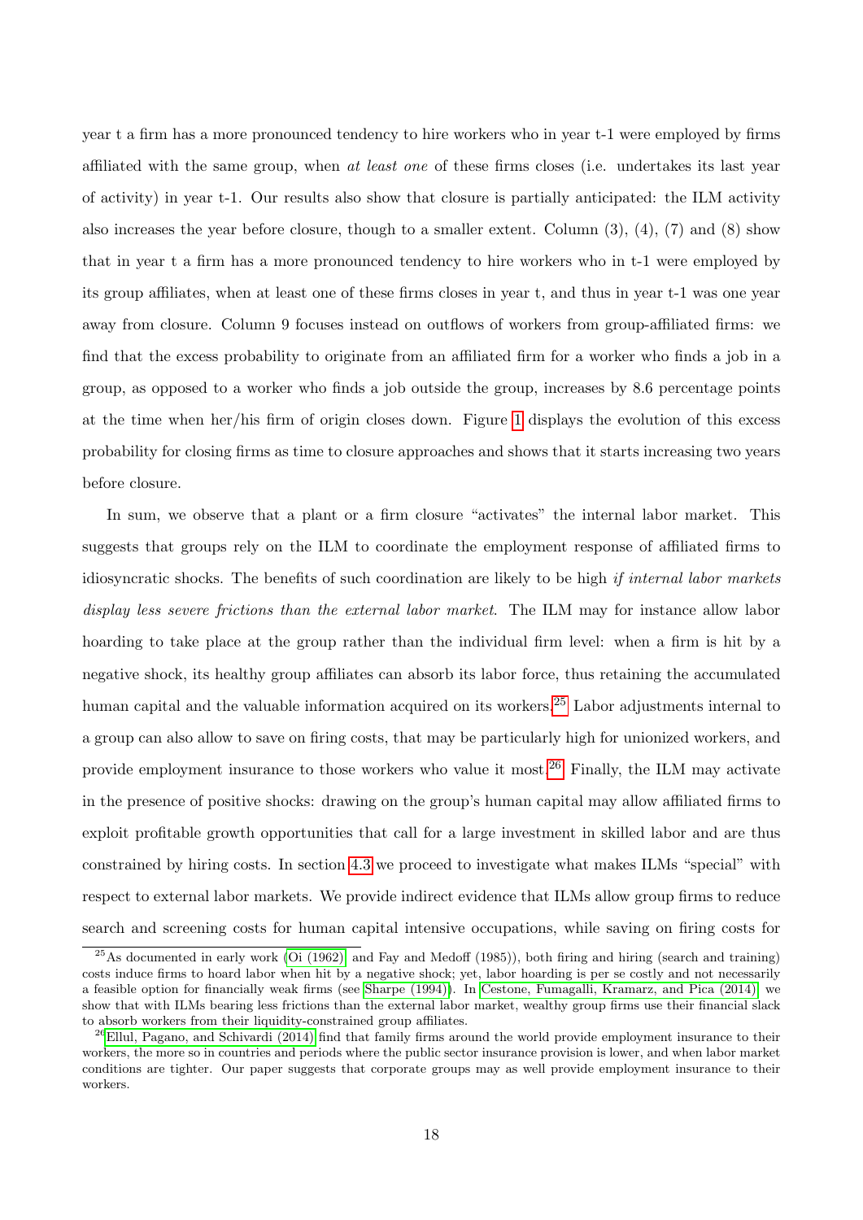year t a firm has a more pronounced tendency to hire workers who in year t-1 were employed by firms affiliated with the same group, when *at least one* of these firms closes (i.e. undertakes its last year of activity) in year t-1. Our results also show that closure is partially anticipated: the ILM activity also increases the year before closure, though to a smaller extent. Column (3), (4), (7) and (8) show that in year t a firm has a more pronounced tendency to hire workers who in t-1 were employed by its group affiliates, when at least one of these firms closes in year t, and thus in year t-1 was one year away from closure. Column 9 focuses instead on outflows of workers from group-affiliated firms: we find that the excess probability to originate from an affiliated firm for a worker who finds a job in a group, as opposed to a worker who finds a job outside the group, increases by 8.6 percentage points at the time when her/his firm of origin closes down. Figure 1 displays the evolution of this excess probability for closing firms as time to closure approaches and shows that it starts increasing two years before closure.

In sum, we observe that a plant or a firm closure "activates" the internal labor market. This suggests that groups rely on the ILM to coordinate the employment response of affiliated firms to idiosyncratic shocks. The benefits of such coordination are likely to be high *if internal labor markets display less severe frictions than the external labor market*. The ILM may for instance allow labor hoarding to take place at the group rather than the individual firm level: when a firm is hit by a negative shock, its healthy group affiliates can absorb its labor force, thus retaining the accumulated human capital and the valuable information acquired on its workers.[25] Labor adjustments internal to a group can also allow to save on firing costs, that may be particularly high for unionized workers, and provide employment insurance to those workers who value it most.[26] Finally, the ILM may activate in the presence of positive shocks: drawing on the group's human capital may allow affiliated firms to exploit profitable growth opportunities that call for a large investment in skilled labor and are thus constrained by hiring costs. In section 4.3 we proceed to investigate what makes ILMs "special" with respect to external labor markets. We provide indirect evidence that ILMs allow group firms to reduce search and screening costs for human capital intensive occupations, while saving on firing costs for

[25] As documented in early work (Oi (1962) and Fay and Medoff (1985)), both firing and hiring (search and training) costs induce firms to hoard labor when hit by a negative shock; yet, labor hoarding is per se costly and not necessarily a feasible option for financially weak firms (see Sharpe (1994)). In Cestone, Fumagalli, Kramarz, and Pica (2014) we show that with ILMs bearing less frictions than the external labor market, wealthy group firms use their financial slack to absorb workers from their liquidity-constrained group affiliates.

[26] Ellul, Pagano, and Schivardi (2014) find that family firms around the world provide employment insurance to their workers, the more so in countries and periods where the public sector insurance provision is lower, and when labor market conditions are tighter. Our paper suggests that corporate groups may as well provide employment insurance to their workers.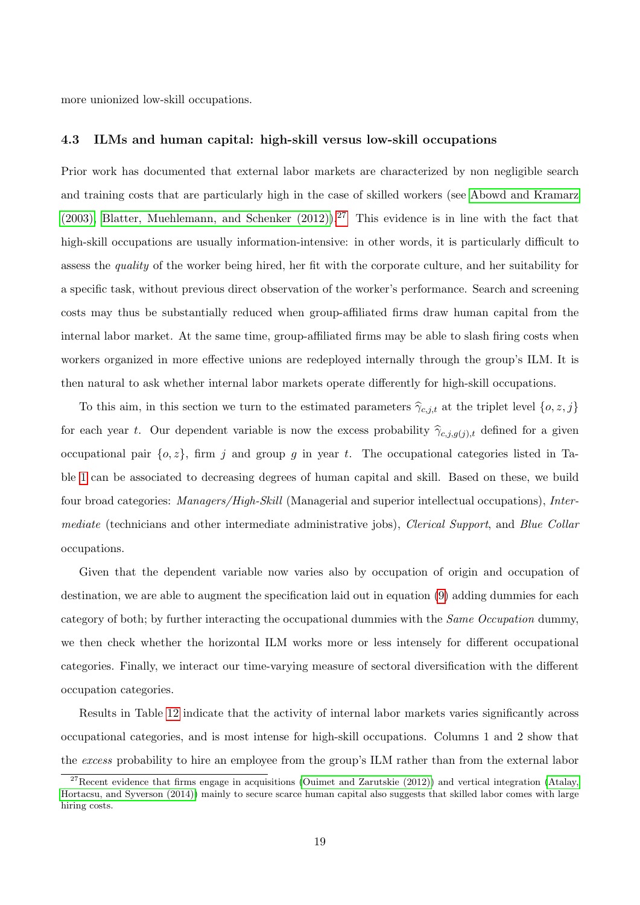more unionized low-skill occupations.

### 4.3 ILMs and human capital: high-skill versus low-skill occupations

Prior work has documented that external labor markets are characterized by non negligible search and training costs that are particularly high in the case of skilled workers (see Abowd and Kramarz (2003), Blatter, Muehlemann, and Schenker (2012)).[27] This evidence is in line with the fact that high-skill occupations are usually information-intensive: in other words, it is particularly difficult to assess the *quality* of the worker being hired, her fit with the corporate culture, and her suitability for a specific task, without previous direct observation of the worker's performance. Search and screening costs may thus be substantially reduced when group-affiliated firms draw human capital from the internal labor market. At the same time, group-affiliated firms may be able to slash firing costs when workers organized in more effective unions are redeployed internally through the group's ILM. It is then natural to ask whether internal labor markets operate differently for high-skill occupations.

To this aim, in this section we turn to the estimated parameters $\widehat{\gamma}_{c,j,t}$ at the triplet level $\{o, z, j\}$ for each year $t$. Our dependent variable is now the excess probability $\widehat{\gamma}_{c,j,g(j),t}$ defined for a given occupational pair $\{o, z\}$, firm $j$ and group $g$ in year $t$. The occupational categories listed in Table 1 can be associated to decreasing degrees of human capital and skill. Based on these, we build four broad categories: *Managers/High-Skill* (Managerial and superior intellectual occupations), *Intermediate* (technicians and other intermediate administrative jobs), *Clerical Support*, and *Blue Collar* occupations.

Given that the dependent variable now varies also by occupation of origin and occupation of destination, we are able to augment the specification laid out in equation (9) adding dummies for each category of both; by further interacting the occupational dummies with the *Same Occupation* dummy, we then check whether the horizontal ILM works more or less intensely for different occupational categories. Finally, we interact our time-varying measure of sectoral diversification with the different occupation categories.

Results in Table 12 indicate that the activity of internal labor markets varies significantly across occupational categories, and is most intense for high-skill occupations. Columns 1 and 2 show that the *excess* probability to hire an employee from the group's ILM rather than from the external labor

[27] Recent evidence that firms engage in acquisitions (Ouimet and Zarutskie (2012)) and vertical integration (Atalay, Hortacsu, and Syverson (2014)) mainly to secure scarce human capital also suggests that skilled labor comes with large hiring costs.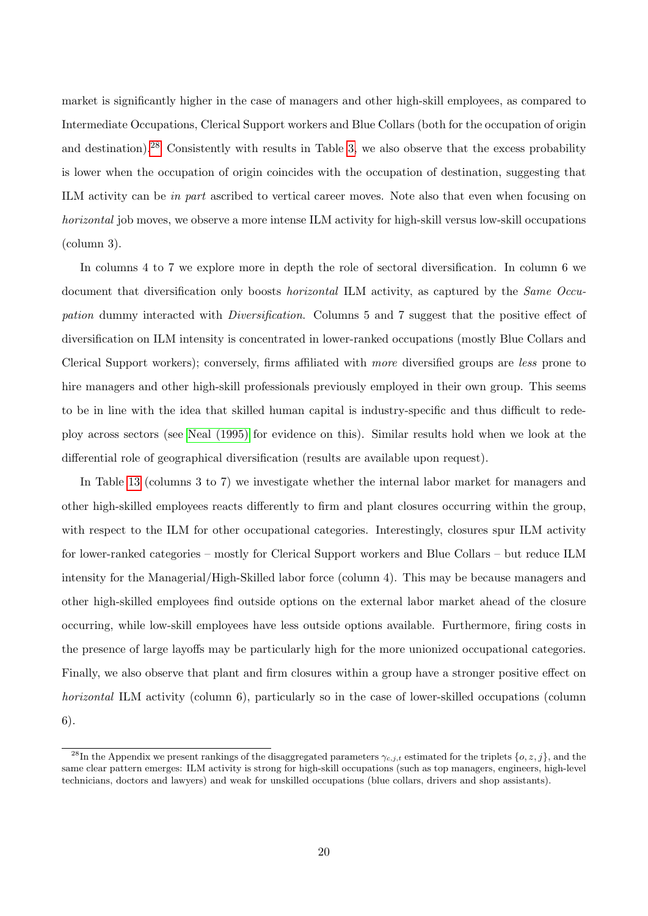market is significantly higher in the case of managers and other high-skill employees, as compared to Intermediate Occupations, Clerical Support workers and Blue Collars (both for the occupation of origin and destination).[28] Consistently with results in Table 3, we also observe that the excess probability is lower when the occupation of origin coincides with the occupation of destination, suggesting that ILM activity can be *in part* ascribed to vertical career moves. Note also that even when focusing on *horizontal* job moves, we observe a more intense ILM activity for high-skill versus low-skill occupations (column 3).

In columns 4 to 7 we explore more in depth the role of sectoral diversification. In column 6 we document that diversification only boosts *horizontal* ILM activity, as captured by the *Same Occupation* dummy interacted with *Diversification*. Columns 5 and 7 suggest that the positive effect of diversification on ILM intensity is concentrated in lower-ranked occupations (mostly Blue Collars and Clerical Support workers); conversely, firms affiliated with *more* diversified groups are *less* prone to hire managers and other high-skill professionals previously employed in their own group. This seems to be in line with the idea that skilled human capital is industry-specific and thus difficult to redeploy across sectors (see Neal (1995) for evidence on this). Similar results hold when we look at the differential role of geographical diversification (results are available upon request).

In Table 13 (columns 3 to 7) we investigate whether the internal labor market for managers and other high-skilled employees reacts differently to firm and plant closures occurring within the group, with respect to the ILM for other occupational categories. Interestingly, closures spur ILM activity for lower-ranked categories – mostly for Clerical Support workers and Blue Collars – but reduce ILM intensity for the Managerial/High-Skilled labor force (column 4). This may be because managers and other high-skilled employees find outside options on the external labor market ahead of the closure occurring, while low-skill employees have less outside options available. Furthermore, firing costs in the presence of large layoffs may be particularly high for the more unionized occupational categories. Finally, we also observe that plant and firm closures within a group have a stronger positive effect on *horizontal* ILM activity (column 6), particularly so in the case of lower-skilled occupations (column 6).

[28] In the Appendix we present rankings of the disaggregated parameters $\gamma_{c,j,t}$ estimated for the triplets $\{o, z, j\}$, and the same clear pattern emerges: ILM activity is strong for high-skill occupations (such as top managers, engineers, high-level technicians, doctors and lawyers) and weak for unskilled occupations (blue collars, drivers and shop assistants).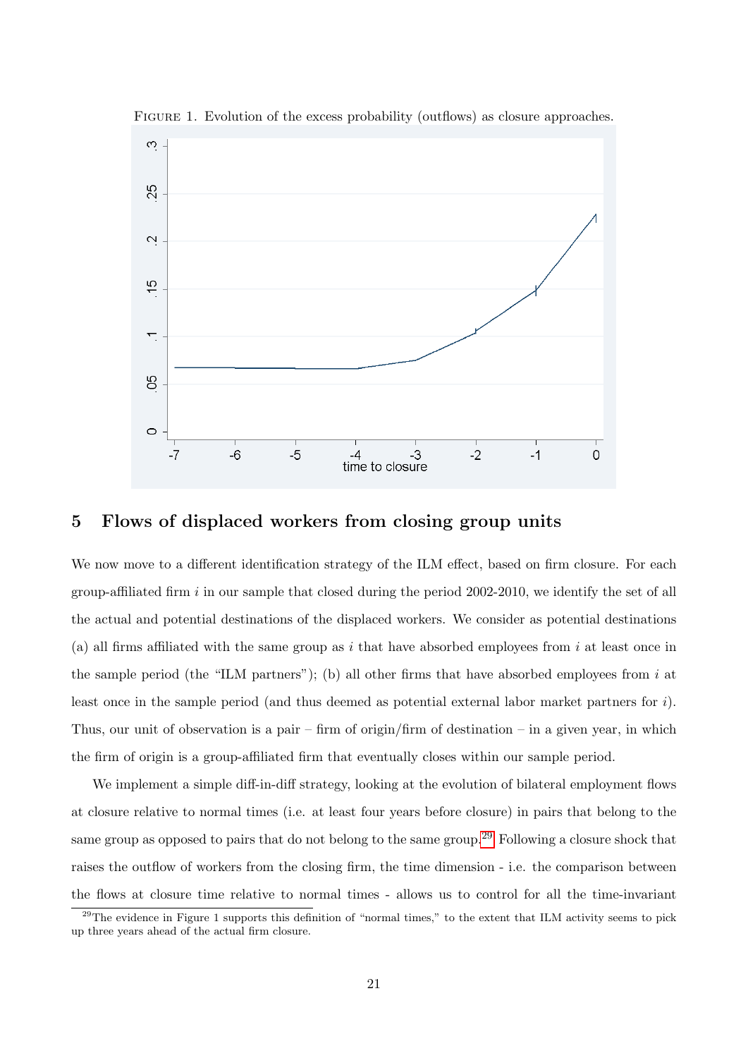FIGURE 1. Evolution of the excess probability (outflows) as closure approaches.

## 5 Flows of displaced workers from closing group units

We now move to a different identification strategy of the ILM effect, based on firm closure. For each group-affiliated firm $i$ in our sample that closed during the period 2002-2010, we identify the set of all the actual and potential destinations of the displaced workers. We consider as potential destinations (a) all firms affiliated with the same group as $i$ that have absorbed employees from $i$ at least once in the sample period (the "ILM partners"); (b) all other firms that have absorbed employees from $i$ at least once in the sample period (and thus deemed as potential external labor market partners for $i$). Thus, our unit of observation is a pair – firm of origin/firm of destination – in a given year, in which the firm of origin is a group-affiliated firm that eventually closes within our sample period.

We implement a simple diff-in-diff strategy, looking at the evolution of bilateral employment flows at closure relative to normal times (i.e. at least four years before closure) in pairs that belong to the same group as opposed to pairs that do not belong to the same group.[29] Following a closure shock that raises the outflow of workers from the closing firm, the time dimension - i.e. the comparison between the flows at closure time relative to normal times - allows us to control for all the time-invariant

[29] The evidence in Figure 1 supports this definition of "normal times," to the extent that ILM activity seems to pick up three years ahead of the actual firm closure.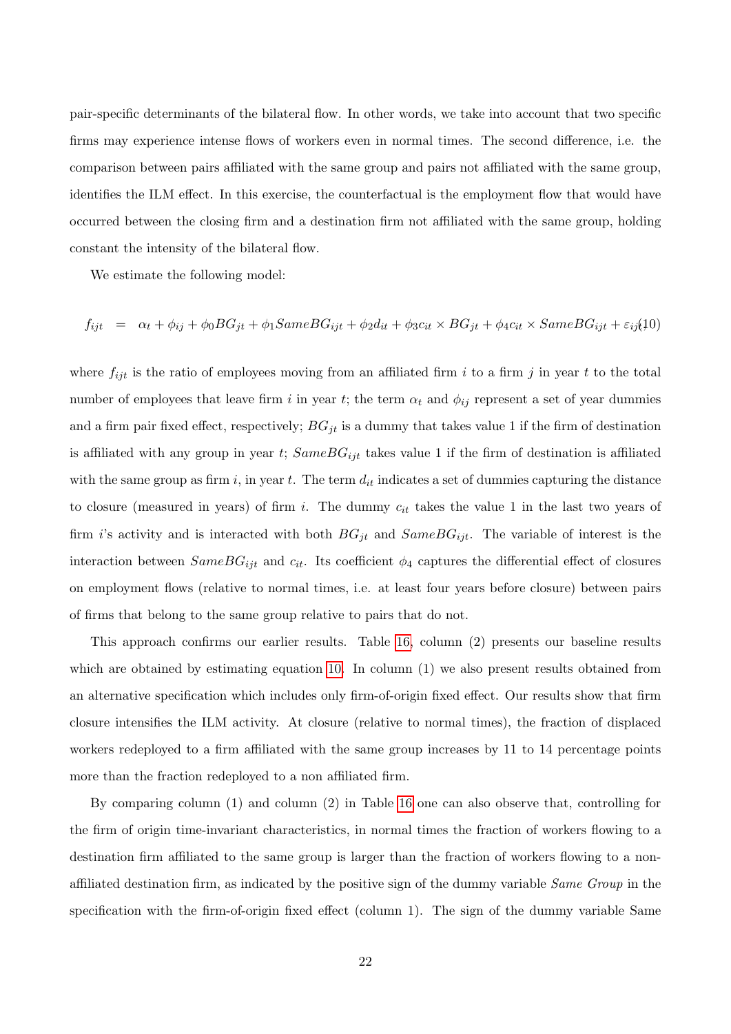pair-specific determinants of the bilateral flow. In other words, we take into account that two specific firms may experience intense flows of workers even in normal times. The second difference, i.e. the comparison between pairs affiliated with the same group and pairs not affiliated with the same group, identifies the ILM effect. In this exercise, the counterfactual is the employment flow that would have occurred between the closing firm and a destination firm not affiliated with the same group, holding constant the intensity of the bilateral flow.

We estimate the following model:

$$f_{ijt} = \alpha_t + \phi_{ij} + \phi_0 BG_{jt} + \phi_1 SameBG_{ijt} + \phi_2 d_{it} + \phi_3 c_{it} \times BG_{jt} + \phi_4 c_{it} \times SameBG_{ijt} + \varepsilon_{ijt} \quad (10)$$

where $f_{ijt}$ is the ratio of employees moving from an affiliated firm $i$ to a firm $j$ in year $t$ to the total number of employees that leave firm $i$ in year $t$; the term $\alpha_t$ and $\phi_{ij}$ represent a set of year dummies and a firm pair fixed effect, respectively; $BG_{jt}$ is a dummy that takes value 1 if the firm of destination is affiliated with any group in year $t$; $SameBG_{ijt}$ takes value 1 if the firm of destination is affiliated with the same group as firm $i$, in year $t$. The term $d_{it}$ indicates a set of dummies capturing the distance to closure (measured in years) of firm $i$. The dummy $c_{it}$ takes the value 1 in the last two years of firm $i$'s activity and is interacted with both $BG_{jt}$ and $SameBG_{ijt}$. The variable of interest is the interaction between $SameBG_{ijt}$ and $c_{it}$. Its coefficient $\phi_4$ captures the differential effect of closures on employment flows (relative to normal times, i.e. at least four years before closure) between pairs of firms that belong to the same group relative to pairs that do not.

This approach confirms our earlier results. Table 16, column (2) presents our baseline results which are obtained by estimating equation 10. In column (1) we also present results obtained from an alternative specification which includes only firm-of-origin fixed effect. Our results show that firm closure intensifies the ILM activity. At closure (relative to normal times), the fraction of displaced workers redeployed to a firm affiliated with the same group increases by 11 to 14 percentage points more than the fraction redeployed to a non affiliated firm.

By comparing column (1) and column (2) in Table 16 one can also observe that, controlling for the firm of origin time-invariant characteristics, in normal times the fraction of workers flowing to a destination firm affiliated to the same group is larger than the fraction of workers flowing to a non-affiliated destination firm, as indicated by the positive sign of the dummy variable *Same Group* in the specification with the firm-of-origin fixed effect (column 1). The sign of the dummy variable Same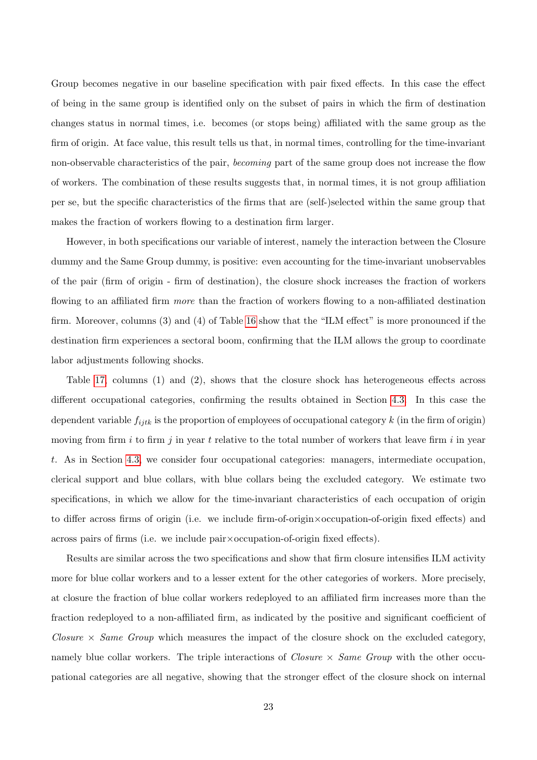Group becomes negative in our baseline specification with pair fixed effects. In this case the effect of being in the same group is identified only on the subset of pairs in which the firm of destination changes status in normal times, i.e. becomes (or stops being) affiliated with the same group as the firm of origin. At face value, this result tells us that, in normal times, controlling for the time-invariant non-observable characteristics of the pair, *becoming* part of the same group does not increase the flow of workers. The combination of these results suggests that, in normal times, it is not group affiliation per se, but the specific characteristics of the firms that are (self-)selected within the same group that makes the fraction of workers flowing to a destination firm larger.

However, in both specifications our variable of interest, namely the interaction between the Closure dummy and the Same Group dummy, is positive: even accounting for the time-invariant unobservables of the pair (firm of origin - firm of destination), the closure shock increases the fraction of workers flowing to an affiliated firm *more* than the fraction of workers flowing to a non-affiliated destination firm. Moreover, columns (3) and (4) of Table 16 show that the "ILM effect" is more pronounced if the destination firm experiences a sectoral boom, confirming that the ILM allows the group to coordinate labor adjustments following shocks.

Table 17, columns (1) and (2), shows that the closure shock has heterogeneous effects across different occupational categories, confirming the results obtained in Section 4.3. In this case the dependent variable $f_{ijtk}$ is the proportion of employees of occupational category $k$ (in the firm of origin) moving from firm $i$ to firm $j$ in year $t$ relative to the total number of workers that leave firm $i$ in year $t$. As in Section 4.3, we consider four occupational categories: managers, intermediate occupation, clerical support and blue collars, with blue collars being the excluded category. We estimate two specifications, in which we allow for the time-invariant characteristics of each occupation of origin to differ across firms of origin (i.e. we include firm-of-origin×occupation-of-origin fixed effects) and across pairs of firms (i.e. we include pair×occupation-of-origin fixed effects).

Results are similar across the two specifications and show that firm closure intensifies ILM activity more for blue collar workers and to a lesser extent for the other categories of workers. More precisely, at closure the fraction of blue collar workers redeployed to an affiliated firm increases more than the fraction redeployed to a non-affiliated firm, as indicated by the positive and significant coefficient of *Closure × Same Group* which measures the impact of the closure shock on the excluded category, namely blue collar workers. The triple interactions of *Closure × Same Group* with the other occupational categories are all negative, showing that the stronger effect of the closure shock on internal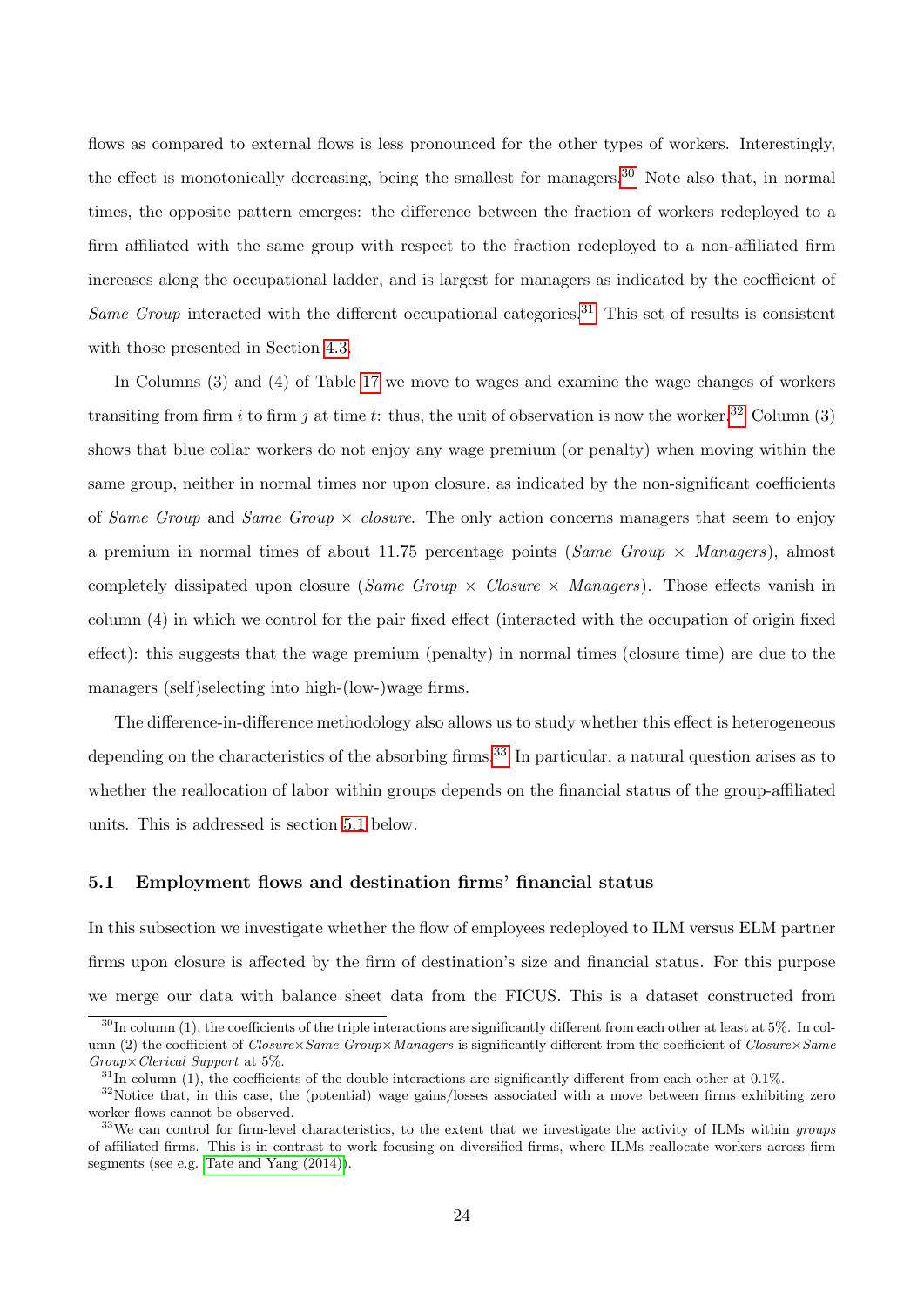flows as compared to external flows is less pronounced for the other types of workers. Interestingly, the effect is monotonically decreasing, being the smallest for managers.[30] Note also that, in normal times, the opposite pattern emerges: the difference between the fraction of workers redeployed to a firm affiliated with the same group with respect to the fraction redeployed to a non-affiliated firm increases along the occupational ladder, and is largest for managers as indicated by the coefficient of *Same Group* interacted with the different occupational categories.[31] This set of results is consistent with those presented in Section 4.3.

In Columns (3) and (4) of Table 17 we move to wages and examine the wage changes of workers transiting from firm $i$ to firm $j$ at time $t$: thus, the unit of observation is now the worker.[32] Column (3) shows that blue collar workers do not enjoy any wage premium (or penalty) when moving within the same group, neither in normal times nor upon closure, as indicated by the non-significant coefficients of *Same Group* and *Same Group × closure*. The only action concerns managers that seem to enjoy a premium in normal times of about 11.75 percentage points (*Same Group × Managers*), almost completely dissipated upon closure (*Same Group × Closure × Managers*). Those effects vanish in column (4) in which we control for the pair fixed effect (interacted with the occupation of origin fixed effect): this suggests that the wage premium (penalty) in normal times (closure time) are due to the managers (self)selecting into high-(low-)wage firms.

The difference-in-difference methodology also allows us to study whether this effect is heterogeneous depending on the characteristics of the absorbing firms.[33] In particular, a natural question arises as to whether the reallocation of labor within groups depends on the financial status of the group-affiliated units. This is addressed is section 5.1 below.

### 5.1 Employment flows and destination firms' financial status

In this subsection we investigate whether the flow of employees redeployed to ILM versus ELM partner firms upon closure is affected by the firm of destination's size and financial status. For this purpose we merge our data with balance sheet data from the FICUS. This is a dataset constructed from

[30] In column (1), the coefficients of the triple interactions are significantly different from each other at least at 5%. In column (2) the coefficient of *Closure×Same Group×Managers* is significantly different from the coefficient of *Closure×Same Group×Clerical Support* at 5%.

[31] In column (1), the coefficients of the double interactions are significantly different from each other at 0.1%.

[32] Notice that, in this case, the (potential) wage gains/losses associated with a move between firms exhibiting zero worker flows cannot be observed.

[33] We can control for firm-level characteristics, to the extent that we investigate the activity of ILMs within *groups* of affiliated firms. This is in contrast to work focusing on diversified firms, where ILMs reallocate workers across firm segments (see e.g. Tate and Yang (2014)).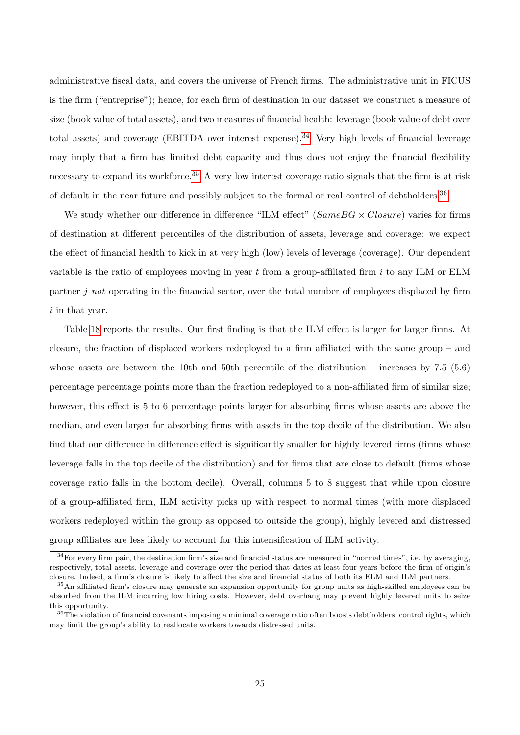administrative fiscal data, and covers the universe of French firms. The administrative unit in FICUS is the firm ("entreprise"); hence, for each firm of destination in our dataset we construct a measure of size (book value of total assets), and two measures of financial health: leverage (book value of debt over total assets) and coverage (EBITDA over interest expense).[34] Very high levels of financial leverage may imply that a firm has limited debt capacity and thus does not enjoy the financial flexibility necessary to expand its workforce.[35] A very low interest coverage ratio signals that the firm is at risk of default in the near future and possibly subject to the formal or real control of debtholders.[36]

We study whether our difference in difference "ILM effect" ($SameBG \times Closure$) varies for firms of destination at different percentiles of the distribution of assets, leverage and coverage: we expect the effect of financial health to kick in at very high (low) levels of leverage (coverage). Our dependent variable is the ratio of employees moving in year $t$ from a group-affiliated firm $i$ to any ILM or ELM partner $j$ *not* operating in the financial sector, over the total number of employees displaced by firm $i$ in that year.

Table 18 reports the results. Our first finding is that the ILM effect is larger for larger firms. At closure, the fraction of displaced workers redeployed to a firm affiliated with the same group – and whose assets are between the 10th and 50th percentile of the distribution – increases by 7.5 (5.6) percentage percentage points more than the fraction redeployed to a non-affiliated firm of similar size; however, this effect is 5 to 6 percentage points larger for absorbing firms whose assets are above the median, and even larger for absorbing firms with assets in the top decile of the distribution. We also find that our difference in difference effect is significantly smaller for highly levered firms (firms whose leverage falls in the top decile of the distribution) and for firms that are close to default (firms whose coverage ratio falls in the bottom decile). Overall, columns 5 to 8 suggest that while upon closure of a group-affiliated firm, ILM activity picks up with respect to normal times (with more displaced workers redeployed within the group as opposed to outside the group), highly levered and distressed group affiliates are less likely to account for this intensification of ILM activity.

[34] For every firm pair, the destination firm's size and financial status are measured in "normal times", i.e. by averaging, respectively, total assets, leverage and coverage over the period that dates at least four years before the firm of origin's closure. Indeed, a firm's closure is likely to affect the size and financial status of both its ELM and ILM partners.

[35] An affiliated firm's closure may generate an expansion opportunity for group units as high-skilled employees can be absorbed from the ILM incurring low hiring costs. However, debt overhang may prevent highly levered units to seize this opportunity.

[36] The violation of financial covenants imposing a minimal coverage ratio often boosts debtholders' control rights, which may limit the group's ability to reallocate workers towards distressed units.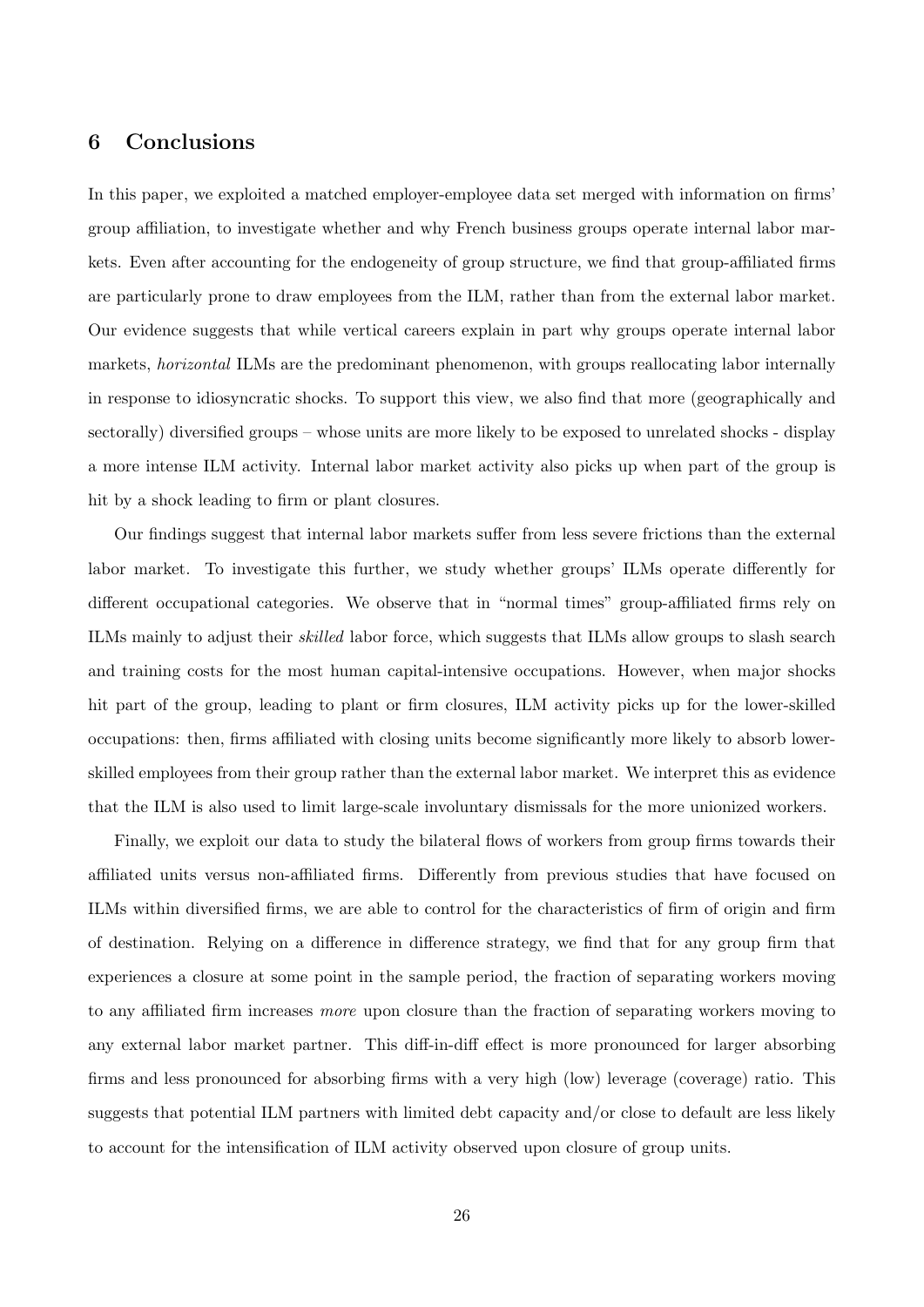## 6 Conclusions

In this paper, we exploited a matched employer-employee data set merged with information on firms' group affiliation, to investigate whether and why French business groups operate internal labor markets. Even after accounting for the endogeneity of group structure, we find that group-affiliated firms are particularly prone to draw employees from the ILM, rather than from the external labor market. Our evidence suggests that while vertical careers explain in part why groups operate internal labor markets, *horizontal* ILMs are the predominant phenomenon, with groups reallocating labor internally in response to idiosyncratic shocks. To support this view, we also find that more (geographically and sectorally) diversified groups – whose units are more likely to be exposed to unrelated shocks - display a more intense ILM activity. Internal labor market activity also picks up when part of the group is hit by a shock leading to firm or plant closures.

Our findings suggest that internal labor markets suffer from less severe frictions than the external labor market. To investigate this further, we study whether groups' ILMs operate differently for different occupational categories. We observe that in "normal times" group-affiliated firms rely on ILMs mainly to adjust their *skilled* labor force, which suggests that ILMs allow groups to slash search and training costs for the most human capital-intensive occupations. However, when major shocks hit part of the group, leading to plant or firm closures, ILM activity picks up for the lower-skilled occupations: then, firms affiliated with closing units become significantly more likely to absorb lower-skilled employees from their group rather than the external labor market. We interpret this as evidence that the ILM is also used to limit large-scale involuntary dismissals for the more unionized workers.

Finally, we exploit our data to study the bilateral flows of workers from group firms towards their affiliated units versus non-affiliated firms. Differently from previous studies that have focused on ILMs within diversified firms, we are able to control for the characteristics of firm of origin and firm of destination. Relying on a difference in difference strategy, we find that for any group firm that experiences a closure at some point in the sample period, the fraction of separating workers moving to any affiliated firm increases *more* upon closure than the fraction of separating workers moving to any external labor market partner. This diff-in-diff effect is more pronounced for larger absorbing firms and less pronounced for absorbing firms with a very high (low) leverage (coverage) ratio. This suggests that potential ILM partners with limited debt capacity and/or close to default are less likely to account for the intensification of ILM activity observed upon closure of group units.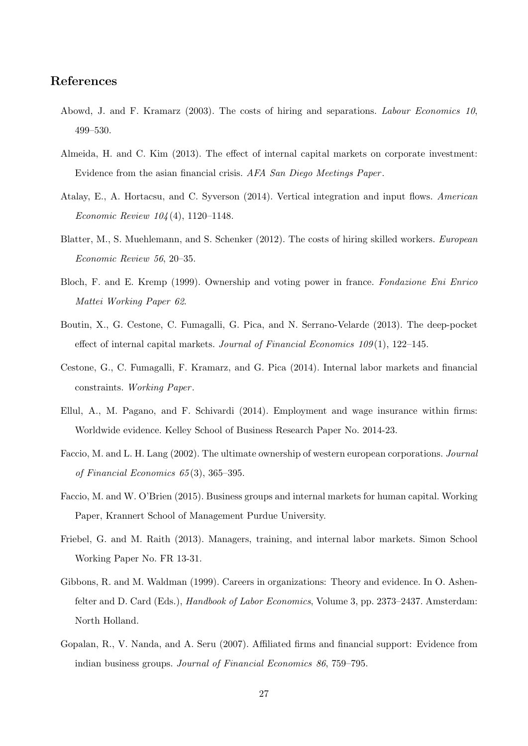## References

Abowd, J. and F. Kramarz (2003). The costs of hiring and separations. *Labour Economics 10*, 499–530.

Almeida, H. and C. Kim (2013). The effect of internal capital markets on corporate investment: Evidence from the asian financial crisis. *AFA San Diego Meetings Paper*.

Atalay, E., A. Hortacsu, and C. Syverson (2014). Vertical integration and input flows. *American Economic Review 104*(4), 1120–1148.

Blatter, M., S. Muehlemann, and S. Schenker (2012). The costs of hiring skilled workers. *European Economic Review 56*, 20–35.

Bloch, F. and E. Kremp (1999). Ownership and voting power in france. *Fondazione Eni Enrico Mattei Working Paper 62*.

Boutin, X., G. Cestone, C. Fumagalli, G. Pica, and N. Serrano-Velarde (2013). The deep-pocket effect of internal capital markets. *Journal of Financial Economics 109*(1), 122–145.

Cestone, G., C. Fumagalli, F. Kramarz, and G. Pica (2014). Internal labor markets and financial constraints. *Working Paper*.

Ellul, A., M. Pagano, and F. Schivardi (2014). Employment and wage insurance within firms: Worldwide evidence. Kelley School of Business Research Paper No. 2014-23.

Faccio, M. and L. H. Lang (2002). The ultimate ownership of western european corporations. *Journal of Financial Economics 65*(3), 365–395.

Faccio, M. and W. O'Brien (2015). Business groups and internal markets for human capital. Working Paper, Krannert School of Management Purdue University.

Friebel, G. and M. Raith (2013). Managers, training, and internal labor markets. Simon School Working Paper No. FR 13-31.

Gibbons, R. and M. Waldman (1999). Careers in organizations: Theory and evidence. In O. Ashenfelter and D. Card (Eds.), *Handbook of Labor Economics*, Volume 3, pp. 2373–2437. Amsterdam: North Holland.

Gopalan, R., V. Nanda, and A. Seru (2007). Affiliated firms and financial support: Evidence from indian business groups. *Journal of Financial Economics 86*, 759–795.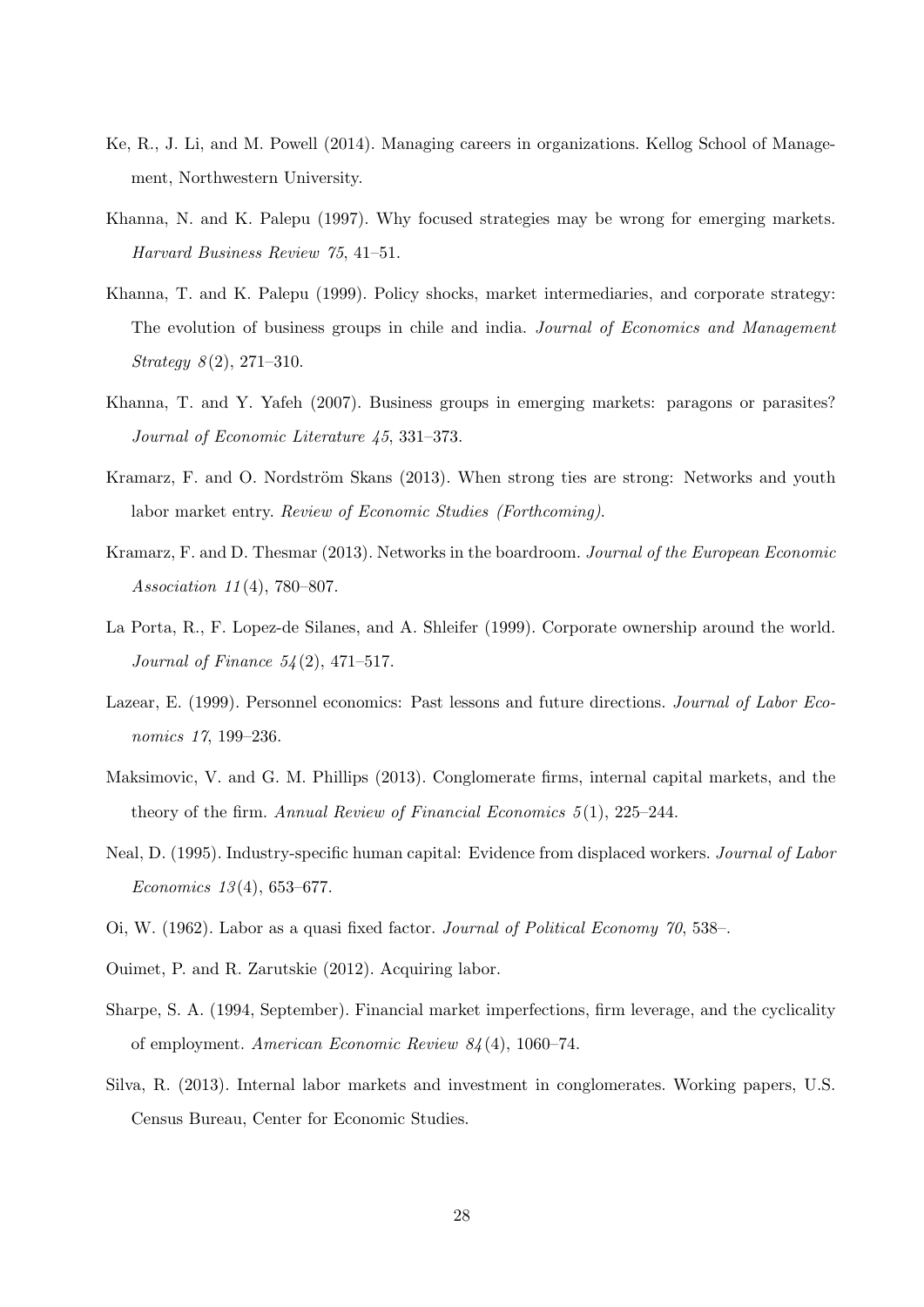Ke, R., J. Li, and M. Powell (2014). Managing careers in organizations. Kellog School of Management, Northwestern University.

Khanna, N. and K. Palepu (1997). Why focused strategies may be wrong for emerging markets. *Harvard Business Review 75*, 41–51.

Khanna, T. and K. Palepu (1999). Policy shocks, market intermediaries, and corporate strategy: The evolution of business groups in chile and india. *Journal of Economics and Management Strategy 8*(2), 271–310.

Khanna, T. and Y. Yafeh (2007). Business groups in emerging markets: paragons or parasites? *Journal of Economic Literature 45*, 331–373.

Kramarz, F. and O. Nordström Skans (2013). When strong ties are strong: Networks and youth labor market entry. *Review of Economic Studies (Forthcoming)*.

Kramarz, F. and D. Thesmar (2013). Networks in the boardroom. *Journal of the European Economic Association 11*(4), 780–807.

La Porta, R., F. Lopez-de Silanes, and A. Shleifer (1999). Corporate ownership around the world. *Journal of Finance 54*(2), 471–517.

Lazear, E. (1999). Personnel economics: Past lessons and future directions. *Journal of Labor Economics 17*, 199–236.

Maksimovic, V. and G. M. Phillips (2013). Conglomerate firms, internal capital markets, and the theory of the firm. *Annual Review of Financial Economics 5*(1), 225–244.

Neal, D. (1995). Industry-specific human capital: Evidence from displaced workers. *Journal of Labor Economics 13*(4), 653–677.

Oi, W. (1962). Labor as a quasi fixed factor. *Journal of Political Economy 70*, 538–.

Ouimet, P. and R. Zarutskie (2012). Acquiring labor.

Sharpe, S. A. (1994, September). Financial market imperfections, firm leverage, and the cyclicality of employment. *American Economic Review 84*(4), 1060–74.

Silva, R. (2013). Internal labor markets and investment in conglomerates. Working papers, U.S. Census Bureau, Center for Economic Studies.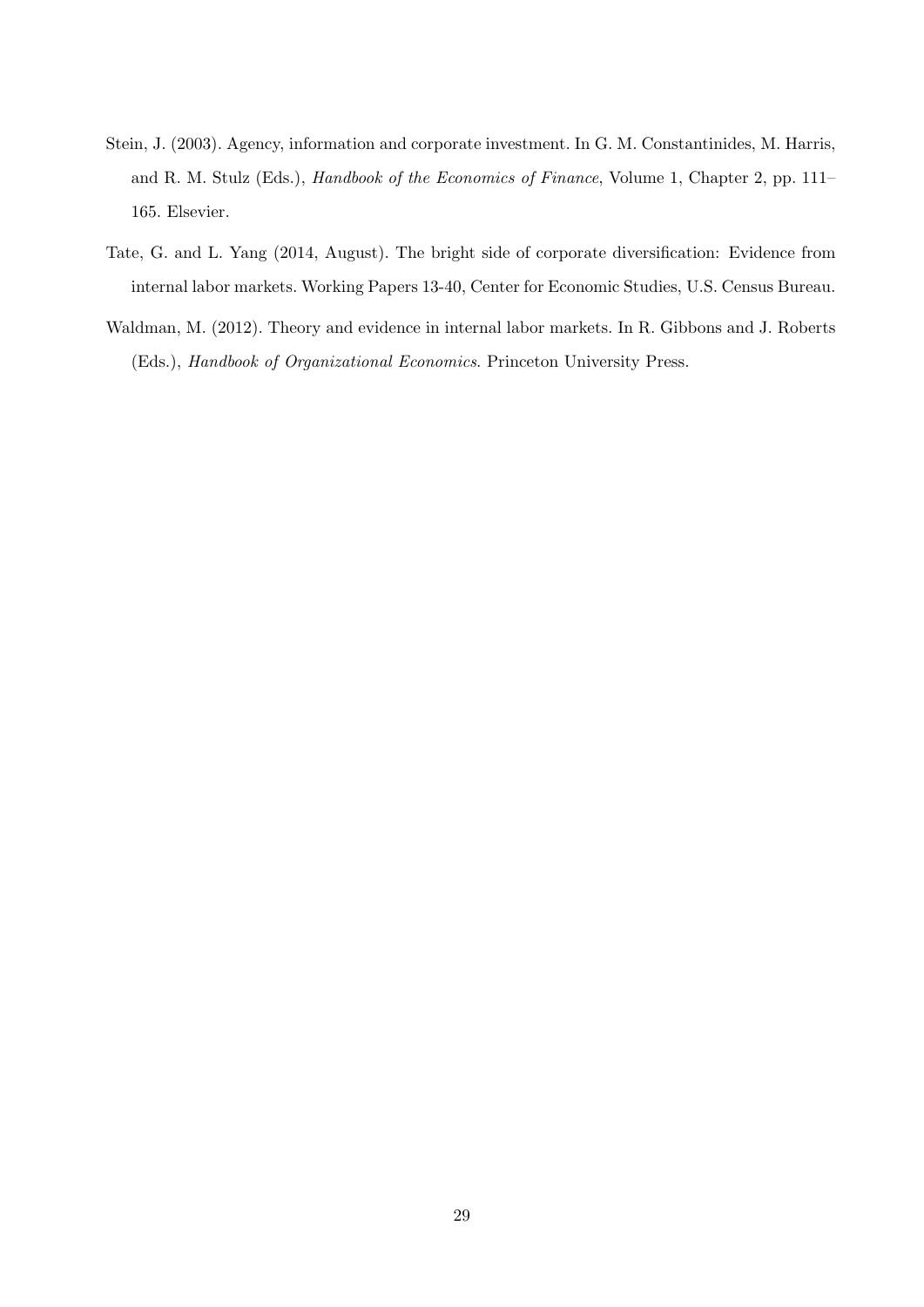Stein, J. (2003). Agency, information and corporate investment. In G. M. Constantinides, M. Harris, and R. M. Stulz (Eds.), *Handbook of the Economics of Finance*, Volume 1, Chapter 2, pp. 111–165. Elsevier.

Tate, G. and L. Yang (2014, August). The bright side of corporate diversification: Evidence from internal labor markets. Working Papers 13-40, Center for Economic Studies, U.S. Census Bureau.

Waldman, M. (2012). Theory and evidence in internal labor markets. In R. Gibbons and J. Roberts (Eds.), *Handbook of Organizational Economics*. Princeton University Press.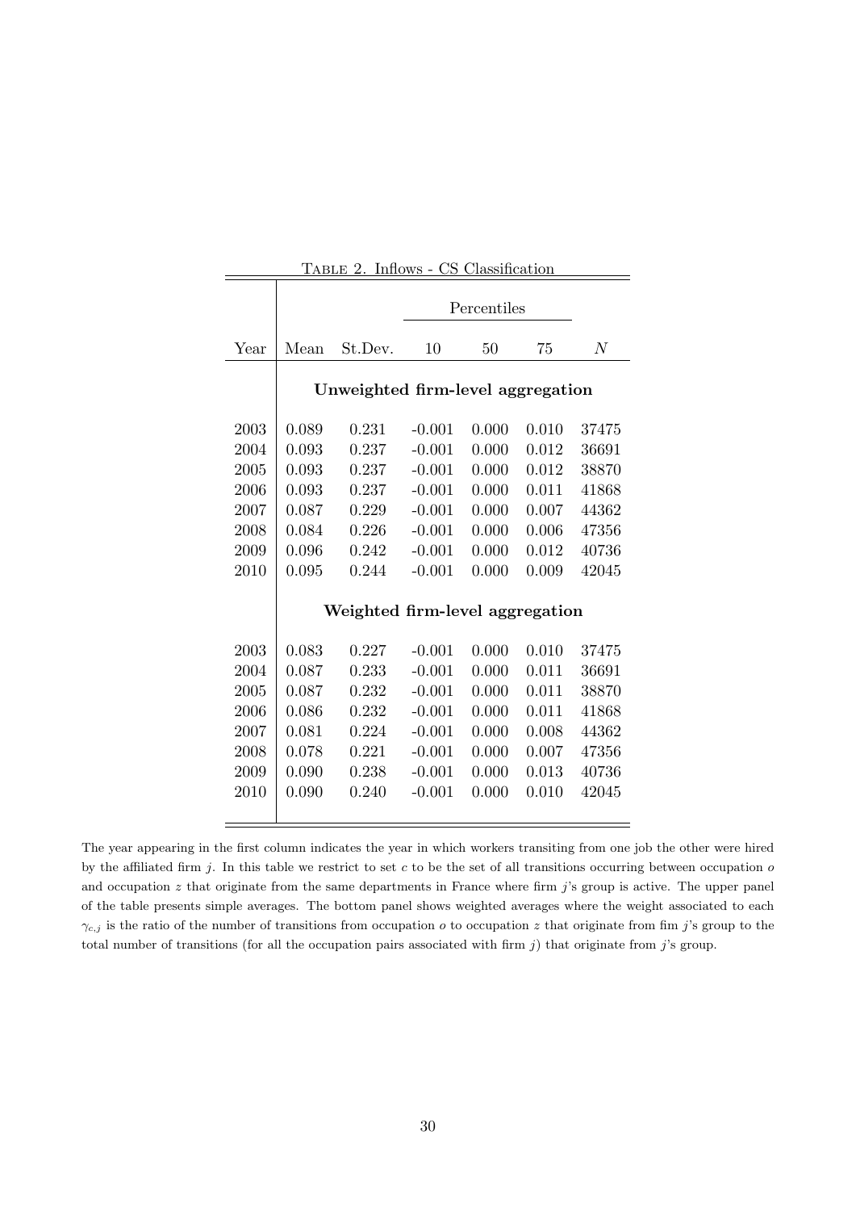Table 2. Inflows - CS Classification

| | | | Percentiles | | | |
|---|---|---|---|---|---|---|
| Year | Mean | St.Dev. | 10 | 50 | 75 | $N$ |
| | **Unweighted firm-level aggregation** | | | | | |
| 2003 | 0.089 | 0.231 | -0.001 | 0.000 | 0.010 | 37475 |
| 2004 | 0.093 | 0.237 | -0.001 | 0.000 | 0.012 | 36691 |
| 2005 | 0.093 | 0.237 | -0.001 | 0.000 | 0.012 | 38870 |
| 2006 | 0.093 | 0.237 | -0.001 | 0.000 | 0.011 | 41868 |
| 2007 | 0.087 | 0.229 | -0.001 | 0.000 | 0.007 | 44362 |
| 2008 | 0.084 | 0.226 | -0.001 | 0.000 | 0.006 | 47356 |
| 2009 | 0.096 | 0.242 | -0.001 | 0.000 | 0.012 | 40736 |
| 2010 | 0.095 | 0.244 | -0.001 | 0.000 | 0.009 | 42045 |
| | **Weighted firm-level aggregation** | | | | | |
| 2003 | 0.083 | 0.227 | -0.001 | 0.000 | 0.010 | 37475 |
| 2004 | 0.087 | 0.233 | -0.001 | 0.000 | 0.011 | 36691 |
| 2005 | 0.087 | 0.232 | -0.001 | 0.000 | 0.011 | 38870 |
| 2006 | 0.086 | 0.232 | -0.001 | 0.000 | 0.011 | 41868 |
| 2007 | 0.081 | 0.224 | -0.001 | 0.000 | 0.008 | 44362 |
| 2008 | 0.078 | 0.221 | -0.001 | 0.000 | 0.007 | 47356 |
| 2009 | 0.090 | 0.238 | -0.001 | 0.000 | 0.013 | 40736 |
| 2010 | 0.090 | 0.240 | -0.001 | 0.000 | 0.010 | 42045 |

The year appearing in the first column indicates the year in which workers transiting from one job the other were hired by the affiliated firm $j$. In this table we restrict to set $c$ to be the set of all transitions occurring between occupation $o$ and occupation $z$ that originate from the same departments in France where firm $j$'s group is active. The upper panel of the table presents simple averages. The bottom panel shows weighted averages where the weight associated to each $\gamma_{c,j}$ is the ratio of the number of transitions from occupation $o$ to occupation $z$ that originate from fim $j$'s group to the total number of transitions (for all the occupation pairs associated with firm $j$) that originate from $j$'s group.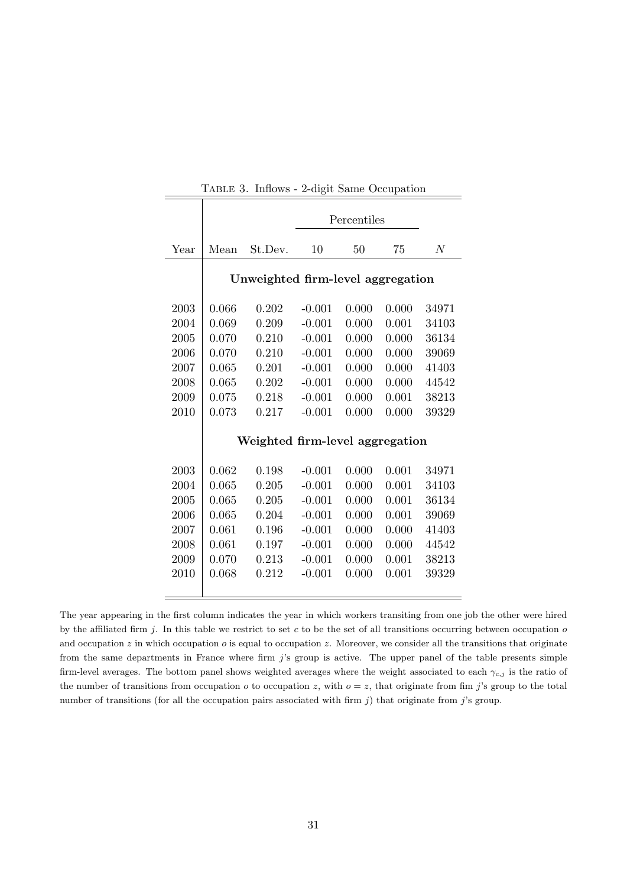Table 3. Inflows - 2-digit Same Occupation

| | | | Percentiles | | | |
|---|---|---|---|---|---|---|
| Year | Mean | St.Dev. | 10 | 50 | 75 | $N$ |
| | **Unweighted firm-level aggregation** | | | | | |
| 2003 | 0.066 | 0.202 | -0.001 | 0.000 | 0.000 | 34971 |
| 2004 | 0.069 | 0.209 | -0.001 | 0.000 | 0.001 | 34103 |
| 2005 | 0.070 | 0.210 | -0.001 | 0.000 | 0.000 | 36134 |
| 2006 | 0.070 | 0.210 | -0.001 | 0.000 | 0.000 | 39069 |
| 2007 | 0.065 | 0.201 | -0.001 | 0.000 | 0.000 | 41403 |
| 2008 | 0.065 | 0.202 | -0.001 | 0.000 | 0.000 | 44542 |
| 2009 | 0.075 | 0.218 | -0.001 | 0.000 | 0.001 | 38213 |
| 2010 | 0.073 | 0.217 | -0.001 | 0.000 | 0.000 | 39329 |
| | **Weighted firm-level aggregation** | | | | | |
| 2003 | 0.062 | 0.198 | -0.001 | 0.000 | 0.001 | 34971 |
| 2004 | 0.065 | 0.205 | -0.001 | 0.000 | 0.001 | 34103 |
| 2005 | 0.065 | 0.205 | -0.001 | 0.000 | 0.001 | 36134 |
| 2006 | 0.065 | 0.204 | -0.001 | 0.000 | 0.001 | 39069 |
| 2007 | 0.061 | 0.196 | -0.001 | 0.000 | 0.000 | 41403 |
| 2008 | 0.061 | 0.197 | -0.001 | 0.000 | 0.000 | 44542 |
| 2009 | 0.070 | 0.213 | -0.001 | 0.000 | 0.001 | 38213 |
| 2010 | 0.068 | 0.212 | -0.001 | 0.000 | 0.001 | 39329 |

The year appearing in the first column indicates the year in which workers transiting from one job the other were hired by the affiliated firm $j$. In this table we restrict to set $c$ to be the set of all transitions occurring between occupation $o$ and occupation $z$ in which occupation $o$ is equal to occupation $z$. Moreover, we consider all the transitions that originate from the same departments in France where firm $j$'s group is active. The upper panel of the table presents simple firm-level averages. The bottom panel shows weighted averages where the weight associated to each $\gamma_{c,j}$ is the ratio of the number of transitions from occupation $o$ to occupation $z$, with $o = z$, that originate from fim $j$'s group to the total number of transitions (for all the occupation pairs associated with firm $j$) that originate from $j$'s group.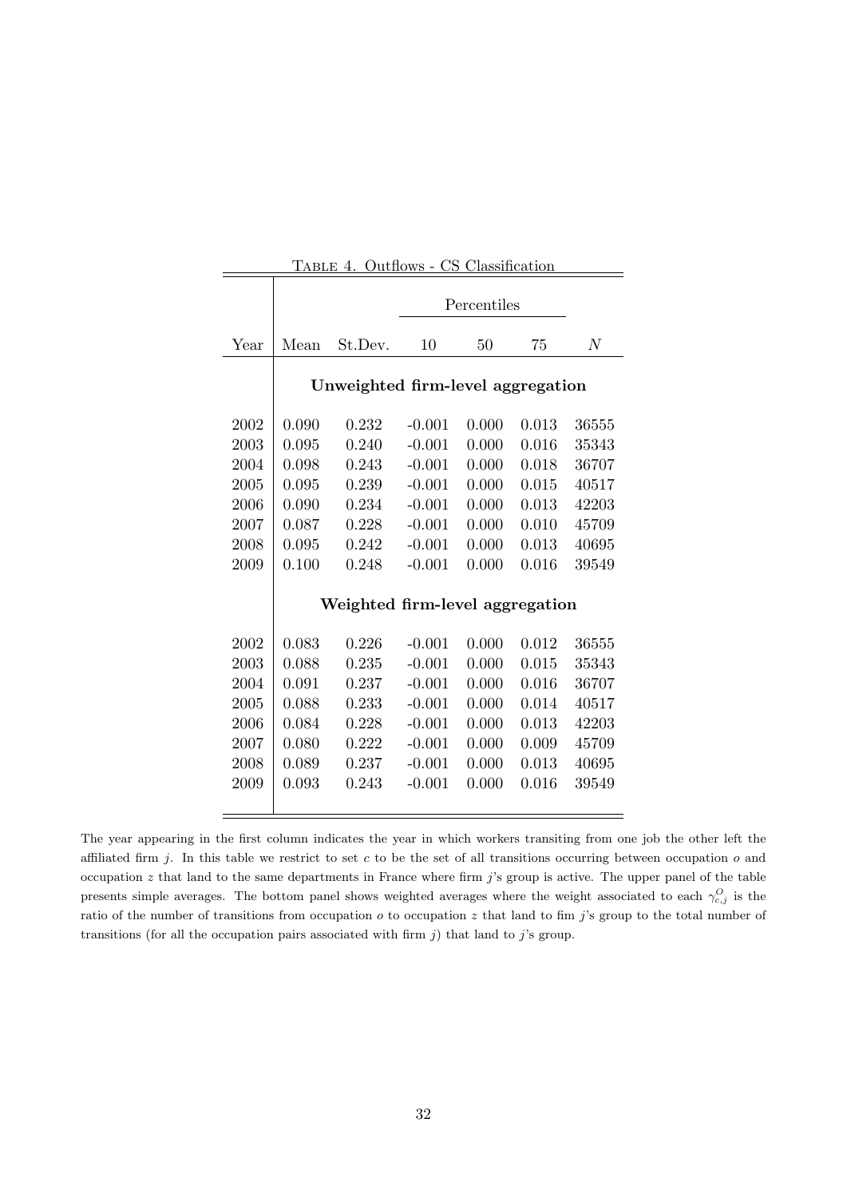Table 4. Outflows - CS Classification

| Year | Mean | St.Dev. | Percentiles 10 | 50 | 75 | $N$ |
|---|---|---|---|---|---|---|
| | **Unweighted firm-level aggregation** | | | | | |
| 2002 | 0.090 | 0.232 | -0.001 | 0.000 | 0.013 | 36555 |
| 2003 | 0.095 | 0.240 | -0.001 | 0.000 | 0.016 | 35343 |
| 2004 | 0.098 | 0.243 | -0.001 | 0.000 | 0.018 | 36707 |
| 2005 | 0.095 | 0.239 | -0.001 | 0.000 | 0.015 | 40517 |
| 2006 | 0.090 | 0.234 | -0.001 | 0.000 | 0.013 | 42203 |
| 2007 | 0.087 | 0.228 | -0.001 | 0.000 | 0.010 | 45709 |
| 2008 | 0.095 | 0.242 | -0.001 | 0.000 | 0.013 | 40695 |
| 2009 | 0.100 | 0.248 | -0.001 | 0.000 | 0.016 | 39549 |
| | **Weighted firm-level aggregation** | | | | | |
| 2002 | 0.083 | 0.226 | -0.001 | 0.000 | 0.012 | 36555 |
| 2003 | 0.088 | 0.235 | -0.001 | 0.000 | 0.015 | 35343 |
| 2004 | 0.091 | 0.237 | -0.001 | 0.000 | 0.016 | 36707 |
| 2005 | 0.088 | 0.233 | -0.001 | 0.000 | 0.014 | 40517 |
| 2006 | 0.084 | 0.228 | -0.001 | 0.000 | 0.013 | 42203 |
| 2007 | 0.080 | 0.222 | -0.001 | 0.000 | 0.009 | 45709 |
| 2008 | 0.089 | 0.237 | -0.001 | 0.000 | 0.013 | 40695 |
| 2009 | 0.093 | 0.243 | -0.001 | 0.000 | 0.016 | 39549 |

The year appearing in the first column indicates the year in which workers transiting from one job the other left the affiliated firm $j$. In this table we restrict to set $c$ to be the set of all transitions occurring between occupation $o$ and occupation $z$ that land to the same departments in France where firm $j$'s group is active. The upper panel of the table presents simple averages. The bottom panel shows weighted averages where the weight associated to each $\gamma^{O}_{c,j}$ is the ratio of the number of transitions from occupation $o$ to occupation $z$ that land to fim $j$'s group to the total number of transitions (for all the occupation pairs associated with firm $j$) that land to $j$'s group.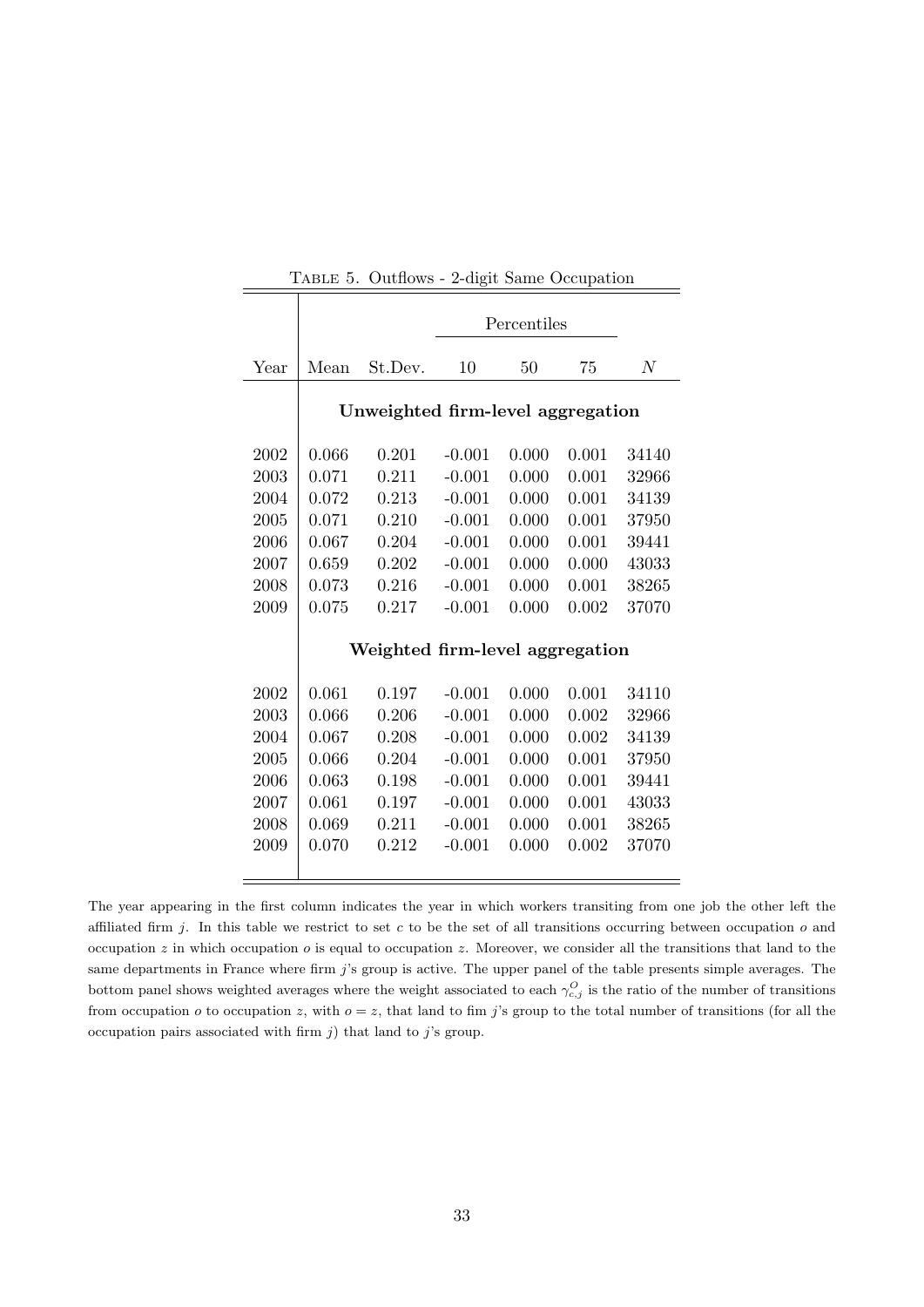Table 5. Outflows - 2-digit Same Occupation

| Year | Mean | St.Dev. | Percentiles | | | $N$ |
|---|---|---|---|---|---|---|
| | | | 10 | 50 | 75 | |
| | **Unweighted firm-level aggregation** | | | | | |
| 2002 | 0.066 | 0.201 | -0.001 | 0.000 | 0.001 | 34140 |
| 2003 | 0.071 | 0.211 | -0.001 | 0.000 | 0.001 | 32966 |
| 2004 | 0.072 | 0.213 | -0.001 | 0.000 | 0.001 | 34139 |
| 2005 | 0.071 | 0.210 | -0.001 | 0.000 | 0.001 | 37950 |
| 2006 | 0.067 | 0.204 | -0.001 | 0.000 | 0.001 | 39441 |
| 2007 | 0.659 | 0.202 | -0.001 | 0.000 | 0.000 | 43033 |
| 2008 | 0.073 | 0.216 | -0.001 | 0.000 | 0.001 | 38265 |
| 2009 | 0.075 | 0.217 | -0.001 | 0.000 | 0.002 | 37070 |
| | **Weighted firm-level aggregation** | | | | | |
| 2002 | 0.061 | 0.197 | -0.001 | 0.000 | 0.001 | 34110 |
| 2003 | 0.066 | 0.206 | -0.001 | 0.000 | 0.002 | 32966 |
| 2004 | 0.067 | 0.208 | -0.001 | 0.000 | 0.002 | 34139 |
| 2005 | 0.066 | 0.204 | -0.001 | 0.000 | 0.001 | 37950 |
| 2006 | 0.063 | 0.198 | -0.001 | 0.000 | 0.001 | 39441 |
| 2007 | 0.061 | 0.197 | -0.001 | 0.000 | 0.001 | 43033 |
| 2008 | 0.069 | 0.211 | -0.001 | 0.000 | 0.001 | 38265 |
| 2009 | 0.070 | 0.212 | -0.001 | 0.000 | 0.002 | 37070 |

The year appearing in the first column indicates the year in which workers transiting from one job the other left the affiliated firm $j$. In this table we restrict to set $c$ to be the set of all transitions occurring between occupation $o$ and occupation $z$ in which occupation $o$ is equal to occupation $z$. Moreover, we consider all the transitions that land to the same departments in France where firm $j$'s group is active. The upper panel of the table presents simple averages. The bottom panel shows weighted averages where the weight associated to each $\gamma^{O}_{c,j}$ is the ratio of the number of transitions from occupation $o$ to occupation $z$, with $o = z$, that land to fim $j$'s group to the total number of transitions (for all the occupation pairs associated with firm $j$) that land to $j$'s group.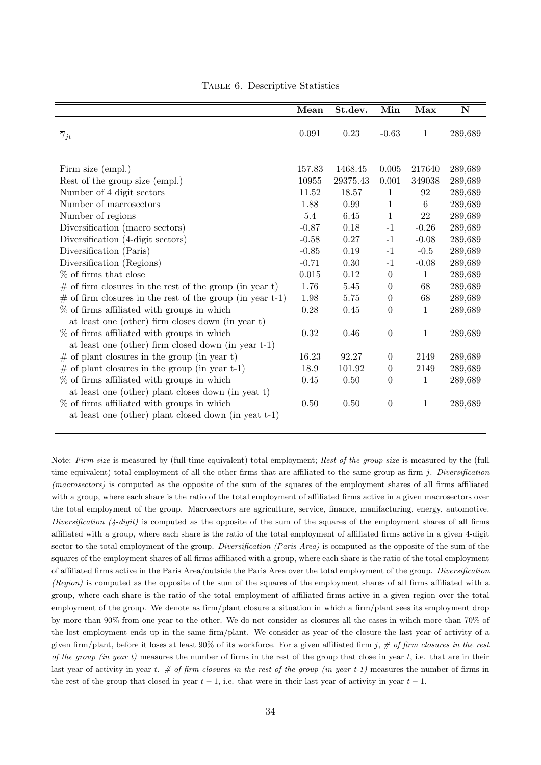Table 6. Descriptive Statistics

| | Mean | St.dev. | Min | Max | N |
|---|---|---|---|---|---|
| $\overline{\gamma}_{jt}$ | 0.091 | 0.23 | -0.63 | 1 | 289,689 |
| Firm size (empl.) | 157.83 | 1468.45 | 0.005 | 217640 | 289,689 |
| Rest of the group size (empl.) | 10955 | 29375.43 | 0.001 | 349038 | 289,689 |
| Number of 4 digit sectors | 11.52 | 18.57 | 1 | 92 | 289,689 |
| Number of macrosectors | 1.88 | 0.99 | 1 | 6 | 289,689 |
| Number of regions | 5.4 | 6.45 | 1 | 22 | 289,689 |
| Diversification (macro sectors) | -0.87 | 0.18 | -1 | -0.26 | 289,689 |
| Diversification (4-digit sectors) | -0.58 | 0.27 | -1 | -0.08 | 289,689 |
| Diversification (Paris) | -0.85 | 0.19 | -1 | -0.5 | 289,689 |
| Diversification (Regions) | -0.71 | 0.30 | -1 | -0.08 | 289,689 |
| % of firms that close | 0.015 | 0.12 | 0 | 1 | 289,689 |
| # of firm closures in the rest of the group (in year t) | 1.76 | 5.45 | 0 | 68 | 289,689 |
| # of firm closures in the rest of the group (in year t-1) | 1.98 | 5.75 | 0 | 68 | 289,689 |
| % of firms affiliated with groups in which at least one (other) firm closes down (in year t) | 0.28 | 0.45 | 0 | 1 | 289,689 |
| % of firms affiliated with groups in which at least one (other) firm closed down (in year t-1) | 0.32 | 0.46 | 0 | 1 | 289,689 |
| # of plant closures in the group (in year t) | 16.23 | 92.27 | 0 | 2149 | 289,689 |
| # of plant closures in the group (in year t-1) | 18.9 | 101.92 | 0 | 2149 | 289,689 |
| % of firms affiliated with groups in which at least one (other) plant closes down (in yeat t) | 0.45 | 0.50 | 0 | 1 | 289,689 |
| % of firms affiliated with groups in which at least one (other) plant closed down (in yeat t-1) | 0.50 | 0.50 | 0 | 1 | 289,689 |

Note: *Firm size* is measured by (full time equivalent) total employment; *Rest of the group size* is measured by the (full time equivalent) total employment of all the other firms that are affiliated to the same group as firm $j$. *Diversification (macrosectors)* is computed as the opposite of the sum of the squares of the employment shares of all firms affiliated with a group, where each share is the ratio of the total employment of affiliated firms active in a given macrosectors over the total employment of the group. Macrosectors are agriculture, service, finance, manifacturing, energy, automotive. *Diversification (4-digit)* is computed as the opposite of the sum of the squares of the employment shares of all firms affiliated with a group, where each share is the ratio of the total employment of affiliated firms active in a given 4-digit sector to the total employment of the group. *Diversification (Paris Area)* is computed as the opposite of the sum of the squares of the employment shares of all firms affiliated with a group, where each share is the ratio of the total employment of affiliated firms active in the Paris Area/outside the Paris Area over the total employment of the group. *Diversification (Region)* is computed as the opposite of the sum of the squares of the employment shares of all firms affiliated with a group, where each share is the ratio of the total employment of affiliated firms active in a given region over the total employment of the group. We denote as firm/plant closure a situation in which a firm/plant sees its employment drop by more than 90% from one year to the other. We do not consider as closures all the cases in wihch more than 70% of the lost employment ends up in the same firm/plant. We consider as year of the closure the last year of activity of a given firm/plant, before it loses at least 90% of its workforce. For a given affiliated firm $j$, *# of firm closures in the rest of the group (in year t)* measures the number of firms in the rest of the group that close in year $t$, i.e. that are in their last year of activity in year $t$. *# of firm closures in the rest of the group (in year t-1)* measures the number of firms in the rest of the group that closed in year $t-1$, i.e. that were in their last year of activity in year $t-1$.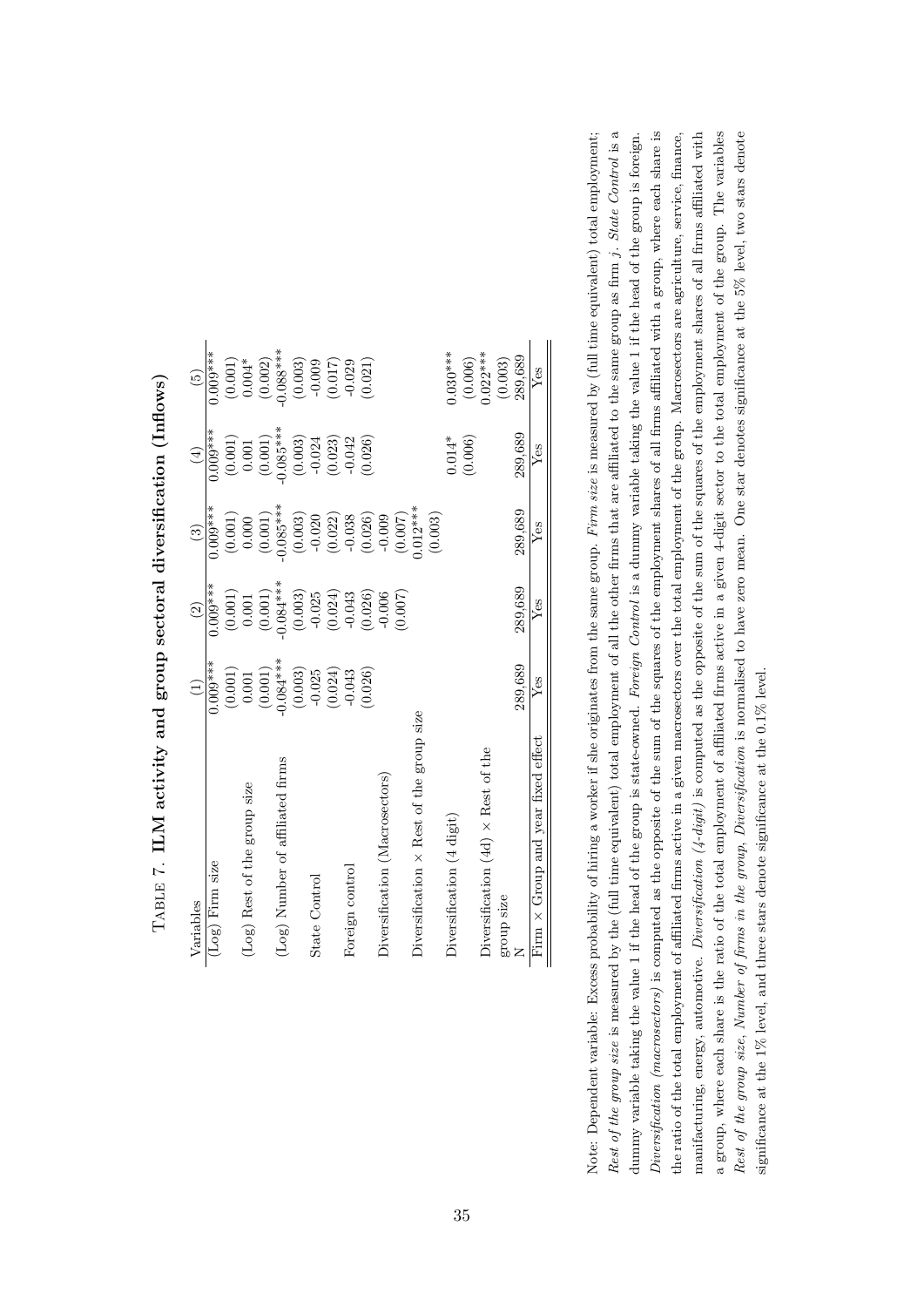Table 7. **ILM activity and group sectoral diversification (Inflows)**

| Variables | (1) | (2) | (3) | (4) | (5) |
|---|---|---|---|---|---|
| (Log) Firm size | 0.009*** | 0.009*** | 0.009*** | 0.009*** | 0.009*** |
| | (0.001) | (0.001) | (0.001) | (0.001) | (0.001) |
| (Log) Rest of the group size | 0.001 | 0.001 | 0.000 | 0.001 | 0.004* |
| | (0.001) | (0.001) | (0.001) | (0.001) | (0.002) |
| (Log) Number of affiliated firms | -0.084*** | -0.084*** | -0.085*** | -0.085*** | -0.088*** |
| | (0.003) | (0.003) | (0.003) | (0.003) | (0.003) |
| State Control | -0.025 | -0.025 | -0.020 | -0.024 | -0.009 |
| | (0.024) | (0.024) | (0.022) | (0.023) | (0.017) |
| Foreign control | -0.043 | -0.043 | -0.038 | -0.042 | -0.029 |
| | (0.026) | (0.026) | (0.026) | (0.026) | (0.021) |
| Diversification (Macrosectors) | | -0.006 | -0.009 | | |
| | | (0.007) | (0.007) | | |
| Diversification × Rest of the group size | | | 0.012*** | | |
| | | | (0.003) | | |
| Diversification (4 digit) | | | | 0.014* | 0.030*** |
| | | | | (0.006) | (0.006) |
| Diversification (4d) × Rest of the group size | | | | | 0.022*** |
| | | | | | (0.003) |
| N | 289,689 | 289,689 | 289,689 | 289,689 | 289,689 |
| Firm × Group and year fixed effect | Yes | Yes | Yes | Yes | Yes |

Note: Dependent variable: Excess probability of hiring a worker if she originates from the same group. *Firm size* is measured by (full time equivalent) total employment; *Rest of the group size* is measured by the (full time equivalent) total employment of all the other firms that are affiliated to the same group as firm $j$. *State Control* is a dummy variable taking the value 1 if the head of the group is state-owned. *Foreign Control* is a dummy variable taking the value 1 if the head of the group is foreign. *Diversification (macrosectors)* is computed as the opposite of the sum of the squares of the employment shares of all firms affiliated with a group, where each share is the ratio of the total employment of affiliated firms active in a given macrosectors over the total employment of the group. Macrosectors are agriculture, service, finance, manifacturing, energy, automotive. *Diversification (4-digit)* is computed as the opposite of the sum of the squares of the employment shares of all firms affiliated with a group, where each share is the ratio of the total employment of affiliated firms active in a given 4-digit sector to the total employment of the group. The variables *Rest of the group size*, *Number of firms in the group*, *Diversification* is normalised to have zero mean. One star denotes significance at the 5% level, two stars denote significance at the 1% level, and three stars denote significance at the 0.1% level.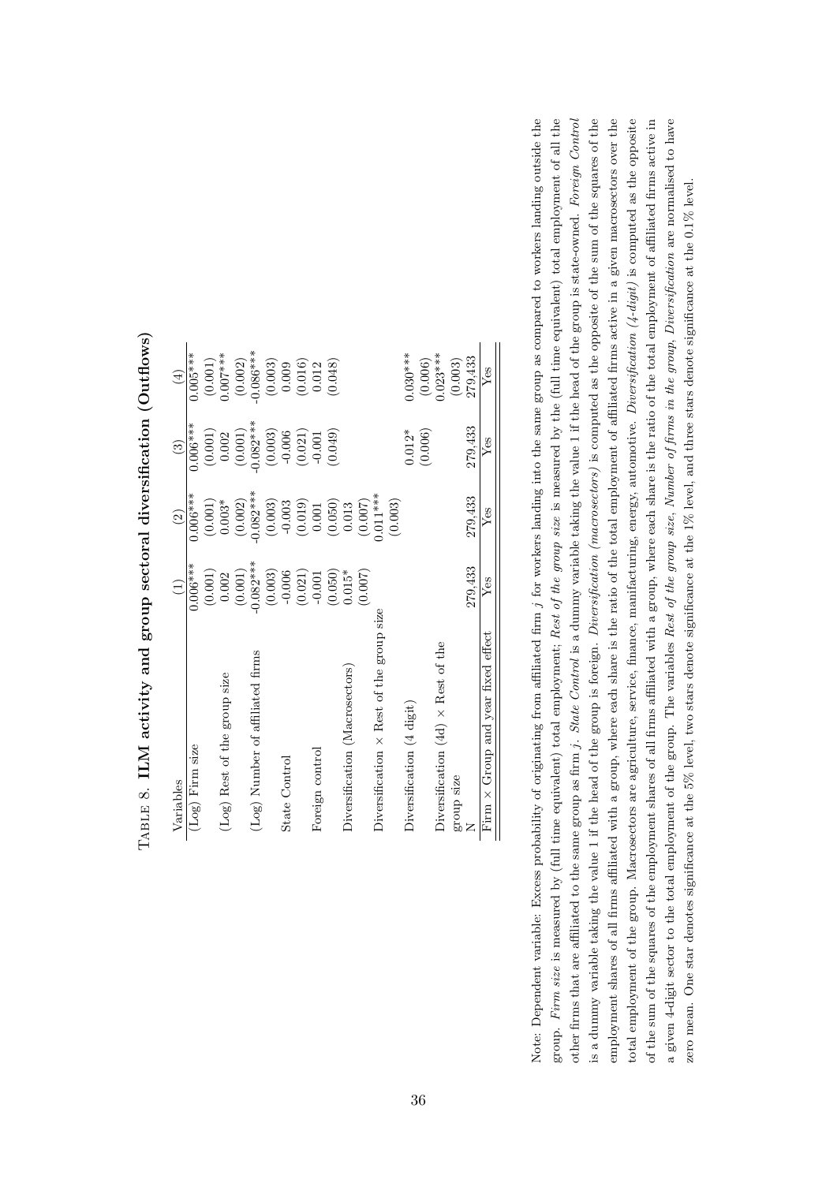TABLE 8. **ILM activity and group sectoral diversification (Outflows)**

| Variables | (1) | (2) | (3) | (4) |
|---|---|---|---|---|
| (Log) Firm size | 0.006*** | 0.006*** | 0.006*** | 0.005*** |
| | (0.001) | (0.001) | (0.001) | (0.001) |
| (Log) Rest of the group size | 0.002 | 0.003* | 0.002 | 0.007*** |
| | (0.001) | (0.002) | (0.001) | (0.002) |
| (Log) Number of affiliated firms | -0.082*** | -0.082*** | -0.082*** | -0.086*** |
| | (0.003) | (0.003) | (0.003) | (0.003) |
| State Control | -0.006 | -0.003 | -0.006 | 0.009 |
| | (0.021) | (0.019) | (0.021) | (0.016) |
| Foreign control | -0.001 | 0.001 | -0.001 | 0.012 |
| | (0.050) | (0.050) | (0.049) | (0.048) |
| Diversification (Macrosectors) | 0.015* | 0.013 | | |
| | (0.007) | (0.007) | | |
| Diversification × Rest of the group size | | 0.011*** | | |
| | | (0.003) | | |
| Diversification (4 digit) | | | 0.012* | 0.030*** |
| | | | (0.006) | (0.006) |
| Diversification (4d) × Rest of the group size | | | | 0.023*** |
| | | | | (0.003) |
| N | 279,433 | 279,433 | 279,433 | 279,433 |
| Firm × Group and year fixed effect | Yes | Yes | Yes | Yes |

Note: Dependent variable: Excess probability of originating from affiliated firm $j$ for workers landing into the same group as compared to workers landing outside the group. *Firm size* is measured by (full time equivalent) total employment; *Rest of the group size* is measured by the (full time equivalent) total employment of all the other firms that are affiliated to the same group as firm $j$. *State Control* is a dummy variable taking the value 1 if the head of the group is state-owned. *Foreign Control* is a dummy variable taking the value 1 if the head of the group is foreign. *Diversification (macrosectors)* is computed as the opposite of the sum of the squares of the employment shares of all firms affiliated with a group, where each share is the ratio of the total employment of affiliated firms active in a given macrosectors over the total employment of the group. Macrosectors are agriculture, service, finance, manufacturing, energy, automotive. *Diversification (4-digit)* is computed as the opposite of the sum of the squares of the employment shares of all firms affiliated with a group, where each share is the ratio of the total employment of affiliated firms active in a given 4-digit sector to the total employment of the group. The variables *Rest of the group size*, *Number of firms in the group*, *Diversification* are normalised to have zero mean. One star denotes significance at the 5% level, two stars denote significance at the 1% level, and three stars denote significance at the 0.1% level.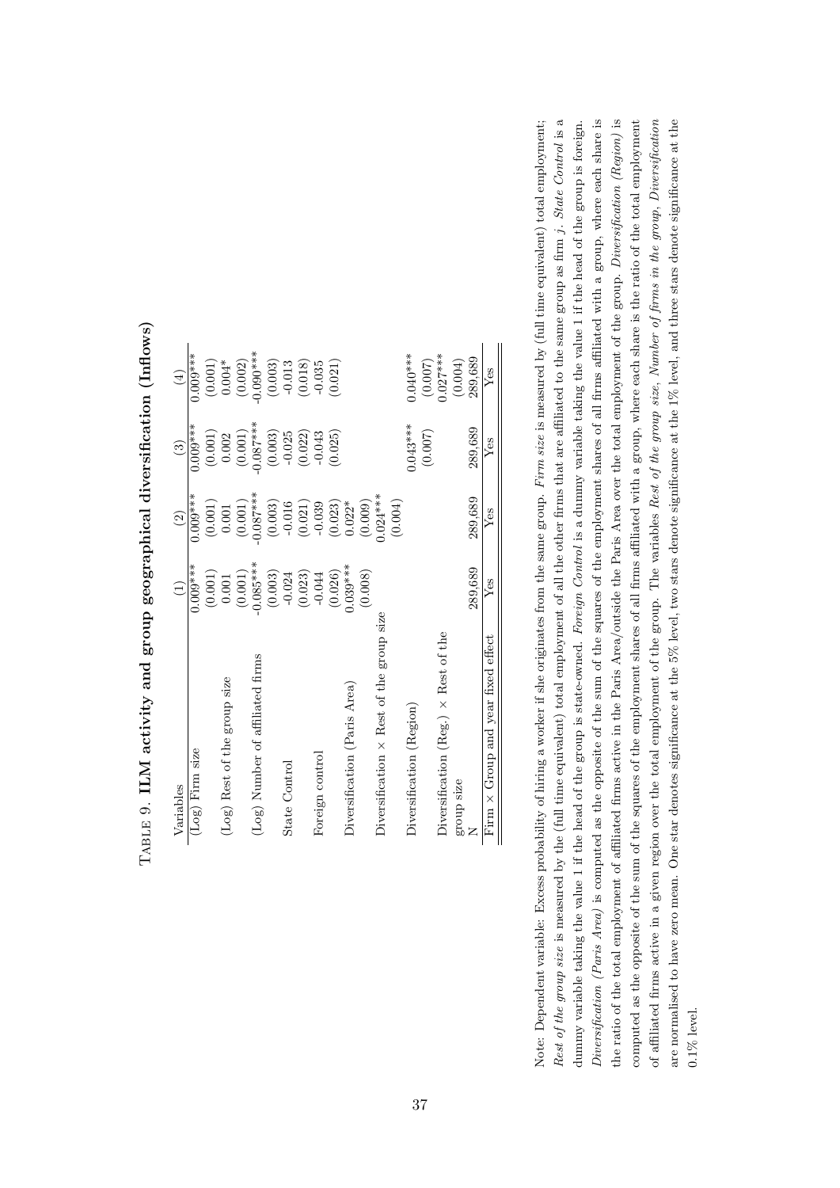TABLE 9. **ILM activity and group geographical diversification (Inflows)**

| Variables | (1) | (2) | (3) | (4) |
|---|---|---|---|---|
| (Log) Firm size | 0.009*** | 0.009*** | 0.009*** | 0.009*** |
| | (0.001) | (0.001) | (0.001) | (0.001) |
| (Log) Rest of the group size | 0.001 | 0.001 | 0.002 | 0.004* |
| | (0.001) | (0.001) | (0.001) | (0.002) |
| (Log) Number of affiliated firms | -0.085*** | -0.087*** | -0.087*** | -0.090*** |
| | (0.003) | (0.003) | (0.003) | (0.003) |
| State Control | -0.024 | -0.016 | -0.025 | -0.013 |
| | (0.023) | (0.021) | (0.022) | (0.018) |
| Foreign control | -0.044 | -0.039 | -0.043 | -0.035 |
| | (0.026) | (0.023) | (0.025) | (0.021) |
| Diversification (Paris Area) | 0.039*** | 0.022* | | |
| | (0.008) | (0.009) | | |
| Diversification × Rest of the group size | | 0.024*** | | |
| | | (0.004) | | |
| Diversification (Region) | | | 0.043*** | 0.040*** |
| | | | (0.007) | (0.007) |
| Diversification (Reg.) × Rest of the group size | | | | 0.027*** |
| | | | | (0.004) |
| N | 289,689 | 289,689 | 289,689 | 289,689 |
| Firm × Group and year fixed effect | Yes | Yes | Yes | Yes |

Note: Dependent variable: Excess probability of hiring a worker if she originates from the same group. *Firm size* is measured by (full time equivalent) total employment; *Rest of the group size* is measured by the (full time equivalent) total employment of all the other firms that are affiliated to the same group as firm $j$. *State Control* is a dummy variable taking the value 1 if the head of the group is state-owned. *Foreign Control* is a dummy variable taking the value 1 if the head of the group is foreign. *Diversification (Paris Area)* is computed as the opposite of the sum of the squares of the employment shares of all firms affiliated with a group, where each share is the ratio of the total employment of affiliated firms active in the Paris Area/outside the Paris Area over the total employment of the group. *Diversification (Region)* is computed as the opposite of the sum of the squares of the employment shares of all firms affiliated with a group, where each share is the ratio of the total employment of affiliated firms active in a given region over the total employment of the group. The variables *Rest of the group size*, *Number of firms in the group*, *Diversification* are normalised to have zero mean. One star denotes significance at the 5% level, two stars denote significance at the 1% level, and three stars denote significance at the 0.1% level.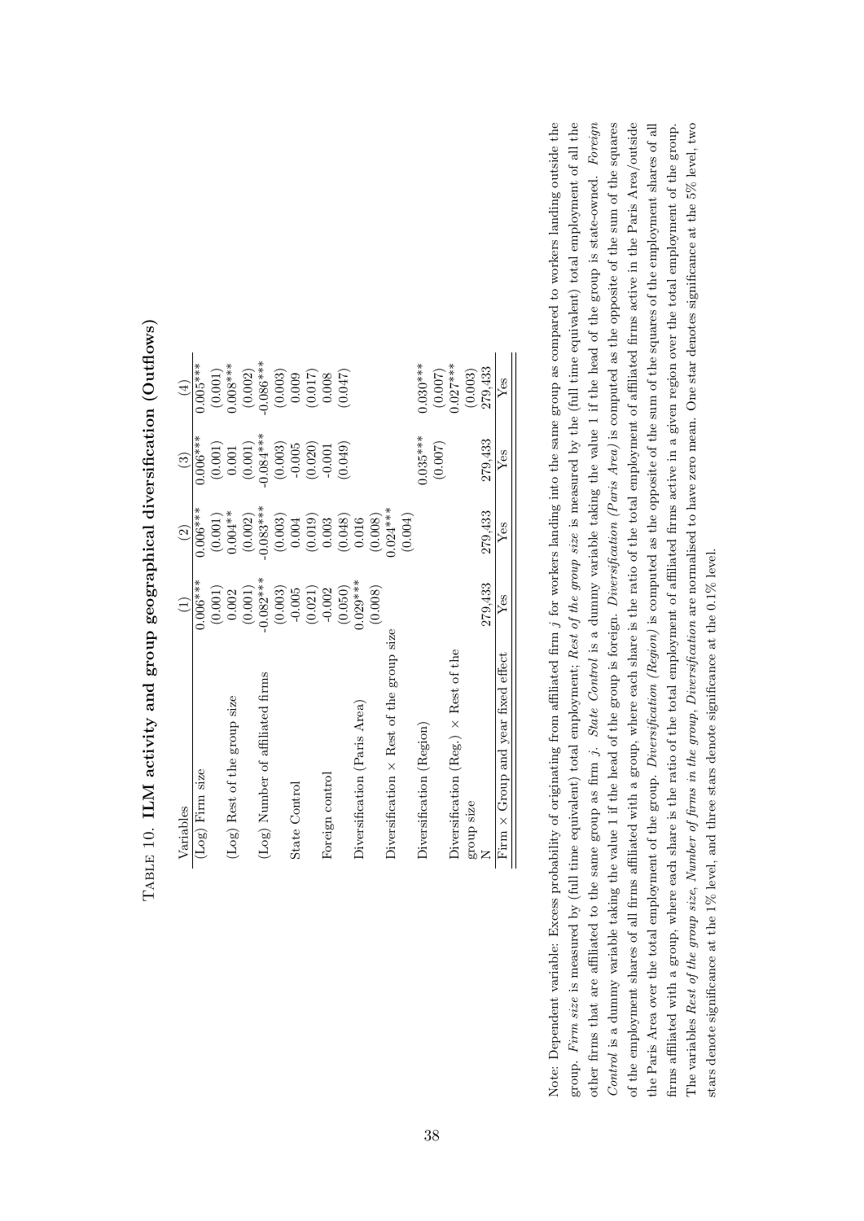TABLE 10. **ILM activity and group geographical diversification (Outflows)**

| Variables | (1) | (2) | (3) | (4) |
|---|---|---|---|---|
| (Log) Firm size | 0.006*** | 0.006*** | 0.006*** | 0.005*** |
| | (0.001) | (0.001) | (0.001) | (0.001) |
| (Log) Rest of the group size | 0.002 | 0.004** | 0.001 | 0.008*** |
| | (0.001) | (0.002) | (0.001) | (0.002) |
| (Log) Number of affiliated firms | -0.082*** | -0.083*** | -0.084*** | -0.086*** |
| | (0.003) | (0.003) | (0.003) | (0.003) |
| State Control | -0.005 | 0.004 | -0.005 | 0.009 |
| | (0.021) | (0.019) | (0.020) | (0.017) |
| Foreign control | -0.002 | 0.003 | -0.001 | 0.008 |
| | (0.050) | (0.048) | (0.049) | (0.047) |
| Diversification (Paris Area) | 0.029*** | 0.016 | | |
| | (0.008) | (0.008) | | |
| Diversification × Rest of the group size | | 0.024*** | | |
| | | (0.004) | | |
| Diversification (Region) | | | 0.035*** | 0.030*** |
| | | | (0.007) | (0.007) |
| Diversification (Reg.) × Rest of the group size | | | | 0.027*** |
| | | | | (0.003) |
| N | 279,433 | 279,433 | 279,433 | 279,433 |
| Firm × Group and year fixed effect | Yes | Yes | Yes | Yes |

Note: Dependent variable: Excess probability of originating from affiliated firm $j$ for workers landing into the same group as compared to workers landing outside the group. *Firm size* is measured by (full time equivalent) total employment; *Rest of the group size* is measured by the (full time equivalent) total employment of all the other firms that are affiliated to the same group as firm $j$. *State Control* is a dummy variable taking the value 1 if the head of the group is state-owned. *Foreign Control* is a dummy variable taking the value 1 if the head of the group is foreign. *Diversification (Paris Area)* is computed as the opposite of the sum of the squares of the employment shares of all firms affiliated with a group, where each share is the ratio of the total employment of affiliated firms active in the Paris Area/outside the Paris Area over the total employment of the group. *Diversification (Region)* is computed as the opposite of the sum of the squares of the employment shares of all firms affiliated with a group, where each share is the ratio of the total employment of affiliated firms active in a given region over the total employment of the group. The variables *Rest of the group size*, *Number of firms in the group*, *Diversification* are normalised to have zero mean. One star denotes significance at the 5% level, two stars denote significance at the 1% level, and three stars denote significance at the 0.1% level.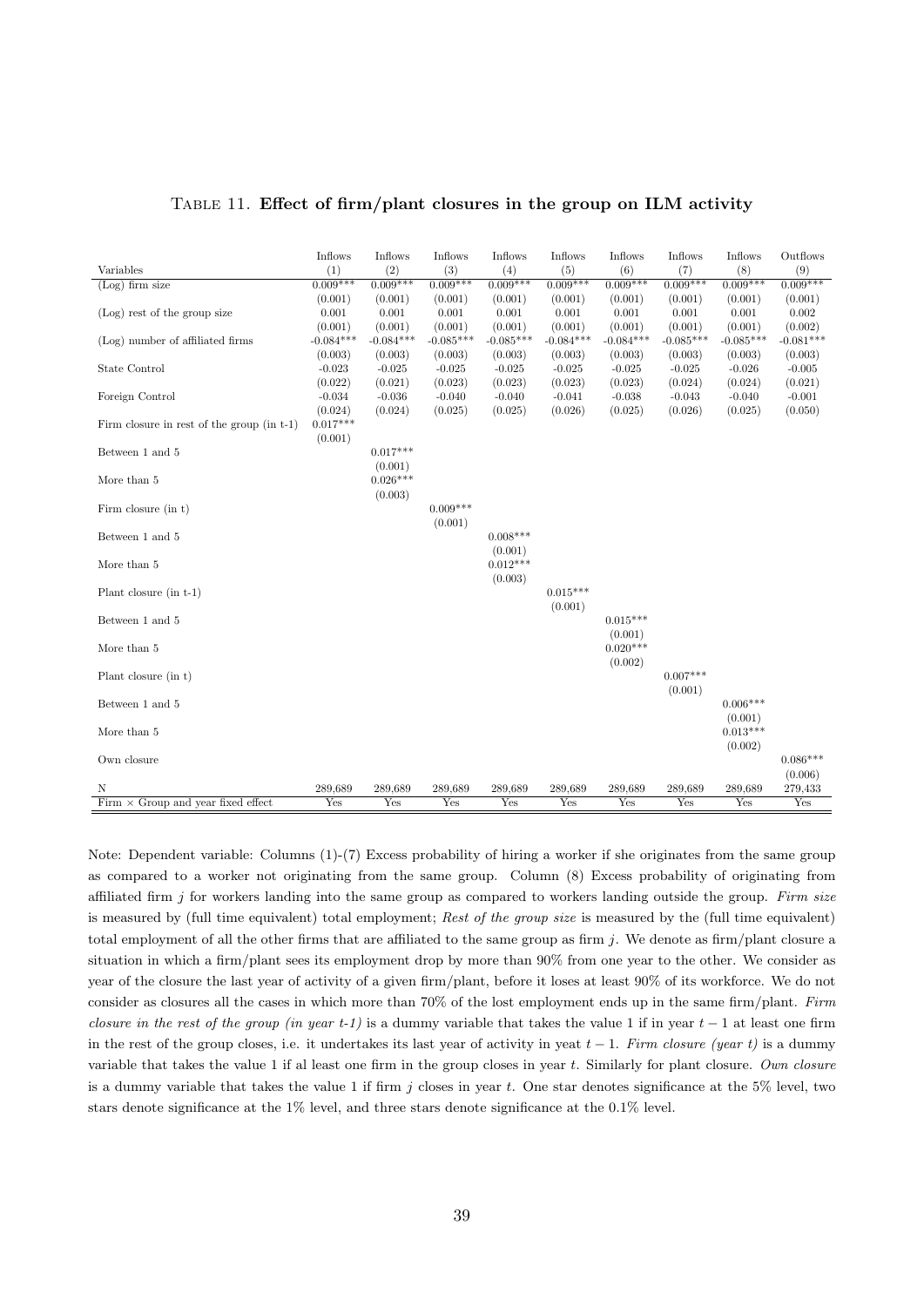TABLE 11. **Effect of firm/plant closures in the group on ILM activity**

| Variables | Inflows (1) | Inflows (2) | Inflows (3) | Inflows (4) | Inflows (5) | Inflows (6) | Inflows (7) | Inflows (8) | Outflows (9) |
|---|---|---|---|---|---|---|---|---|---|
| (Log) firm size | 0.009*** | 0.009*** | 0.009*** | 0.009*** | 0.009*** | 0.009*** | 0.009*** | 0.009*** | 0.009*** |
| | (0.001) | (0.001) | (0.001) | (0.001) | (0.001) | (0.001) | (0.001) | (0.001) | (0.001) |
| (Log) rest of the group size | 0.001 | 0.001 | 0.001 | 0.001 | 0.001 | 0.001 | 0.001 | 0.001 | 0.002 |
| | (0.001) | (0.001) | (0.001) | (0.001) | (0.001) | (0.001) | (0.001) | (0.001) | (0.002) |
| (Log) number of affiliated firms | -0.084*** | -0.084*** | -0.085*** | -0.085*** | -0.084*** | -0.084*** | -0.085*** | -0.085*** | -0.081*** |
| | (0.003) | (0.003) | (0.003) | (0.003) | (0.003) | (0.003) | (0.003) | (0.003) | (0.003) |
| State Control | -0.023 | -0.025 | -0.025 | -0.025 | -0.025 | -0.025 | -0.025 | -0.026 | -0.005 |
| | (0.022) | (0.021) | (0.023) | (0.023) | (0.023) | (0.023) | (0.024) | (0.024) | (0.021) |
| Foreign Control | -0.034 | -0.036 | -0.040 | -0.040 | -0.041 | -0.038 | -0.043 | -0.040 | -0.001 |
| | (0.024) | (0.024) | (0.025) | (0.025) | (0.026) | (0.025) | (0.026) | (0.025) | (0.050) |
| Firm closure in rest of the group (in t-1) | 0.017*** | | | | | | | | |
| | (0.001) | | | | | | | | |
| Between 1 and 5 | | 0.017*** | | | | | | | |
| | | (0.001) | | | | | | | |
| More than 5 | | 0.026*** | | | | | | | |
| | | (0.003) | | | | | | | |
| Firm closure (in t) | | | 0.009*** | | | | | | |
| | | | (0.001) | | | | | | |
| Between 1 and 5 | | | | 0.008*** | | | | | |
| | | | | (0.001) | | | | | |
| More than 5 | | | | 0.012*** | | | | | |
| | | | | (0.003) | | | | | |
| Plant closure (in t-1) | | | | | 0.015*** | | | | |
| | | | | | (0.001) | | | | |
| Between 1 and 5 | | | | | | 0.015*** | | | |
| | | | | | | (0.001) | | | |
| More than 5 | | | | | | 0.020*** | | | |
| | | | | | | (0.002) | | | |
| Plant closure (in t) | | | | | | | 0.007*** | | |
| | | | | | | | (0.001) | | |
| Between 1 and 5 | | | | | | | | 0.006*** | |
| | | | | | | | | (0.001) | |
| More than 5 | | | | | | | | 0.013*** | |
| | | | | | | | | (0.002) | |
| Own closure | | | | | | | | | 0.086*** |
| | | | | | | | | | (0.006) |
| N | 289,689 | 289,689 | 289,689 | 289,689 | 289,689 | 289,689 | 289,689 | 289,689 | 279,433 |
| Firm × Group and year fixed effect | Yes | Yes | Yes | Yes | Yes | Yes | Yes | Yes | Yes |

Note: Dependent variable: Columns (1)-(7) Excess probability of hiring a worker if she originates from the same group as compared to a worker not originating from the same group. Column (8) Excess probability of originating from affiliated firm $j$ for workers landing into the same group as compared to workers landing outside the group. *Firm size* is measured by (full time equivalent) total employment; *Rest of the group size* is measured by the (full time equivalent) total employment of all the other firms that are affiliated to the same group as firm $j$. We denote as firm/plant closure a situation in which a firm/plant sees its employment drop by more than 90% from one year to the other. We consider as year of the closure the last year of activity of a given firm/plant, before it loses at least 90% of its workforce. We do not consider as closures all the cases in which more than 70% of the lost employment ends up in the same firm/plant. *Firm closure in the rest of the group (in year t-1)* is a dummy variable that takes the value 1 if in year $t-1$ at least one firm in the rest of the group closes, i.e. it undertakes its last year of activity in yeat $t-1$. *Firm closure (year t)* is a dummy variable that takes the value 1 if al least one firm in the group closes in year $t$. Similarly for plant closure. *Own closure* is a dummy variable that takes the value 1 if firm $j$ closes in year $t$. One star denotes significance at the 5% level, two stars denote significance at the 1% level, and three stars denote significance at the 0.1% level.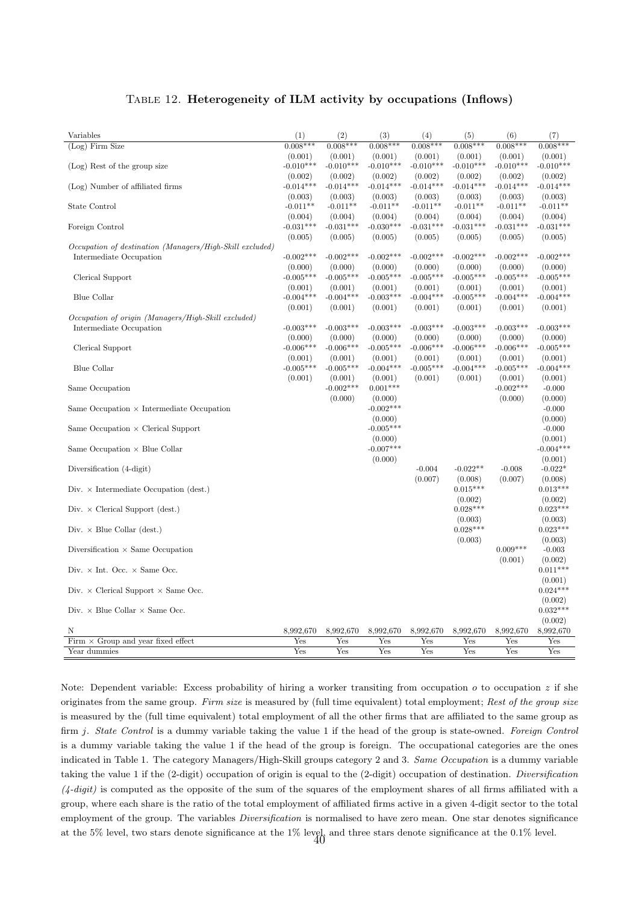TABLE 12. **Heterogeneity of ILM activity by occupations (Inflows)**

| Variables | (1) | (2) | (3) | (4) | (5) | (6) | (7) |
|---|---|---|---|---|---|---|---|
| (Log) Firm Size | 0.008*** | 0.008*** | 0.008*** | 0.008*** | 0.008*** | 0.008*** | 0.008*** |
| | (0.001) | (0.001) | (0.001) | (0.001) | (0.001) | (0.001) | (0.001) |
| (Log) Rest of the group size | -0.010*** | -0.010*** | -0.010*** | -0.010*** | -0.010*** | -0.010*** | -0.010*** |
| | (0.002) | (0.002) | (0.002) | (0.002) | (0.002) | (0.002) | (0.002) |
| (Log) Number of affiliated firms | -0.014*** | -0.014*** | -0.014*** | -0.014*** | -0.014*** | -0.014*** | -0.014*** |
| | (0.003) | (0.003) | (0.003) | (0.003) | (0.003) | (0.003) | (0.003) |
| State Control | -0.011** | -0.011** | -0.011** | -0.011** | -0.011** | -0.011** | -0.011** |
| | (0.004) | (0.004) | (0.004) | (0.004) | (0.004) | (0.004) | (0.004) |
| Foreign Control | -0.031*** | -0.031*** | -0.030*** | -0.031*** | -0.031*** | -0.031*** | -0.031*** |
| | (0.005) | (0.005) | (0.005) | (0.005) | (0.005) | (0.005) | (0.005) |
| *Occupation of destination (Managers/High-Skill excluded)* | | | | | | | |
| Intermediate Occupation | -0.002*** | -0.002*** | -0.002*** | -0.002*** | -0.002*** | -0.002*** | -0.002*** |
| | (0.000) | (0.000) | (0.000) | (0.000) | (0.000) | (0.000) | (0.000) |
| Clerical Support | -0.005*** | -0.005*** | -0.005*** | -0.005*** | -0.005*** | -0.005*** | -0.005*** |
| | (0.001) | (0.001) | (0.001) | (0.001) | (0.001) | (0.001) | (0.001) |
| Blue Collar | -0.004*** | -0.004*** | -0.003*** | -0.004*** | -0.005*** | -0.004*** | -0.004*** |
| | (0.001) | (0.001) | (0.001) | (0.001) | (0.001) | (0.001) | (0.001) |
| *Occupation of origin (Managers/High-Skill excluded)* | | | | | | | |
| Intermediate Occupation | -0.003*** | -0.003*** | -0.003*** | -0.003*** | -0.003*** | -0.003*** | -0.003*** |
| | (0.000) | (0.000) | (0.000) | (0.000) | (0.000) | (0.000) | (0.000) |
| Clerical Support | -0.006*** | -0.006*** | -0.005*** | -0.006*** | -0.006*** | -0.006*** | -0.005*** |
| | (0.001) | (0.001) | (0.001) | (0.001) | (0.001) | (0.001) | (0.001) |
| Blue Collar | -0.005*** | -0.005*** | -0.004*** | -0.005*** | -0.004*** | -0.005*** | -0.004*** |
| | (0.001) | (0.001) | (0.001) | (0.001) | (0.001) | (0.001) | (0.001) |
| Same Occupation | | -0.002*** | 0.001*** | | | -0.002*** | -0.000 |
| | | (0.000) | (0.000) | | | (0.000) | (0.000) |
| Same Occupation × Intermediate Occupation | | | -0.002*** | | | | -0.000 |
| | | | (0.000) | | | | (0.000) |
| Same Occupation × Clerical Support | | | -0.005*** | | | | -0.000 |
| | | | (0.000) | | | | (0.001) |
| Same Occupation × Blue Collar | | | -0.007*** | | | | -0.004*** |
| | | | (0.000) | | | | (0.001) |
| Diversification (4-digit) | | | | -0.004 | -0.022** | -0.008 | -0.022* |
| | | | | (0.007) | (0.008) | (0.007) | (0.008) |
| Div. × Intermediate Occupation (dest.) | | | | | 0.015*** | | 0.013*** |
| | | | | | (0.002) | | (0.002) |
| Div. × Clerical Support (dest.) | | | | | 0.028*** | | 0.023*** |
| | | | | | (0.003) | | (0.003) |
| Div. × Blue Collar (dest.) | | | | | 0.028*** | | 0.023*** |
| | | | | | (0.003) | | (0.003) |
| Diversification × Same Occupation | | | | | | 0.009*** | -0.003 |
| | | | | | | (0.001) | (0.002) |
| Div. × Int. Occ. × Same Occ. | | | | | | | 0.011*** |
| | | | | | | | (0.001) |
| Div. × Clerical Support × Same Occ. | | | | | | | 0.024*** |
| | | | | | | | (0.002) |
| Div. × Blue Collar × Same Occ. | | | | | | | 0.032*** |
| | | | | | | | (0.002) |
| N | 8,992,670 | 8,992,670 | 8,992,670 | 8,992,670 | 8,992,670 | 8,992,670 | 8,992,670 |
| Firm × Group and year fixed effect | Yes | Yes | Yes | Yes | Yes | Yes | Yes |
| Year dummies | Yes | Yes | Yes | Yes | Yes | Yes | Yes |

Note: Dependent variable: Excess probability of hiring a worker transiting from occupation $o$ to occupation $z$ if she originates from the same group. *Firm size* is measured by (full time equivalent) total employment; *Rest of the group size* is measured by the (full time equivalent) total employment of all the other firms that are affiliated to the same group as firm $j$. *State Control* is a dummy variable taking the value 1 if the head of the group is state-owned. *Foreign Control* is a dummy variable taking the value 1 if the head of the group is foreign. The occupational categories are the ones indicated in Table 1. The category Managers/High-Skill groups category 2 and 3. *Same Occupation* is a dummy variable taking the value 1 if the (2-digit) occupation of origin is equal to the (2-digit) occupation of destination. *Diversification (4-digit)* is computed as the opposite of the sum of the squares of the employment shares of all firms affiliated with a group, where each share is the ratio of the total employment of affiliated firms active in a given 4-digit sector to the total employment of the group. The variables *Diversification* is normalised to have zero mean. One star denotes significance at the 5% level, two stars denote significance at the 1% level, and three stars denote significance at the 0.1% level.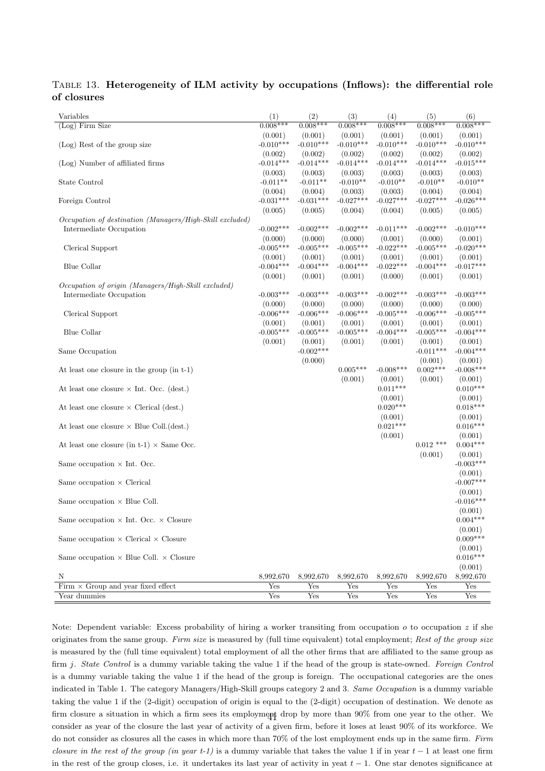TABLE 13. **Heterogeneity of ILM activity by occupations (Inflows): the differential role of closures**

| Variables | (1) | (2) | (3) | (4) | (5) | (6) |
|---|---|---|---|---|---|---|
| (Log) Firm Size | 0.008*** | 0.008*** | 0.008*** | 0.008*** | 0.008*** | 0.008*** |
| | (0.001) | (0.001) | (0.001) | (0.001) | (0.001) | (0.001) |
| (Log) Rest of the group size | -0.010*** | -0.010*** | -0.010*** | -0.010*** | -0.010*** | -0.010*** |
| | (0.002) | (0.002) | (0.002) | (0.002) | (0.002) | (0.002) |
| (Log) Number of affiliated firms | -0.014*** | -0.014*** | -0.014*** | -0.014*** | -0.014*** | -0.015*** |
| | (0.003) | (0.003) | (0.003) | (0.003) | (0.003) | (0.003) |
| State Control | -0.011** | -0.011** | -0.010** | -0.010** | -0.010** | -0.010** |
| | (0.004) | (0.004) | (0.003) | (0.003) | (0.004) | (0.004) |
| Foreign Control | -0.031*** | -0.031*** | -0.027*** | -0.027*** | -0.027*** | -0.026*** |
| | (0.005) | (0.005) | (0.004) | (0.004) | (0.005) | (0.005) |
| *Occupation of destination (Managers/High-Skill excluded)* | | | | | | |
| Intermediate Occupation | -0.002*** | -0.002*** | -0.002*** | -0.011*** | -0.002*** | -0.010*** |
| | (0.000) | (0.000) | (0.000) | (0.001) | (0.000) | (0.001) |
| Clerical Support | -0.005*** | -0.005*** | -0.005*** | -0.022*** | -0.005*** | -0.020*** |
| | (0.001) | (0.001) | (0.001) | (0.001) | (0.001) | (0.001) |
| Blue Collar | -0.004*** | -0.004*** | -0.004*** | -0.022*** | -0.004*** | -0.017*** |
| | (0.001) | (0.001) | (0.001) | (0.000) | (0.001) | (0.001) |
| *Occupation of origin (Managers/High-Skill excluded)* | | | | | | |
| Intermediate Occupation | -0.003*** | -0.003*** | -0.003*** | -0.002*** | -0.003*** | -0.003*** |
| | (0.000) | (0.000) | (0.000) | (0.000) | (0.000) | (0.000) |
| Clerical Support | -0.006*** | -0.006*** | -0.006*** | -0.005*** | -0.006*** | -0.005*** |
| | (0.001) | (0.001) | (0.001) | (0.001) | (0.001) | (0.001) |
| Blue Collar | -0.005*** | -0.005*** | -0.005*** | -0.004*** | -0.005*** | -0.004*** |
| | (0.001) | (0.001) | (0.001) | (0.001) | (0.001) | (0.001) |
| Same Occupation | | -0.002*** | | | -0.011*** | -0.004*** |
| | | (0.000) | | | (0.001) | (0.001) |
| At least one closure in the group (in t-1) | | | 0.005*** | -0.008*** | 0.002*** | -0.008*** |
| | | | (0.001) | (0.001) | (0.001) | (0.001) |
| At least one closure × Int. Occ. (dest.) | | | | 0.011*** | | 0.010*** |
| | | | | (0.001) | | (0.001) |
| At least one closure × Clerical (dest.) | | | | 0.020*** | | 0.018*** |
| | | | | (0.001) | | (0.001) |
| At least one closure × Blue Coll.(dest.) | | | | 0.021*** | | 0.016*** |
| | | | | (0.001) | | (0.001) |
| At least one closure (in t-1) × Same Occ. | | | | | 0.012 *** | 0.004*** |
| | | | | | (0.001) | (0.001) |
| Same occupation × Int. Occ. | | | | | | -0.003*** |
| | | | | | | (0.001) |
| Same occupation × Clerical | | | | | | -0.007*** |
| | | | | | | (0.001) |
| Same occupation × Blue Coll. | | | | | | -0.016*** |
| | | | | | | (0.001) |
| Same occupation × Int. Occ. × Closure | | | | | | 0.004*** |
| | | | | | | (0.001) |
| Same occupation × Clerical × Closure | | | | | | 0.009*** |
| | | | | | | (0.001) |
| Same occupation × Blue Coll. × Closure | | | | | | 0.016*** |
| | | | | | | (0.001) |
| N | 8,992,670 | 8,992,670 | 8,992,670 | 8,992,670 | 8,992,670 | 8,992,670 |
| Firm × Group and year fixed effect | Yes | Yes | Yes | Yes | Yes | Yes |
| Year dummies | Yes | Yes | Yes | Yes | Yes | Yes |

Note: Dependent variable: Excess probability of hiring a worker transiting from occupation $o$ to occupation $z$ if she originates from the same group. *Firm size* is measured by (full time equivalent) total employment; *Rest of the group size* is measured by the (full time equivalent) total employment of all the other firms that are affiliated to the same group as firm $j$. *State Control* is a dummy variable taking the value 1 if the head of the group is state-owned. *Foreign Control* is a dummy variable taking the value 1 if the head of the group is foreign. The occupational categories are the ones indicated in Table 1. The category Managers/High-Skill groups category 2 and 3. *Same Occupation* is a dummy variable taking the value 1 if the (2-digit) occupation of origin is equal to the (2-digit) occupation of destination. We denote as firm closure a situation in which a firm sees its employment drop by more than 90% from one year to the other. We consider as year of the closure the last year of activity of a given firm, before it loses at least 90% of its workforce. We do not consider as closures all the cases in which more than 70% of the lost employment ends up in the same firm. *Firm closure in the rest of the group (in year t-1)* is a dummy variable that takes the value 1 if in year $t-1$ at least one firm in the rest of the group closes, i.e. it undertakes its last year of activity in yeat $t-1$. One star denotes significance at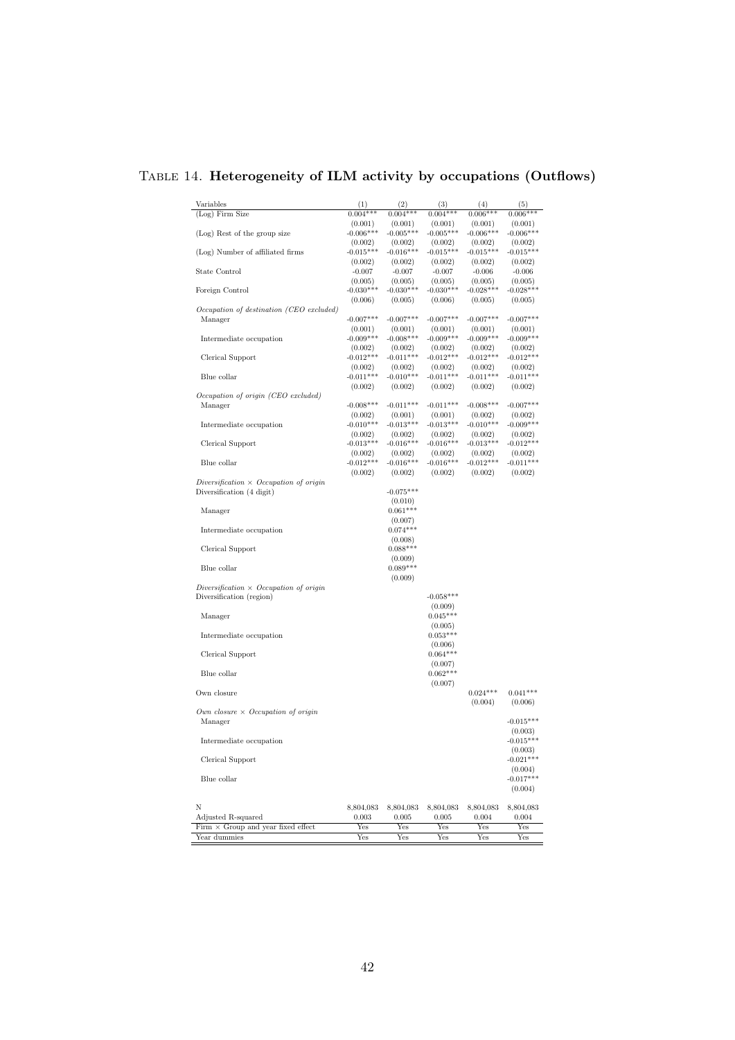# Table 14. **Heterogeneity of ILM activity by occupations (Outflows)**

| Variables | (1) | (2) | (3) | (4) | (5) |
|---|---|---|---|---|---|
| (Log) Firm Size | 0.004*** | 0.004*** | 0.004*** | 0.006*** | 0.006*** |
| | (0.001) | (0.001) | (0.001) | (0.001) | (0.001) |
| (Log) Rest of the group size | -0.006*** | -0.005*** | -0.005*** | -0.006*** | -0.006*** |
| | (0.002) | (0.002) | (0.002) | (0.002) | (0.002) |
| (Log) Number of affiliated firms | -0.015*** | -0.016*** | -0.015*** | -0.015*** | -0.015*** |
| | (0.002) | (0.002) | (0.002) | (0.002) | (0.002) |
| State Control | -0.007 | -0.007 | -0.007 | -0.006 | -0.006 |
| | (0.005) | (0.005) | (0.005) | (0.005) | (0.005) |
| Foreign Control | -0.030*** | -0.030*** | -0.030*** | -0.028*** | -0.028*** |
| | (0.006) | (0.005) | (0.006) | (0.005) | (0.005) |
| *Occupation of destination (CEO excluded)* | | | | | |
| Manager | -0.007*** | -0.007*** | -0.007*** | -0.007*** | -0.007*** |
| | (0.001) | (0.001) | (0.001) | (0.001) | (0.001) |
| Intermediate occupation | -0.009*** | -0.008*** | -0.009*** | -0.009*** | -0.009*** |
| | (0.002) | (0.002) | (0.002) | (0.002) | (0.002) |
| Clerical Support | -0.012*** | -0.011*** | -0.012*** | -0.012*** | -0.012*** |
| | (0.002) | (0.002) | (0.002) | (0.002) | (0.002) |
| Blue collar | -0.011*** | -0.010*** | -0.011*** | -0.011*** | -0.011*** |
| | (0.002) | (0.002) | (0.002) | (0.002) | (0.002) |
| *Occupation of origin (CEO excluded)* | | | | | |
| Manager | -0.008*** | -0.011*** | -0.011*** | -0.008*** | -0.007*** |
| | (0.002) | (0.001) | (0.001) | (0.002) | (0.002) |
| Intermediate occupation | -0.010*** | -0.013*** | -0.013*** | -0.010*** | -0.009*** |
| | (0.002) | (0.002) | (0.002) | (0.002) | (0.002) |
| Clerical Support | -0.013*** | -0.016*** | -0.016*** | -0.013*** | -0.012*** |
| | (0.002) | (0.002) | (0.002) | (0.002) | (0.002) |
| Blue collar | -0.012*** | -0.016*** | -0.016*** | -0.012*** | -0.011*** |
| | (0.002) | (0.002) | (0.002) | (0.002) | (0.002) |
| *Diversification × Occupation of origin* | | | | | |
| Diversification (4 digit) | | -0.075*** | | | |
| | | (0.010) | | | |
| Manager | | 0.061*** | | | |
| | | (0.007) | | | |
| Intermediate occupation | | 0.074*** | | | |
| | | (0.008) | | | |
| Clerical Support | | 0.088*** | | | |
| | | (0.009) | | | |
| Blue collar | | 0.089*** | | | |
| | | (0.009) | | | |
| *Diversification × Occupation of origin* | | | | | |
| Diversification (region) | | | -0.058*** | | |
| | | | (0.009) | | |
| Manager | | | 0.045*** | | |
| | | | (0.005) | | |
| Intermediate occupation | | | 0.053*** | | |
| | | | (0.006) | | |
| Clerical Support | | | 0.064*** | | |
| | | | (0.007) | | |
| Blue collar | | | 0.062*** | | |
| | | | (0.007) | | |
| Own closure | | | | 0.024*** | 0.041*** |
| | | | | (0.004) | (0.006) |
| *Own closure × Occupation of origin* | | | | | |
| Manager | | | | | -0.015*** |
| | | | | | (0.003) |
| Intermediate occupation | | | | | -0.015*** |
| | | | | | (0.003) |
| Clerical Support | | | | | -0.021*** |
| | | | | | (0.004) |
| Blue collar | | | | | -0.017*** |
| | | | | | (0.004) |
| N | 8,804,083 | 8,804,083 | 8,804,083 | 8,804,083 | 8,804,083 |
| Adjusted R-squared | 0.003 | 0.005 | 0.005 | 0.004 | 0.004 |
| Firm × Group and year fixed effect | Yes | Yes | Yes | Yes | Yes |
| Year dummies | Yes | Yes | Yes | Yes | Yes |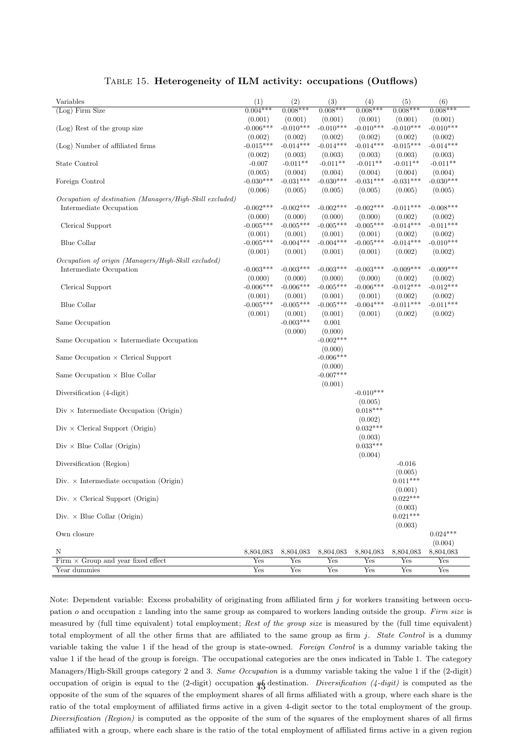TABLE 15. **Heterogeneity of ILM activity: occupations (Outflows)**

| Variables | (1) | (2) | (3) | (4) | (5) | (6) |
|---|---|---|---|---|---|---|
| (Log) Firm Size | 0.004*** | 0.008*** | 0.008*** | 0.008*** | 0.008*** | 0.008*** |
| | (0.001) | (0.001) | (0.001) | (0.001) | (0.001) | (0.001) |
| (Log) Rest of the group size | -0.006*** | -0.010*** | -0.010*** | -0.010*** | -0.010*** | -0.010*** |
| | (0.002) | (0.002) | (0.002) | (0.002) | (0.002) | (0.002) |
| (Log) Number of affiliated firms | -0.015*** | -0.014*** | -0.014*** | -0.014*** | -0.015*** | -0.014*** |
| | (0.002) | (0.003) | (0.003) | (0.003) | (0.003) | (0.003) |
| State Control | -0.007 | -0.011** | -0.011** | -0.011** | -0.011** | -0.011** |
| | (0.005) | (0.004) | (0.004) | (0.004) | (0.004) | (0.004) |
| Foreign Control | -0.030*** | -0.031*** | -0.030*** | -0.031*** | -0.031*** | -0.030*** |
| | (0.006) | (0.005) | (0.005) | (0.005) | (0.005) | (0.005) |
| *Occupation of destination (Managers/High-Skill excluded)* | | | | | | |
| Intermediate Occupation | -0.002*** | -0.002*** | -0.002*** | -0.002*** | -0.011*** | -0.008*** |
| | (0.000) | (0.000) | (0.000) | (0.000) | (0.002) | (0.002) |
| Clerical Support | -0.005*** | -0.005*** | -0.005*** | -0.005*** | -0.014*** | -0.011*** |
| | (0.001) | (0.001) | (0.001) | (0.001) | (0.002) | (0.002) |
| Blue Collar | -0.005*** | -0.004*** | -0.004*** | -0.005*** | -0.014*** | -0.010*** |
| | (0.001) | (0.001) | (0.001) | (0.001) | (0.002) | (0.002) |
| *Occupation of origin (Managers/High-Skill excluded)* | | | | | | |
| Intermediate Occupation | -0.003*** | -0.003*** | -0.003*** | -0.003*** | -0.009*** | -0.009*** |
| | (0.000) | (0.000) | (0.000) | (0.000) | (0.002) | (0.002) |
| Clerical Support | -0.006*** | -0.006*** | -0.005*** | -0.006*** | -0.012*** | -0.012*** |
| | (0.001) | (0.001) | (0.001) | (0.001) | (0.002) | (0.002) |
| Blue Collar | -0.005*** | -0.005*** | -0.005*** | -0.004*** | -0.011*** | -0.011*** |
| | (0.001) | (0.001) | (0.001) | (0.001) | (0.002) | (0.002) |
| Same Occupation | | -0.003*** | 0.001 | | | |
| | | (0.000) | (0.000) | | | |
| Same Occupation × Intermediate Occupation | | | -0.002*** | | | |
| | | | (0.000) | | | |
| Same Occupation × Clerical Support | | | -0.006*** | | | |
| | | | (0.000) | | | |
| Same Occupation × Blue Collar | | | -0.007*** | | | |
| | | | (0.001) | | | |
| Diversification (4-digit) | | | | -0.010*** | | |
| | | | | (0.005) | | |
| Div × Intermediate Occupation (Origin) | | | | 0.018*** | | |
| | | | | (0.002) | | |
| Div × Clerical Support (Origin) | | | | 0.032*** | | |
| | | | | (0.003) | | |
| Div × Blue Collar (Origin) | | | | 0.033*** | | |
| | | | | (0.004) | | |
| Diversification (Region) | | | | | -0.016 | |
| | | | | | (0.005) | |
| Div. × Intermediate occupation (Origin) | | | | | 0.011*** | |
| | | | | | (0.001) | |
| Div. × Clerical Support (Origin) | | | | | 0.022*** | |
| | | | | | (0.003) | |
| Div. × Blue Collar (Origin) | | | | | 0.021*** | |
| | | | | | (0.003) | |
| Own closure | | | | | | 0.024*** |
| | | | | | | (0.004) |
| N | 8,804,083 | 8,804,083 | 8,804,083 | 8,804,083 | 8,804,083 | 8,804,083 |
| Firm × Group and year fixed effect | Yes | Yes | Yes | Yes | Yes | Yes |
| Year dummies | Yes | Yes | Yes | Yes | Yes | Yes |

Note: Dependent variable: Excess probability of originating from affiliated firm $j$ for workers transiting between occupation $o$ and occupation $z$ landing into the same group as compared to workers landing outside the group. *Firm size* is measured by (full time equivalent) total employment; *Rest of the group size* is measured by the (full time equivalent) total employment of all the other firms that are affiliated to the same group as firm $j$. *State Control* is a dummy variable taking the value 1 if the head of the group is state-owned. *Foreign Control* is a dummy variable taking the value 1 if the head of the group is foreign. The occupational categories are the ones indicated in Table 1. The category Managers/High-Skill groups category 2 and 3. *Same Occupation* is a dummy variable taking the value 1 if the (2-digit) occupation of origin is equal to the (2-digit) occupation of destination. *Diversification (4-digit)* is computed as the opposite of the sum of the squares of the employment shares of all firms affiliated with a group, where each share is the ratio of the total employment of affiliated firms active in a given 4-digit sector to the total employment of the group. *Diversification (Region)* is computed as the opposite of the sum of the squares of the employment shares of all firms affiliated with a group, where each share is the ratio of the total employment of affiliated firms active in a given region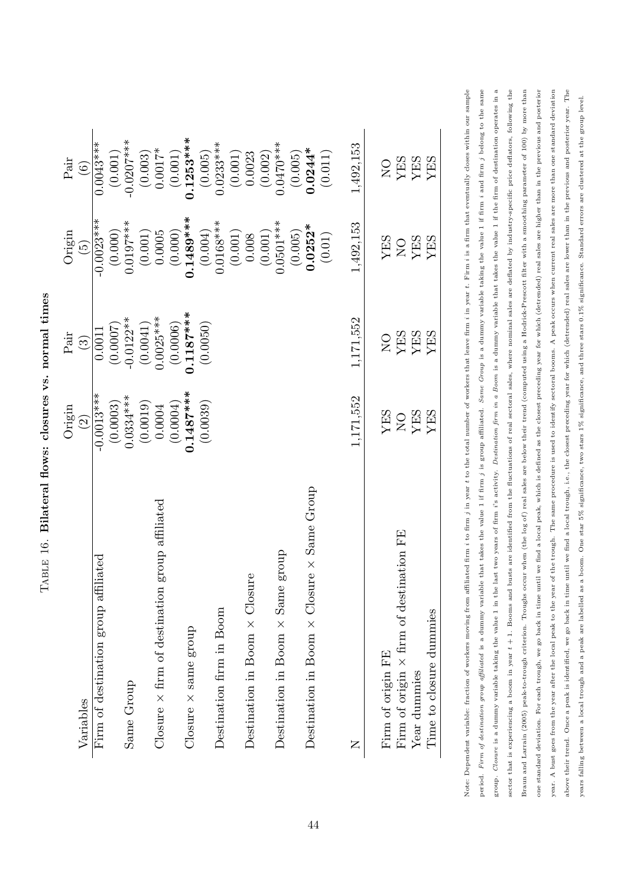Table 16. **Bilateral flows: closures vs. normal times**

| Variables | Origin (2) | Pair (3) | Origin (5) | Pair (6) |
|---|---|---|---|---|
| Firm of destination group affiliated | -0.0013*** | 0.0011 | -0.0023*** | 0.0043*** |
| | (0.0003) | (0.0007) | (0.000) | (0.001) |
| Same Group | 0.0334*** | -0.0122** | 0.0197*** | -0.0207*** |
| | (0.0019) | (0.0041) | (0.001) | (0.003) |
| Closure × firm of destination group affiliated | 0.0004 | 0.0025*** | 0.0005 | 0.0017* |
| | (0.0004) | (0.0006) | (0.000) | (0.001) |
| Closure × same group | **0.1487*** ** | **0.1187*** ** | **0.1489*** ** | **0.1253*** ** |
| | (0.0039) | (0.0050) | (0.004) | (0.005) |
| Destination firm in Boom | | | 0.0168*** | 0.0233*** |
| | | | (0.001) | (0.001) |
| Destination in Boom × Closure | | | 0.008 | 0.0023 |
| | | | (0.001) | (0.002) |
| Destination in Boom × Same group | | | 0.0501*** | 0.0470*** |
| | | | (0.005) | (0.005) |
| Destination in Boom × Closure × Same Group | | | **0.0252*** | **0.0244*** |
| | | | (0.01) | (0.011) |
| N | 1,171,552 | 1,171,552 | 1,492,153 | 1,492,153 |
| Firm of origin FE | YES | NO | YES | NO |
| Firm of origin × firm of destination FE | NO | YES | NO | YES |
| Year dummies | YES | YES | YES | YES |
| Time to closure dummies | YES | YES | YES | YES |

Note: Dependent variable: fraction of workers moving from affiliated firm $i$ to firm $j$ in year $t$ to the total number of workers that leave firm $i$ in year $t$. Firm $i$ is a firm that eventually closes within our sample period. *Firm of destination group affiliated* is a dummy variable that takes the value 1 if firm $j$ is group affiliated. *Same Group* is a dummy variable taking the value 1 if firm $i$ and firm $j$ belong to the same group. *Closure* is a dummy variable taking the value 1 in the last two years of firm $i$'s activity. *Destination firm in a Boom* is a dummy variable that takes the value 1 if the firm of destination operates in a sector that is experiencing a boom in year $t+1$. Booms and busts are identified from the fluctuations of real sectoral sales, where nominal sales are deflated by industry-specific price deflators, following the Braun and Larrain (2005) peak-to-trough criterion. Troughs occur when (the log of) real sales are below their trend (computed using a Hodrick-Prescott filter with a smoothing parameter of 100) by more than one standard deviation. For each trough, we go back in time until we find a local peak, which is defined as the closest preceding year for which (detrended) real sales are higher than in the previous and posterior year. A bust goes from the year after the local peak to the year of the trough. The same procedure is used to identify sectoral booms. A peak occurs when current real sales are more than one standard deviation above their trend. Once a peak is identified, we go back in time until we find a local trough, i.e., the closest preceding year for which (detrended) real sales are lower than in the previous and posterior year. The years falling between a local trough and a peak are labelled as a boom. One star 5% significance, two stars 1% significance, and three stars 0.1% significance. Standard errors are clustered at the group level.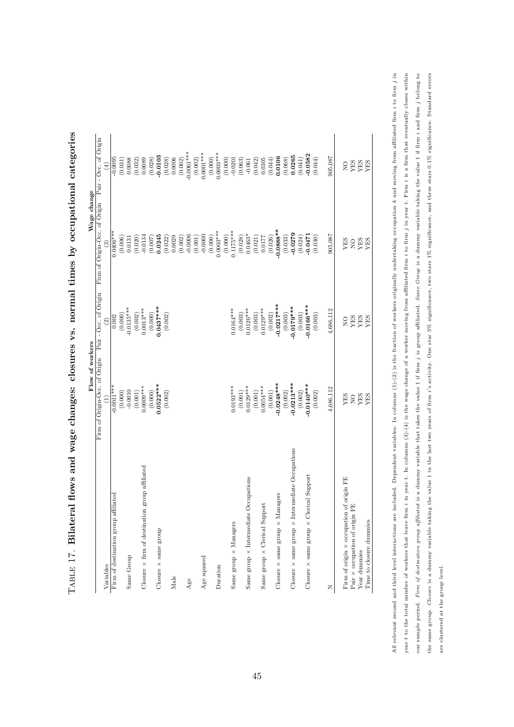TABLE 17. **Bilateral flows and wage changes: closures vs. normal times by occupational categories**

| | Flow of workers | | Wage change | |
|---|---|---|---|---|
| Variables | Firm of Origin-Occ. of Origin (1) | Pair - Occ. of Origin (2) | Firm of Origin-Occ. of Origin (3) | Pair - Occ. of Origin (4) |
| Firm of destination group affiliated | -0.0011*** | 0.002 | 0.0406*** | -0.0095 |
| | (0.000) | (0.000) | (0.006) | (0.031) |
| Same Group | -0.0010 | -0.0135*** | 0.0131 | 0.0088 |
| | (0.001) | (0.002) | (0.020) | (0.032) |
| Closure × firm of destination group affiliated | 0.0009*** | 0.0013*** | -0.0134 | 0.0089 |
| | (0.000) | (0.000) | (0.007) | (0.028) |
| Closure × same group | **0.0522***** | **0.0437***** | **0.0245** | **-0.0103** |
| | (0.002) | (0.002) | (0.022) | (0.028) |
| Male | | | 0.0029 | 0.0006 |
| | | | (0.002) | (0.002) |
| Age | | | -0.0006 | -0.0061*** |
| | | | (0.001) | (0.002) |
| Age squared | | | -0.0000 | 0.0001*** |
| | | | (0.000) | (0.000) |
| Duration | | | 0.0003*** | 0.0003*** |
| | | | (0.000) | (0.000) |
| Same group × Managers | 0.0193*** | 0.0164*** | 0.1175*** | -0.0201 |
| | (0.001) | (0.003) | (0.028) | (0.063) |
| Same group × Intermediate Occupations | 0.0129*** | 0.0126*** | 0.0463* | -0.061 |
| | (0.001) | (0.003) | (0.021) | (0.042) |
| Same group × Clerical Support | 0.0054*** | 0.0129*** | 0.0177 | 0.0305 |
| | (0.001) | (0.002) | (0.026) | (0.044) |
| Closure × same group × Managers | **-0.0248***** | **-0.0217***** | **-0.0888**** | **0.0106** |
| | (0.002) | (0.003) | (0.033) | (0.068) |
| Closure × same group × Intermediate Occupations | **-0.0213***** | **-0.0179***** | **-0.0279** | **0.0265** |
| | (0.002) | (0.003) | (0.024) | (0.041) |
| Closure × same group × Clerical Support | **-0.0140***** | **-0.0166***** | **-0.0471** | **-0.0582** |
| | (0.002) | (0.003) | (0.030) | (0.044) |
| N | 4,686,112 | 4,686,112 | 905,087 | 905,087 |
| Firm of origin × occupation of origin FE | YES | NO | YES | NO |
| Pair × occupation of origin FE | NO | YES | NO | YES |
| Year dummies | YES | YES | YES | YES |
| Time to closure dummies | YES | YES | YES | YES |

All relevant second and third level interactions are included. Dependent variables: In columns (1)-(2) is the fraction of workers originally undertaking occupation $k$ and moving from affiliated firm $i$ to firm $j$ in year $t$ to the total number of workers that leave firm $i$ in year $t$. In columns (3)-(4) is the wage change of a worker moving from affiliated firm $i$ to firm $j$ in year $t$. Firm $i$ is a firm that eventually closes within our sample period. *Firm of destination group affiliated* is a dummy variable that takes the value 1 if firm $j$ is group affiliated. *Same Group* is a dummy variable taking the value 1 if firm $i$ and firm $j$ belong to the same group. *Closure* is a dummy variable taking the value 1 in the last two years of firm $i$'s activity. One star 5% significance, two stars 1% significance, and three stars 0.1% significance. Standard errors are clustered at the group level.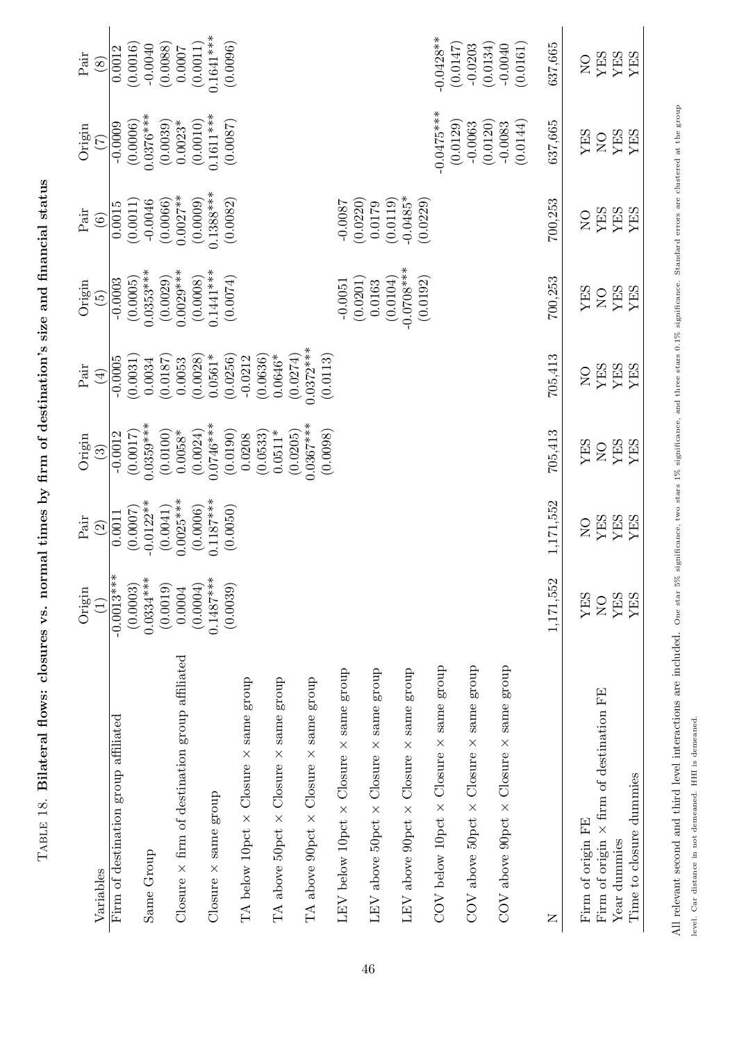TABLE 18. **Bilateral flows: closures vs. normal times by firm of destination's size and financial status**

| Variables | Origin (1) | Pair (2) | Origin (3) | Pair (4) | Origin (5) | Pair (6) | Origin (7) | Pair (8) |
|---|---|---|---|---|---|---|---|---|
| Firm of destination group affiliated | -0.0013*** | 0.0011 | -0.0012 | -0.0005 | -0.0003 | 0.0015 | -0.0009 | 0.0012 |
| | (0.0003) | (0.0007) | (0.0017) | (0.0031) | (0.0005) | (0.0011) | (0.0006) | (0.0016) |
| Same Group | 0.0334*** | -0.0122** | 0.0359*** | 0.0034 | 0.0353*** | -0.0046 | 0.0376*** | -0.0040 |
| | (0.0019) | (0.0041) | (0.0100) | (0.0187) | (0.0029) | (0.0066) | (0.0039) | (0.0088) |
| Closure × firm of destination group affiliated | 0.0004 | 0.0025*** | 0.0058* | 0.0053 | 0.0029*** | 0.0027** | 0.0023* | 0.0007 |
| | (0.0004) | (0.0006) | (0.0024) | (0.0028) | (0.0008) | (0.0009) | (0.0010) | (0.0011) |
| Closure × same group | 0.1487*** | 0.1187*** | 0.0746*** | 0.0561* | 0.1441*** | 0.1388*** | 0.1611*** | 0.1641*** |
| | (0.0039) | (0.0050) | (0.0190) | (0.0256) | (0.0074) | (0.0082) | (0.0087) | (0.0096) |
| TA below 10pct × Closure × same group | | | 0.0208 | -0.0212 | | | | |
| | | | (0.0533) | (0.0636) | | | | |
| TA above 50pct × Closure × same group | | | 0.0511* | 0.0646* | | | | |
| | | | (0.0205) | (0.0274) | | | | |
| TA above 90pct × Closure × same group | | | 0.0367*** | 0.0372*** | | | | |
| | | | (0.0098) | (0.0113) | | | | |
| LEV below 10pct × Closure × same group | | | | | -0.0051 | -0.0087 | | |
| | | | | | (0.0201) | (0.0220) | | |
| LEV above 50pct × Closure × same group | | | | | 0.0163 | 0.0179 | | |
| | | | | | (0.0104) | (0.0119) | | |
| LEV above 90pct × Closure × same group | | | | | -0.0708*** | -0.0485* | | |
| | | | | | (0.0192) | (0.0229) | | |
| COV below 10pct × Closure × same group | | | | | | | -0.0475*** | -0.0428** |
| | | | | | | | (0.0129) | (0.0147) |
| COV above 50pct × Closure × same group | | | | | | | -0.0063 | -0.0203 |
| | | | | | | | (0.0120) | (0.0134) |
| COV above 90pct × Closure × same group | | | | | | | -0.0083 | -0.0040 |
| | | | | | | | (0.0144) | (0.0161) |
| N | 1,171,552 | 1,171,552 | 705,413 | 705,413 | 700,253 | 700,253 | 637,665 | 637,665 |
| Firm of origin FE | YES | NO | YES | NO | YES | NO | YES | NO |
| Firm of origin × firm of destination FE | NO | YES | NO | YES | NO | YES | NO | YES |
| Year dummies | YES | YES | YES | YES | YES | YES | YES | YES |
| Time to closure dummies | YES | YES | YES | YES | YES | YES | YES | YES |

All relevant second and third level interactions are included. One star 5% significance, two stars 1% significance, and three stars 0.1% significance. Standard errors are clustered at the group level. Car distance in not demeaned. HHI is demeaned.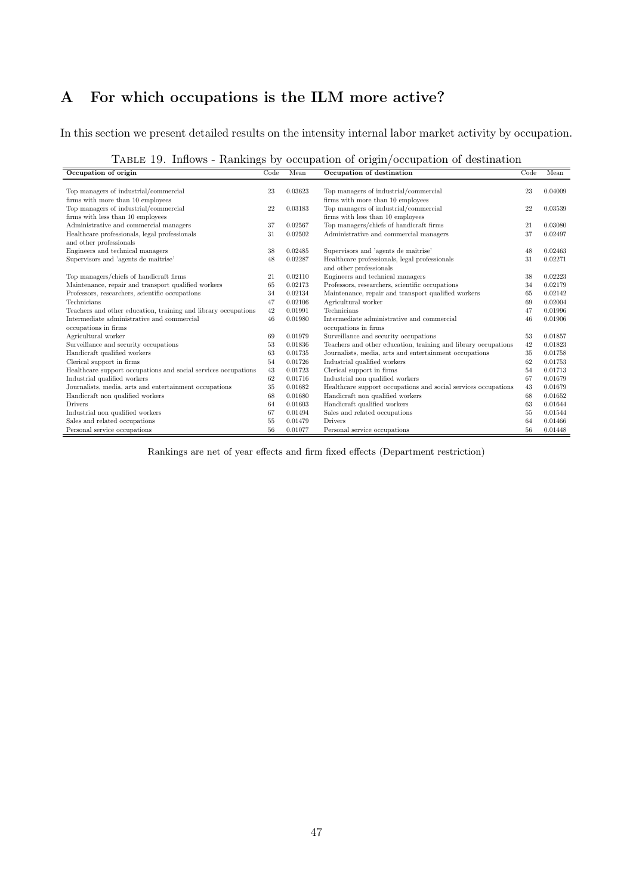# A For which occupations is the ILM more active?

In this section we present detailed results on the intensity internal labor market activity by occupation.

Table 19. Inflows - Rankings by occupation of origin/occupation of destination

| Occupation of origin | Code | Mean | Occupation of destination | Code | Mean |
|---|---|---|---|---|---|
| Top managers of industrial/commercial firms with more than 10 employees | 23 | 0.03623 | Top managers of industrial/commercial firms with more than 10 employees | 23 | 0.04009 |
| Top managers of industrial/commercial firms with less than 10 employees | 22 | 0.03183 | Top managers of industrial/commercial firms with less than 10 employees | 22 | 0.03539 |
| Administrative and commercial managers | 37 | 0.02567 | Top managers/chiefs of handicraft firms | 21 | 0.03080 |
| Healthcare professionals, legal professionals and other professionals | 31 | 0.02502 | Administrative and commercial managers | 37 | 0.02497 |
| Engineers and technical managers | 38 | 0.02485 | Supervisors and 'agents de maitrise' | 48 | 0.02463 |
| Supervisors and 'agents de maitrise' | 48 | 0.02287 | Healthcare professionals, legal professionals and other professionals | 31 | 0.02271 |
| Top managers/chiefs of handicraft firms | 21 | 0.02110 | Engineers and technical managers | 38 | 0.02223 |
| Maintenance, repair and transport qualified workers | 65 | 0.02173 | Professors, researchers, scientific occupations | 34 | 0.02179 |
| Professors, researchers, scientific occupations | 34 | 0.02134 | Maintenance, repair and transport qualified workers | 65 | 0.02142 |
| Technicians | 47 | 0.02106 | Agricultural worker | 69 | 0.02004 |
| Teachers and other education, training and library occupations | 42 | 0.01991 | Technicians | 47 | 0.01996 |
| Intermediate administrative and commercial occupations in firms | 46 | 0.01980 | Intermediate administrative and commercial occupations in firms | 46 | 0.01906 |
| Agricultural worker | 69 | 0.01979 | Surveillance and security occupations | 53 | 0.01857 |
| Surveillance and security occupations | 53 | 0.01836 | Teachers and other education, training and library occupations | 42 | 0.01823 |
| Handicraft qualified workers | 63 | 0.01735 | Journalists, media, arts and entertainment occupations | 35 | 0.01758 |
| Clerical support in firms | 54 | 0.01726 | Industrial qualified workers | 62 | 0.01753 |
| Healthcare support occupations and social services occupations | 43 | 0.01723 | Clerical support in firms | 54 | 0.01713 |
| Industrial qualified workers | 62 | 0.01716 | Industrial non qualified workers | 67 | 0.01679 |
| Journalists, media, arts and entertainment occupations | 35 | 0.01682 | Healthcare support occupations and social services occupations | 43 | 0.01679 |
| Handicraft non qualified workers | 68 | 0.01680 | Handicraft non qualified workers | 68 | 0.01652 |
| Drivers | 64 | 0.01603 | Handicraft qualified workers | 63 | 0.01644 |
| Industrial non qualified workers | 67 | 0.01494 | Sales and related occupations | 55 | 0.01544 |
| Sales and related occupations | 55 | 0.01479 | Drivers | 64 | 0.01466 |
| Personal service occupations | 56 | 0.01077 | Personal service occupations | 56 | 0.01448 |

Rankings are net of year effects and firm fixed effects (Department restriction)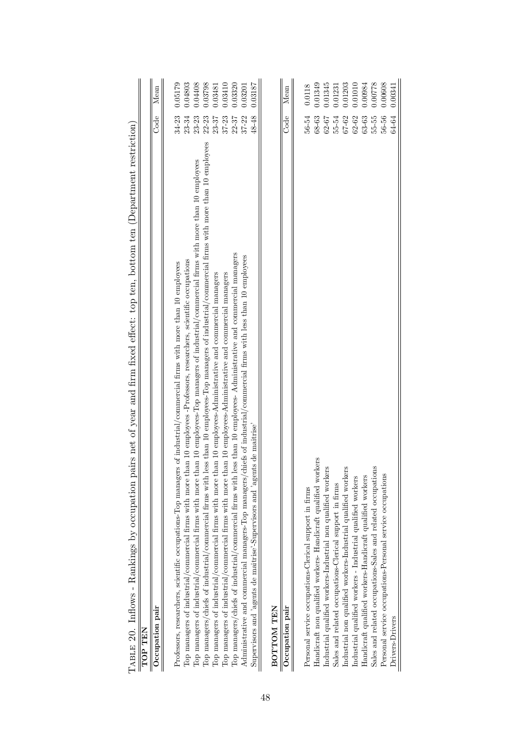Table 20. Inflows - Rankings by occupation pairs net of year and firm fixed effect: top ten, bottom ten (Department restriction)

**TOP TEN**

| Occupation pair | Code | Mean |
|---|---|---|
| Professors, researchers, scientific occupations-Top managers of industrial/commercial firms with more than 10 employees | 34-23 | 0.05179 |
| Top managers of industrial/commercial firms with more than 10 employees -Professors, researchers, scientific occupations | 23-34 | 0.04803 |
| Top managers of industrial/commercial firms with more than 10 employees-Top managers of industrial/commercial firms with more than 10 employees | 23-23 | 0.04408 |
| Top managers/chiefs of industrial/commercial firms with less than 10 employees-Top managers of industrial/commercial firms with more than 10 employees | 22-23 | 0.03798 |
| Top managers of industrial/commercial firms with more than 10 employees-Administrative and commercial managers | 23-37 | 0.03481 |
| Top managers of industrial/commercial firms with more than 10 employees-Administrative and commercial managers | 37-23 | 0.03410 |
| Top managers/chiefs of industrial/commercial firms with less than 10 employees- Administrative and commercial managers | 22-37 | 0.03320 |
| Administrative and commercial managers-Top managers/chiefs of industrial/commercial firms with less than 10 employees | 37-22 | 0.03201 |
| Supervisors and 'agents de maitrise'-Supervisors and 'agents de maitrise' | 48-48 | 0.03187 |

**BOTTOM TEN**

| Occupation pair | Code | Mean |
|---|---|---|
| Personal service occupations-Clerical support in firms | 56-54 | 0.0118 |
| Handicraft non qualified workers- Handicraft qualified workers | 68-63 | 0.01349 |
| Industrial qualified workers-Industrial non qualified workers | 62-67 | 0.01345 |
| Sales and related occupations-Clerical support in firms | 55-54 | 0.01231 |
| Industrial non qualified workers-Industrial qualified workers | 67-62 | 0.01203 |
| Industrial qualified workers - Industrial qualified workers | 62-62 | 0.01010 |
| Handicraft qualified workers-Handicraft qualified workers | 63-63 | 0.00984 |
| Sales and related occupations-Sales and related occupations | 55-55 | 0.00778 |
| Personal service occupations-Personal service occupations | 56-56 | 0.00608 |
| Drivers-Drivers | 64-64 | 0.00341 |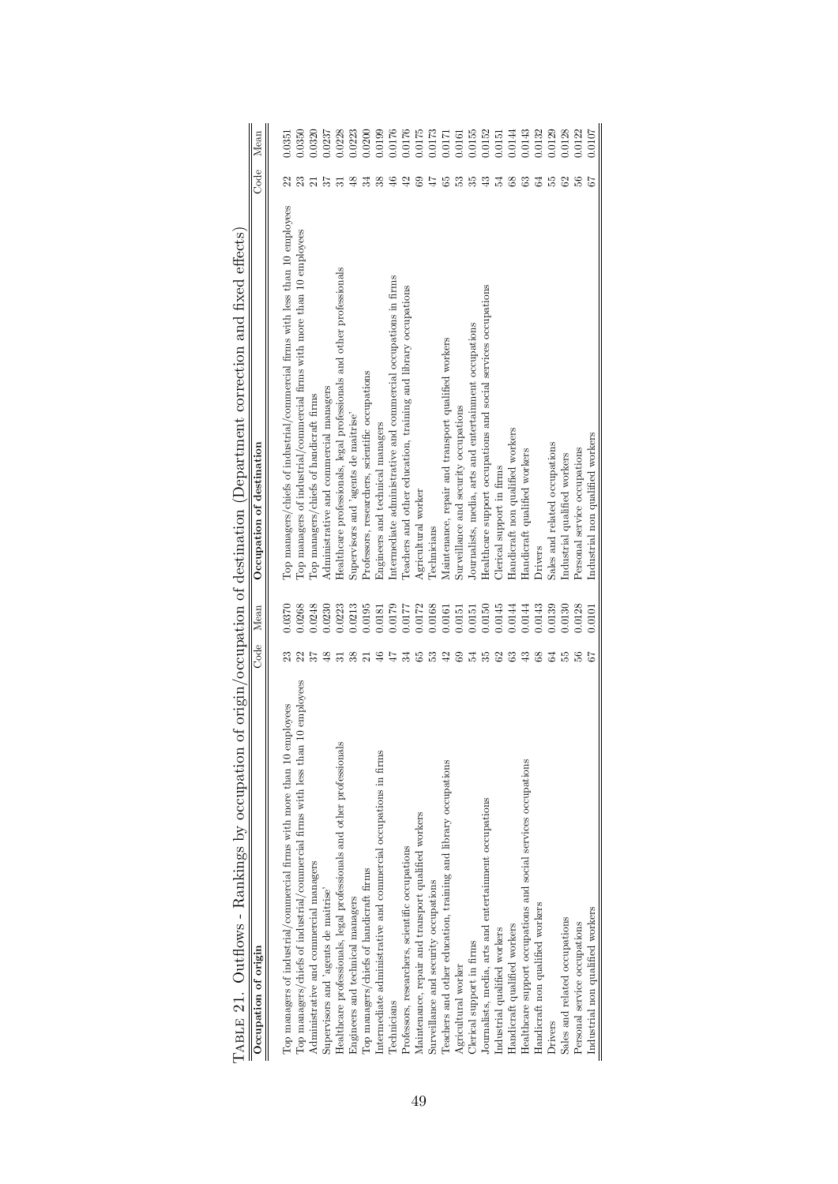TABLE 21. Outflows - Rankings by occupation of origin/occupation of destination (Department correction and fixed effects)

| Occupation of origin | Code | Mean | Occupation of destination | Code | Mean |
|---|---|---|---|---|---|
| Top managers of industrial/commercial firms with more than 10 employees | 23 | 0.0370 | Top managers/chiefs of industrial/commercial firms with less than 10 employees | 22 | 0.0351 |
| Top managers/chiefs of industrial/commercial firms with less than 10 employees | 22 | 0.0268 | Top managers of industrial/commercial firms with more than 10 employees | 23 | 0.0350 |
| Administrative and commercial managers | 37 | 0.0248 | Top managers/chiefs of handicraft firms | 21 | 0.0320 |
| Supervisors and 'agents de maitrise' | 48 | 0.0230 | Administrative and commercial managers | 37 | 0.0237 |
| Healthcare professionals, legal professionals and other professionals | 31 | 0.0223 | Healthcare professionals, legal professionals and other professionals | 31 | 0.0228 |
| Engineers and technical managers | 38 | 0.0213 | Supervisors and 'agents de maitrise' | 48 | 0.0223 |
| Top managers/chiefs of handicraft firms | 21 | 0.0195 | Professors, researchers, scientific occupations | 34 | 0.0200 |
| Intermediate administrative and commercial occupations in firms | 46 | 0.0181 | Engineers and technical managers | 38 | 0.0199 |
| Technicians | 47 | 0.0179 | Intermediate administrative and commercial occupations in firms | 46 | 0.0176 |
| Professors, researchers, scientific occupations | 34 | 0.0177 | Teachers and other education, training and library occupations | 42 | 0.0176 |
| Maintenance, repair and transport qualified workers | 65 | 0.0172 | Agricultural worker | 69 | 0.0175 |
| Surveillance and security occupations | 53 | 0.0168 | Technicians | 47 | 0.0173 |
| Teachers and other education, training and library occupations | 42 | 0.0161 | Maintenance, repair and transport qualified workers | 65 | 0.0171 |
| Agricultural worker | 69 | 0.0151 | Surveillance and security occupations | 53 | 0.0161 |
| Clerical support in firms | 54 | 0.0151 | Journalists, media, arts and entertainment occupations | 35 | 0.0155 |
| Journalists, media, arts and entertainment occupations | 35 | 0.0150 | Healthcare support occupations and social services occupations | 43 | 0.0152 |
| Industrial qualified workers | 62 | 0.0145 | Clerical support in firms | 54 | 0.0151 |
| Handicraft qualified workers | 63 | 0.0144 | Handicraft non qualified workers | 68 | 0.0144 |
| Healthcare support occupations and social services occupations | 43 | 0.0144 | Handicraft qualified workers | 63 | 0.0143 |
| Handicraft non qualified workers | 68 | 0.0143 | Drivers | 64 | 0.0132 |
| Drivers | 64 | 0.0139 | Sales and related occupations | 55 | 0.0129 |
| Sales and related occupations | 55 | 0.0130 | Industrial qualified workers | 62 | 0.0128 |
| Personal service occupations | 56 | 0.0128 | Personal service occupations | 56 | 0.0122 |
| Industrial non qualified workers | 67 | 0.0101 | Industrial non qualified workers | 67 | 0.0107 |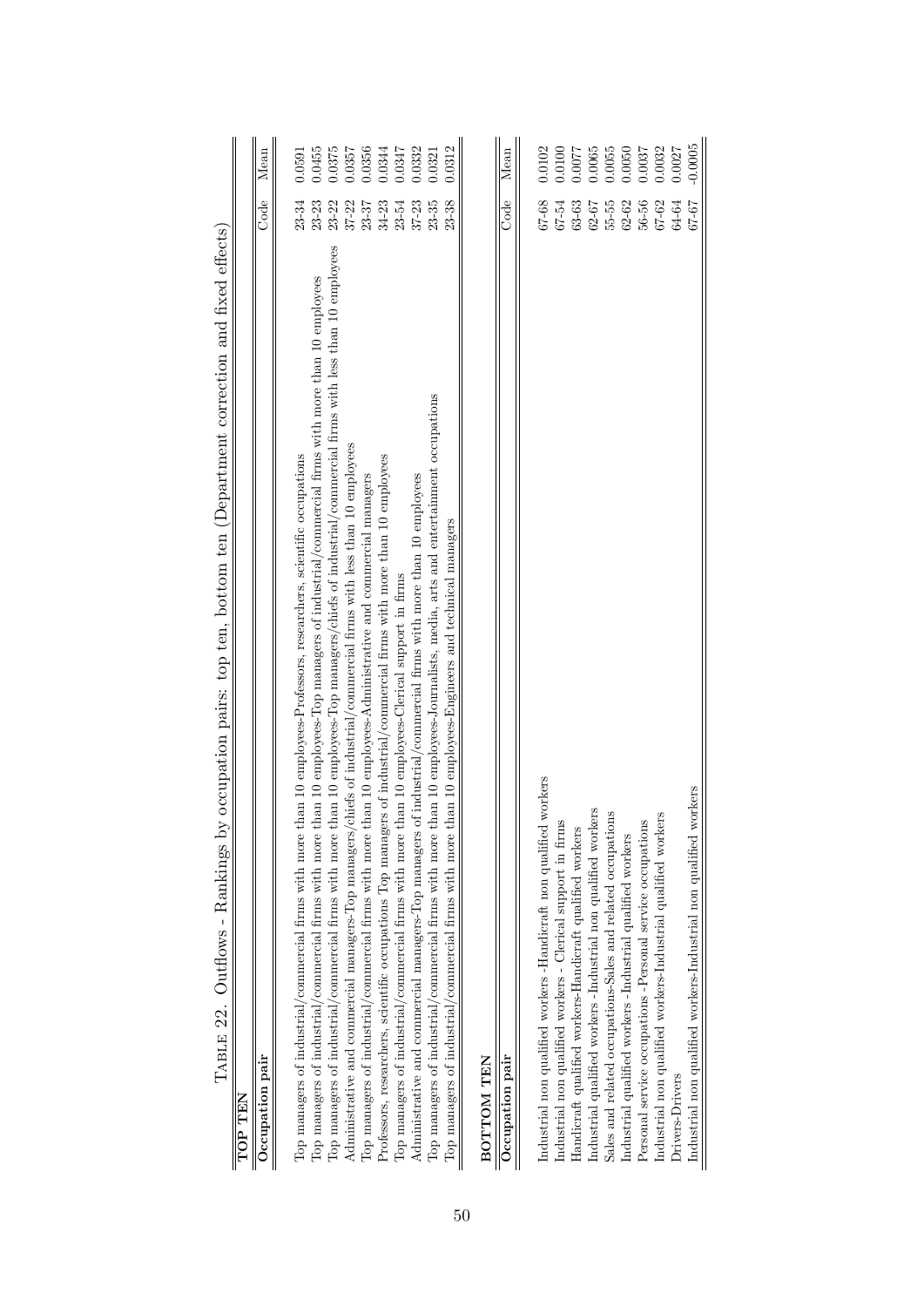Table 22. Outflows - Rankings by occupation pairs: top ten, bottom ten (Department correction and fixed effects)

**TOP TEN**

| Occupation pair | Code | Mean |
|---|---|---|
| Top managers of industrial/commercial firms with more than 10 employees-Professors, researchers, scientific occupations | 23-34 | 0.0591 |
| Top managers of industrial/commercial firms with more than 10 employees-Top managers of industrial/commercial firms with more than 10 employees | 23-23 | 0.0455 |
| Top managers of industrial/commercial firms with more than 10 employees-Top managers/chiefs of industrial/commercial firms with less than 10 employees | 23-22 | 0.0375 |
| Administrative and commercial managers-Top managers/chiefs of industrial/commercial firms with less than 10 employees | 37-22 | 0.0357 |
| Top managers of industrial/commercial firms with more than 10 employees-Administrative and commercial managers | 23-37 | 0.0356 |
| Professors, researchers, scientific occupations Top managers of industrial/commercial firms with more than 10 employees | 34-23 | 0.0344 |
| Top managers of industrial/commercial firms with more than 10 employees-Clerical support in firms | 23-54 | 0.0347 |
| Administrative and commercial managers-Top managers of industrial/commercial firms with more than 10 employees | 37-23 | 0.0332 |
| Top managers of industrial/commercial firms with more than 10 employees-Journalists, media, arts and entertainment occupations | 23-35 | 0.0321 |
| Top managers of industrial/commercial firms with more than 10 employees-Engineers and technical managers | 23-38 | 0.0312 |

**BOTTOM TEN**

| Occupation pair | Code | Mean |
|---|---|---|
| Industrial non qualified workers -Handicraft non qualified workers | 67-68 | 0.0102 |
| Industrial non qualified workers - Clerical support in firms | 67-54 | 0.0100 |
| Handicraft qualified workers-Handicraft qualified workers | 63-63 | 0.0077 |
| Industrial qualified workers -Industrial non qualified workers | 62-67 | 0.0065 |
| Sales and related occupations-Sales and related occupations | 55-55 | 0.0055 |
| Industrial qualified workers -Industrial qualified workers | 62-62 | 0.0050 |
| Personal service occupations -Personal service occupations | 56-56 | 0.0037 |
| Industrial non qualified workers-Industrial qualified workers | 67-62 | 0.0032 |
| Drivers-Drivers | 64-64 | 0.0027 |
| Industrial non qualified workers-Industrial non qualified workers | 67-67 | -0.0005 |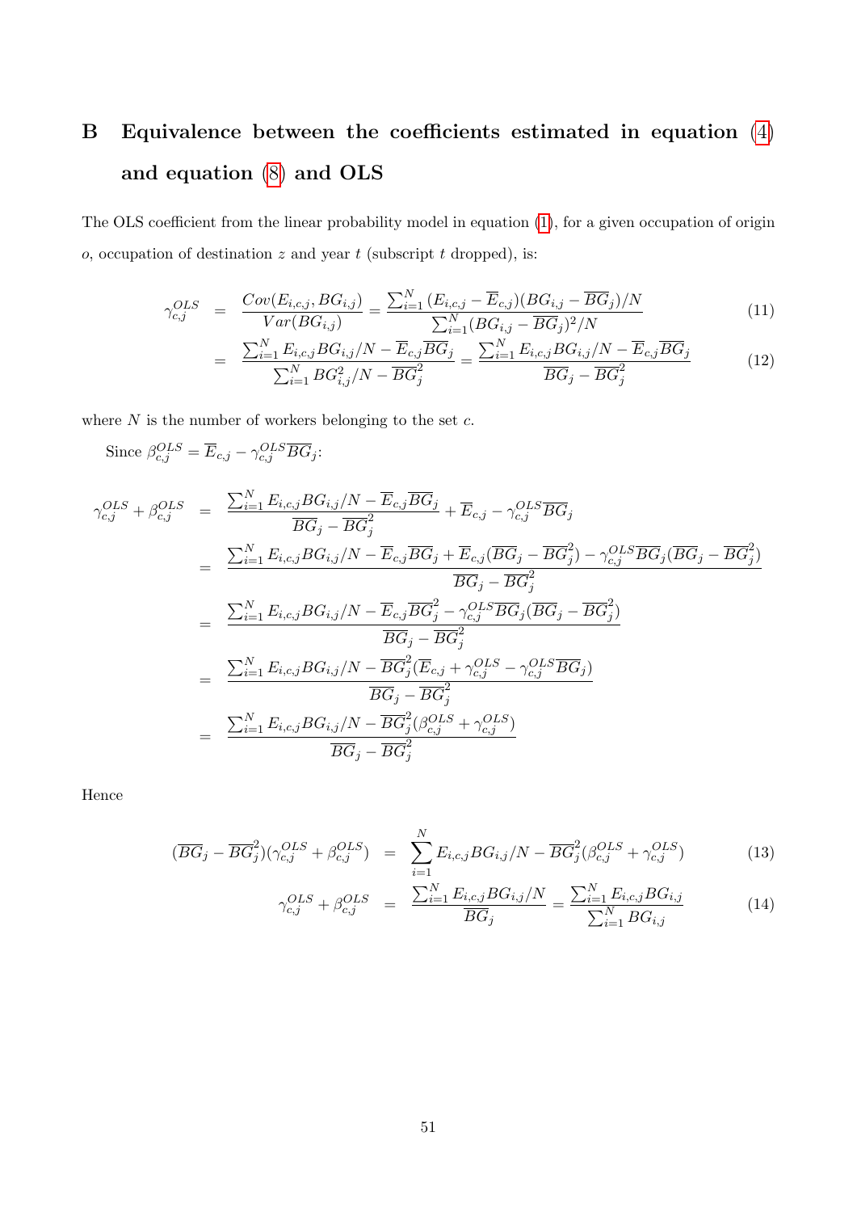# B Equivalence between the coefficients estimated in equation (4) and equation (8) and OLS

The OLS coefficient from the linear probability model in equation (1), for a given occupation of origin $o$, occupation of destination $z$ and year $t$ (subscript $t$ dropped), is:

$$
\begin{aligned}
\gamma_{c,j}^{OLS} &= \frac{Cov(E_{i,c,j}, BG_{i,j})}{Var(BG_{i,j})} = \frac{\sum_{i=1}^{N}(E_{i,c,j} - \overline{E}_{c,j})(BG_{i,j} - \overline{BG}_j)/N}{\sum_{i=1}^{N}(BG_{i,j} - \overline{BG}_j)^2/N} & (11) \\
&= \frac{\sum_{i=1}^{N} E_{i,c,j} BG_{i,j}/N - \overline{E}_{c,j}\overline{BG}_j}{\sum_{i=1}^{N} BG_{i,j}^2/N - \overline{BG}_j^2} = \frac{\sum_{i=1}^{N} E_{i,c,j} BG_{i,j}/N - \overline{E}_{c,j}\overline{BG}_j}{\overline{BG}_j - \overline{BG}_j^2} & (12)
\end{aligned}
$$

where $N$ is the number of workers belonging to the set $c$.

Since $\beta_{c,j}^{OLS} = \overline{E}_{c,j} - \gamma_{c,j}^{OLS}\overline{BG}_j$:

$$
\begin{aligned}
\gamma_{c,j}^{OLS} + \beta_{c,j}^{OLS} &= \frac{\sum_{i=1}^{N} E_{i,c,j} BG_{i,j}/N - \overline{E}_{c,j}\overline{BG}_j}{\overline{BG}_j - \overline{BG}_j^2} + \overline{E}_{c,j} - \gamma_{c,j}^{OLS}\overline{BG}_j \\
&= \frac{\sum_{i=1}^{N} E_{i,c,j} BG_{i,j}/N - \overline{E}_{c,j}\overline{BG}_j + \overline{E}_{c,j}(\overline{BG}_j - \overline{BG}_j^2) - \gamma_{c,j}^{OLS}\overline{BG}_j(\overline{BG}_j - \overline{BG}_j^2)}{\overline{BG}_j - \overline{BG}_j^2} \\
&= \frac{\sum_{i=1}^{N} E_{i,c,j} BG_{i,j}/N - \overline{E}_{c,j}\overline{BG}_j^2 - \gamma_{c,j}^{OLS}\overline{BG}_j(\overline{BG}_j - \overline{BG}_j^2)}{\overline{BG}_j - \overline{BG}_j^2} \\
&= \frac{\sum_{i=1}^{N} E_{i,c,j} BG_{i,j}/N - \overline{BG}_j^2(\overline{E}_{c,j} + \gamma_{c,j}^{OLS} - \gamma_{c,j}^{OLS}\overline{BG}_j)}{\overline{BG}_j - \overline{BG}_j^2} \\
&= \frac{\sum_{i=1}^{N} E_{i,c,j} BG_{i,j}/N - \overline{BG}_j^2(\beta_{c,j}^{OLS} + \gamma_{c,j}^{OLS})}{\overline{BG}_j - \overline{BG}_j^2}
\end{aligned}
$$

Hence

$$
\begin{aligned}
(\overline{BG}_j - \overline{BG}_j^2)(\gamma_{c,j}^{OLS} + \beta_{c,j}^{OLS}) &= \sum_{i=1}^{N} E_{i,c,j} BG_{i,j}/N - \overline{BG}_j^2(\beta_{c,j}^{OLS} + \gamma_{c,j}^{OLS}) & (13) \\
\gamma_{c,j}^{OLS} + \beta_{c,j}^{OLS} &= \frac{\sum_{i=1}^{N} E_{i,c,j} BG_{i,j}/N}{\overline{BG}_j} = \frac{\sum_{i=1}^{N} E_{i,c,j} BG_{i,j}}{\sum_{i=1}^{N} BG_{i,j}} & (14)
\end{aligned}
$$